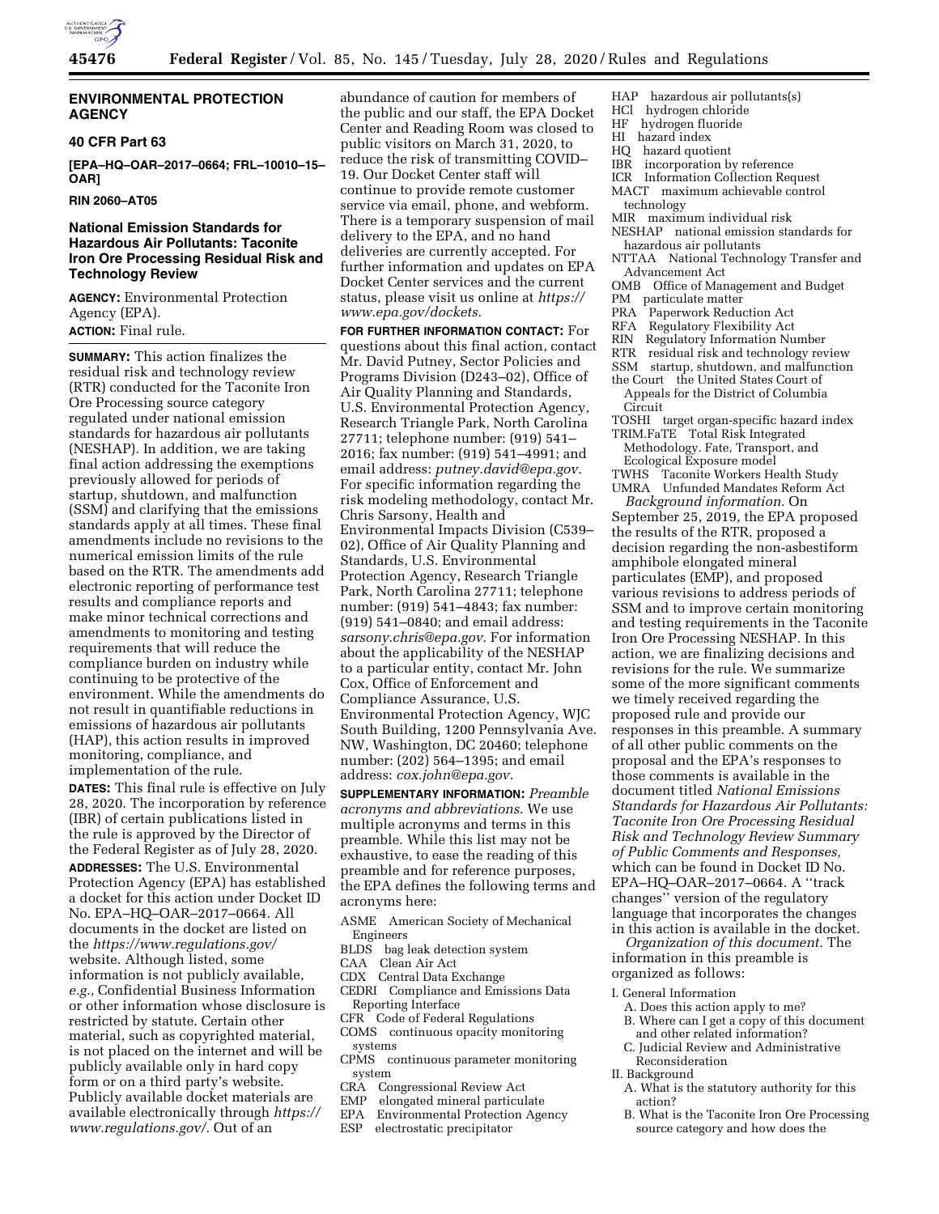## ENVIRONMENTAL PROTECTION AGENCY

### 40 CFR Part 63

**[EPA–HQ–OAR–2017–0664; FRL–10010–15–OAR]**

**RIN 2060–AT05**

### National Emission Standards for Hazardous Air Pollutants: Taconite Iron Ore Processing Residual Risk and Technology Review

**AGENCY:** Environmental Protection Agency (EPA).

**ACTION:** Final rule.

**SUMMARY:** This action finalizes the residual risk and technology review (RTR) conducted for the Taconite Iron Ore Processing source category regulated under national emission standards for hazardous air pollutants (NESHAP). In addition, we are taking final action addressing the exemptions previously allowed for periods of startup, shutdown, and malfunction (SSM) and clarifying that the emissions standards apply at all times. These final amendments include no revisions to the numerical emission limits of the rule based on the RTR. The amendments add electronic reporting of performance test results and compliance reports and make minor technical corrections and amendments to monitoring and testing requirements that will reduce the compliance burden on industry while continuing to be protective of the environment. While the amendments do not result in quantifiable reductions in emissions of hazardous air pollutants (HAP), this action results in improved monitoring, compliance, and implementation of the rule.

**DATES:** This final rule is effective on July 28, 2020. The incorporation by reference (IBR) of certain publications listed in the rule is approved by the Director of the Federal Register as of July 28, 2020.

**ADDRESSES:** The U.S. Environmental Protection Agency (EPA) has established a docket for this action under Docket ID No. EPA–HQ–OAR–2017–0664. All documents in the docket are listed on the *https://www.regulations.gov/* website. Although listed, some information is not publicly available, *e.g.,* Confidential Business Information or other information whose disclosure is restricted by statute. Certain other material, such as copyrighted material, is not placed on the internet and will be publicly available only in hard copy form or on a third party's website. Publicly available docket materials are available electronically through *https://www.regulations.gov/.* Out of an abundance of caution for members of the public and our staff, the EPA Docket Center and Reading Room was closed to public visitors on March 31, 2020, to reduce the risk of transmitting COVID–19. Our Docket Center staff will continue to provide remote customer service via email, phone, and webform. There is a temporary suspension of mail delivery to the EPA, and no hand deliveries are currently accepted. For further information and updates on EPA Docket Center services and the current status, please visit us online at *https://www.epa.gov/dockets.*

**FOR FURTHER INFORMATION CONTACT:** For questions about this final action, contact Mr. David Putney, Sector Policies and Programs Division (D243–02), Office of Air Quality Planning and Standards, U.S. Environmental Protection Agency, Research Triangle Park, North Carolina 27711; telephone number: (919) 541–2016; fax number: (919) 541–4991; and email address: *putney.david@epa.gov.* For specific information regarding the risk modeling methodology, contact Mr. Chris Sarsony, Health and Environmental Impacts Division (C539–02), Office of Air Quality Planning and Standards, U.S. Environmental Protection Agency, Research Triangle Park, North Carolina 27711; telephone number: (919) 541–4843; fax number: (919) 541–0840; and email address: *sarsony.chris@epa.gov.* For information about the applicability of the NESHAP to a particular entity, contact Mr. John Cox, Office of Enforcement and Compliance Assurance, U.S. Environmental Protection Agency, WJC South Building, 1200 Pennsylvania Ave. NW, Washington, DC 20460; telephone number: (202) 564–1395; and email address: *cox.john@epa.gov.*

**SUPPLEMENTARY INFORMATION:** *Preamble acronyms and abbreviations.* We use multiple acronyms and terms in this preamble. While this list may not be exhaustive, to ease the reading of this preamble and for reference purposes, the EPA defines the following terms and acronyms here:

ASME American Society of Mechanical Engineers
BLDS bag leak detection system
CAA Clean Air Act
CDX Central Data Exchange
CEDRI Compliance and Emissions Data Reporting Interface
CFR Code of Federal Regulations
COMS continuous opacity monitoring systems
CPMS continuous parameter monitoring system
CRA Congressional Review Act
EMP elongated mineral particulate
EPA Environmental Protection Agency
ESP electrostatic precipitator
HAP hazardous air pollutants(s)
HCl hydrogen chloride
HF hydrogen fluoride
HI hazard index
HQ hazard quotient
IBR incorporation by reference
ICR Information Collection Request
MACT maximum achievable control technology
MIR maximum individual risk
NESHAP national emission standards for hazardous air pollutants
NTTAA National Technology Transfer and Advancement Act
OMB Office of Management and Budget
PM particulate matter
PRA Paperwork Reduction Act
RFA Regulatory Flexibility Act
RIN Regulatory Information Number
RTR residual risk and technology review
SSM startup, shutdown, and malfunction
the Court the United States Court of Appeals for the District of Columbia Circuit
TOSHI target organ-specific hazard index
TRIM.FaTE Total Risk Integrated Methodology. Fate, Transport, and Ecological Exposure model
TWHS Taconite Workers Health Study
UMRA Unfunded Mandates Reform Act

*Background information.* On September 25, 2019, the EPA proposed the results of the RTR, proposed a decision regarding the non-asbestiform amphibole elongated mineral particulates (EMP), and proposed various revisions to address periods of SSM and to improve certain monitoring and testing requirements in the Taconite Iron Ore Processing NESHAP. In this action, we are finalizing decisions and revisions for the rule. We summarize some of the more significant comments we timely received regarding the proposed rule and provide our responses in this preamble. A summary of all other public comments on the proposal and the EPA's responses to those comments is available in the document titled *National Emissions Standards for Hazardous Air Pollutants: Taconite Iron Ore Processing Residual Risk and Technology Review Summary of Public Comments and Responses,* which can be found in Docket ID No. EPA–HQ–OAR–2017–0664. A ''track changes'' version of the regulatory language that incorporates the changes in this action is available in the docket.

*Organization of this document.* The information in this preamble is organized as follows:

I. General Information
 A. Does this action apply to me?
 B. Where can I get a copy of this document and other related information?
 C. Judicial Review and Administrative Reconsideration
II. Background
 A. What is the statutory authority for this action?
 B. What is the Taconite Iron Ore Processing source category and how does the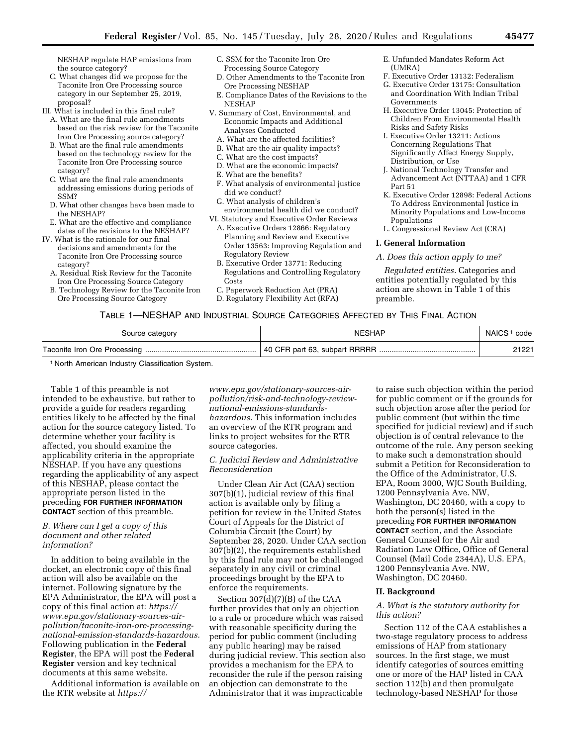NESHAP regulate HAP emissions from the source category?
C. What changes did we propose for the Taconite Iron Ore Processing source category in our September 25, 2019, proposal?

III. What is included in this final rule?
A. What are the final rule amendments based on the risk review for the Taconite Iron Ore Processing source category?
B. What are the final rule amendments based on the technology review for the Taconite Iron Ore Processing source category?
C. What are the final rule amendments addressing emissions during periods of SSM?
D. What other changes have been made to the NESHAP?
E. What are the effective and compliance dates of the revisions to the NESHAP?

IV. What is the rationale for our final decisions and amendments for the Taconite Iron Ore Processing source category?
A. Residual Risk Review for the Taconite Iron Ore Processing Source Category
B. Technology Review for the Taconite Iron Ore Processing Source Category
C. SSM for the Taconite Iron Ore Processing Source Category
D. Other Amendments to the Taconite Iron Ore Processing NESHAP
E. Compliance Dates of the Revisions to the NESHAP

V. Summary of Cost, Environmental, and Economic Impacts and Additional Analyses Conducted
A. What are the affected facilities?
B. What are the air quality impacts?
C. What are the cost impacts?
D. What are the economic impacts?
E. What are the benefits?
F. What analysis of environmental justice did we conduct?
G. What analysis of children's environmental health did we conduct?

VI. Statutory and Executive Order Reviews
A. Executive Orders 12866: Regulatory Planning and Review and Executive Order 13563: Improving Regulation and Regulatory Review
B. Executive Order 13771: Reducing Regulations and Controlling Regulatory Costs
C. Paperwork Reduction Act (PRA)
D. Regulatory Flexibility Act (RFA)
E. Unfunded Mandates Reform Act (UMRA)
F. Executive Order 13132: Federalism
G. Executive Order 13175: Consultation and Coordination With Indian Tribal Governments
H. Executive Order 13045: Protection of Children From Environmental Health Risks and Safety Risks
I. Executive Order 13211: Actions Concerning Regulations That Significantly Affect Energy Supply, Distribution, or Use
J. National Technology Transfer and Advancement Act (NTTAA) and 1 CFR Part 51
K. Executive Order 12898: Federal Actions To Address Environmental Justice in Minority Populations and Low-Income Populations
L. Congressional Review Act (CRA)

## I. General Information

### A. Does this action apply to me?

*Regulated entities.* Categories and entities potentially regulated by this action are shown in Table 1 of this preamble.

TABLE 1—NESHAP AND INDUSTRIAL SOURCE CATEGORIES AFFECTED BY THIS FINAL ACTION

| Source category | NESHAP | NAICS [1] code |
|---|---|---|
| Taconite Iron Ore Processing | 40 CFR part 63, subpart RRRRR | 21221 |

[1] North American Industry Classification System.

Table 1 of this preamble is not intended to be exhaustive, but rather to provide a guide for readers regarding entities likely to be affected by the final action for the source category listed. To determine whether your facility is affected, you should examine the applicability criteria in the appropriate NESHAP. If you have any questions regarding the applicability of any aspect of this NESHAP, please contact the appropriate person listed in the preceding **FOR FURTHER INFORMATION CONTACT** section of this preamble.

### B. Where can I get a copy of this document and other related information?

In addition to being available in the docket, an electronic copy of this final action will also be available on the internet. Following signature by the EPA Administrator, the EPA will post a copy of this final action at: *https://www.epa.gov/stationary-sources-air-pollution/taconite-iron-ore-processing-national-emission-standards-hazardous.* Following publication in the **Federal Register**, the EPA will post the **Federal Register** version and key technical documents at this same website.

Additional information is available on the RTR website at *https://www.epa.gov/stationary-sources-air-pollution/risk-and-technology-review-national-emissions-standards-hazardous.* This information includes an overview of the RTR program and links to project websites for the RTR source categories.

### C. Judicial Review and Administrative Reconsideration

Under Clean Air Act (CAA) section 307(b)(1), judicial review of this final action is available only by filing a petition for review in the United States Court of Appeals for the District of Columbia Circuit (the Court) by September 28, 2020. Under CAA section 307(b)(2), the requirements established by this final rule may not be challenged separately in any civil or criminal proceedings brought by the EPA to enforce the requirements.

Section 307(d)(7)(B) of the CAA further provides that only an objection to a rule or procedure which was raised with reasonable specificity during the period for public comment (including any public hearing) may be raised during judicial review. This section also provides a mechanism for the EPA to reconsider the rule if the person raising an objection can demonstrate to the Administrator that it was impracticable to raise such objection within the period for public comment or if the grounds for such objection arose after the period for public comment (but within the time specified for judicial review) and if such objection is of central relevance to the outcome of the rule. Any person seeking to make such a demonstration should submit a Petition for Reconsideration to the Office of the Administrator, U.S. EPA, Room 3000, WJC South Building, 1200 Pennsylvania Ave. NW, Washington, DC 20460, with a copy to both the person(s) listed in the preceding **FOR FURTHER INFORMATION CONTACT** section, and the Associate General Counsel for the Air and Radiation Law Office, Office of General Counsel (Mail Code 2344A), U.S. EPA, 1200 Pennsylvania Ave. NW, Washington, DC 20460.

## II. Background

### A. What is the statutory authority for this action?

Section 112 of the CAA establishes a two-stage regulatory process to address emissions of HAP from stationary sources. In the first stage, we must identify categories of sources emitting one or more of the HAP listed in CAA section 112(b) and then promulgate technology-based NESHAP for those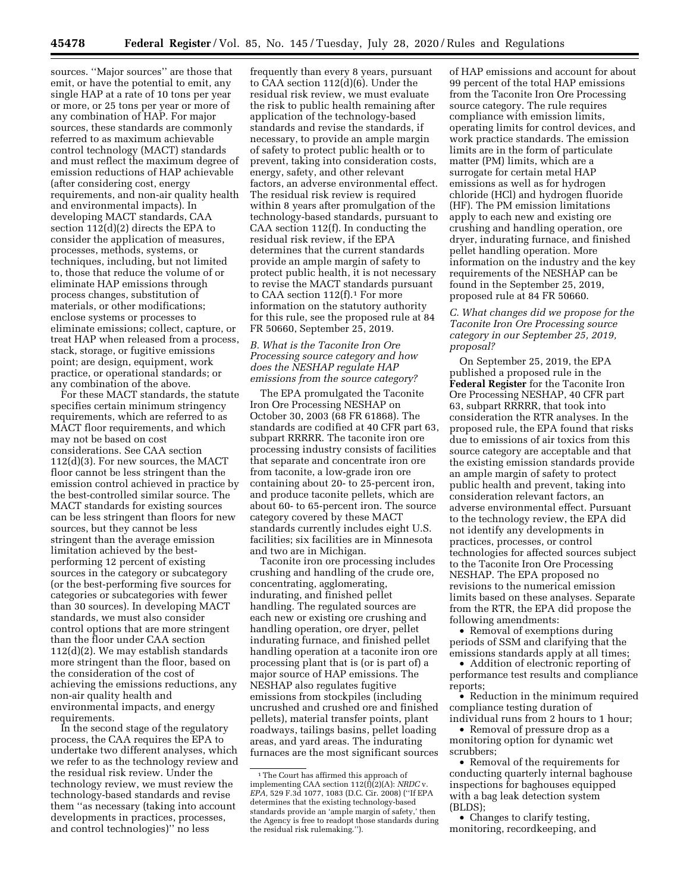sources. ''Major sources'' are those that emit, or have the potential to emit, any single HAP at a rate of 10 tons per year or more, or 25 tons per year or more of any combination of HAP. For major sources, these standards are commonly referred to as maximum achievable control technology (MACT) standards and must reflect the maximum degree of emission reductions of HAP achievable (after considering cost, energy requirements, and non-air quality health and environmental impacts). In developing MACT standards, CAA section 112(d)(2) directs the EPA to consider the application of measures, processes, methods, systems, or techniques, including, but not limited to, those that reduce the volume of or eliminate HAP emissions through process changes, substitution of materials, or other modifications; enclose systems or processes to eliminate emissions; collect, capture, or treat HAP when released from a process, stack, storage, or fugitive emissions point; are design, equipment, work practice, or operational standards; or any combination of the above.

For these MACT standards, the statute specifies certain minimum stringency requirements, which are referred to as MACT floor requirements, and which may not be based on cost considerations. See CAA section 112(d)(3). For new sources, the MACT floor cannot be less stringent than the emission control achieved in practice by the best-controlled similar source. The MACT standards for existing sources can be less stringent than floors for new sources, but they cannot be less stringent than the average emission limitation achieved by the best-performing 12 percent of existing sources in the category or subcategory (or the best-performing five sources for categories or subcategories with fewer than 30 sources). In developing MACT standards, we must also consider control options that are more stringent than the floor under CAA section 112(d)(2). We may establish standards more stringent than the floor, based on the consideration of the cost of achieving the emissions reductions, any non-air quality health and environmental impacts, and energy requirements.

In the second stage of the regulatory process, the CAA requires the EPA to undertake two different analyses, which we refer to as the technology review and the residual risk review. Under the technology review, we must review the technology-based standards and revise them ''as necessary (taking into account developments in practices, processes, and control technologies)'' no less frequently than every 8 years, pursuant to CAA section 112(d)(6). Under the residual risk review, we must evaluate the risk to public health remaining after application of the technology-based standards and revise the standards, if necessary, to provide an ample margin of safety to protect public health or to prevent, taking into consideration costs, energy, safety, and other relevant factors, an adverse environmental effect. The residual risk review is required within 8 years after promulgation of the technology-based standards, pursuant to CAA section 112(f). In conducting the residual risk review, if the EPA determines that the current standards provide an ample margin of safety to protect public health, it is not necessary to revise the MACT standards pursuant to CAA section 112(f).[1] For more information on the statutory authority for this rule, see the proposed rule at 84 FR 50660, September 25, 2019.

### *B. What is the Taconite Iron Ore Processing source category and how does the NESHAP regulate HAP emissions from the source category?*

The EPA promulgated the Taconite Iron Ore Processing NESHAP on October 30, 2003 (68 FR 61868). The standards are codified at 40 CFR part 63, subpart RRRRR. The taconite iron ore processing industry consists of facilities that separate and concentrate iron ore from taconite, a low-grade iron ore containing about 20- to 25-percent iron, and produce taconite pellets, which are about 60- to 65-percent iron. The source category covered by these MACT standards currently includes eight U.S. facilities; six facilities are in Minnesota and two are in Michigan.

Taconite iron ore processing includes crushing and handling of the crude ore, concentrating, agglomerating, indurating, and finished pellet handling. The regulated sources are each new or existing ore crushing and handling operation, ore dryer, pellet indurating furnace, and finished pellet handling operation at a taconite iron ore processing plant that is (or is part of) a major source of HAP emissions. The NESHAP also regulates fugitive emissions from stockpiles (including uncrushed and crushed ore and finished pellets), material transfer points, plant roadways, tailings basins, pellet loading areas, and yard areas. The indurating furnaces are the most significant sources of HAP emissions and account for about 99 percent of the total HAP emissions from the Taconite Iron Ore Processing source category. The rule requires compliance with emission limits, operating limits for control devices, and work practice standards. The emission limits are in the form of particulate matter (PM) limits, which are a surrogate for certain metal HAP emissions as well as for hydrogen chloride (HCl) and hydrogen fluoride (HF). The PM emission limitations apply to each new and existing ore crushing and handling operation, ore dryer, indurating furnace, and finished pellet handling operation. More information on the industry and the key requirements of the NESHAP can be found in the September 25, 2019, proposed rule at 84 FR 50660.

### *C. What changes did we propose for the Taconite Iron Ore Processing source category in our September 25, 2019, proposal?*

On September 25, 2019, the EPA published a proposed rule in the **Federal Register** for the Taconite Iron Ore Processing NESHAP, 40 CFR part 63, subpart RRRRR, that took into consideration the RTR analyses. In the proposed rule, the EPA found that risks due to emissions of air toxics from this source category are acceptable and that the existing emission standards provide an ample margin of safety to protect public health and prevent, taking into consideration relevant factors, an adverse environmental effect. Pursuant to the technology review, the EPA did not identify any developments in practices, processes, or control technologies for affected sources subject to the Taconite Iron Ore Processing NESHAP. The EPA proposed no revisions to the numerical emission limits based on these analyses. Separate from the RTR, the EPA did propose the following amendments:

- Removal of exemptions during periods of SSM and clarifying that the emissions standards apply at all times;
- Addition of electronic reporting of performance test results and compliance reports;
- Reduction in the minimum required compliance testing duration of individual runs from 2 hours to 1 hour;
- Removal of pressure drop as a monitoring option for dynamic wet scrubbers;
- Removal of the requirements for conducting quarterly internal baghouse inspections for baghouses equipped with a bag leak detection system (BLDS);
- Changes to clarify testing, monitoring, recordkeeping, and

[1] The Court has affirmed this approach of implementing CAA section 112(f)(2)(A): *NRDC* v. *EPA*, 529 F.3d 1077, 1083 (D.C. Cir. 2008) (''If EPA determines that the existing technology-based standards provide an 'ample margin of safety,' then the Agency is free to readopt those standards during the residual risk rulemaking.'').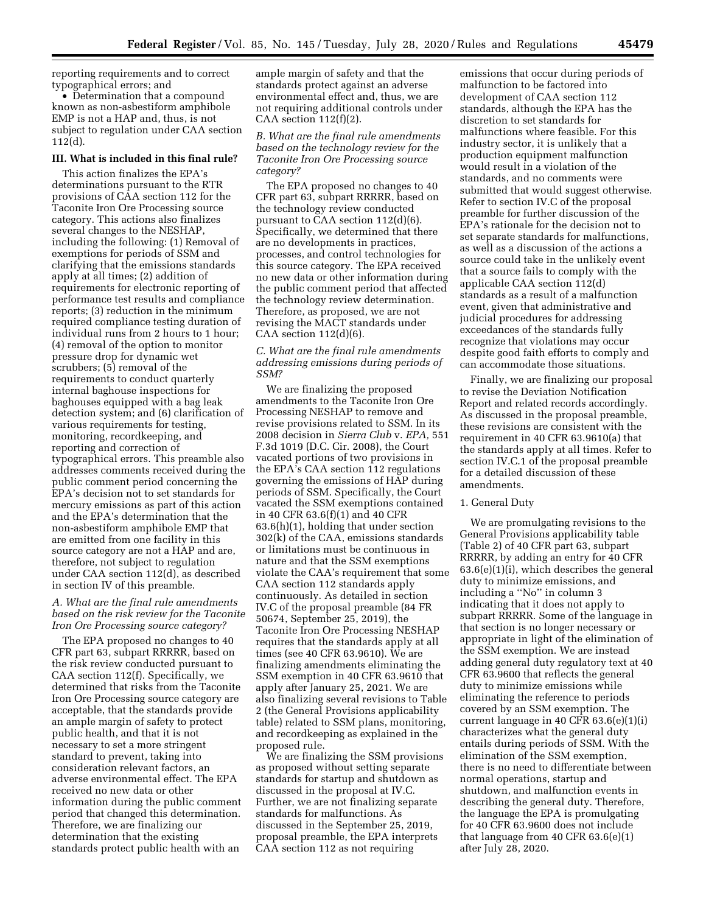reporting requirements and to correct typographical errors; and

- Determination that a compound known as non-asbestiform amphibole EMP is not a HAP and, thus, is not subject to regulation under CAA section 112(d).

### III. What is included in this final rule?

This action finalizes the EPA's determinations pursuant to the RTR provisions of CAA section 112 for the Taconite Iron Ore Processing source category. This actions also finalizes several changes to the NESHAP, including the following: (1) Removal of exemptions for periods of SSM and clarifying that the emissions standards apply at all times; (2) addition of requirements for electronic reporting of performance test results and compliance reports; (3) reduction in the minimum required compliance testing duration of individual runs from 2 hours to 1 hour; (4) removal of the option to monitor pressure drop for dynamic wet scrubbers; (5) removal of the requirements to conduct quarterly internal baghouse inspections for baghouses equipped with a bag leak detection system; and (6) clarification of various requirements for testing, monitoring, recordkeeping, and reporting and correction of typographical errors. This preamble also addresses comments received during the public comment period concerning the EPA's decision not to set standards for mercury emissions as part of this action and the EPA's determination that the non-asbestiform amphibole EMP that are emitted from one facility in this source category are not a HAP and are, therefore, not subject to regulation under CAA section 112(d), as described in section IV of this preamble.

#### *A. What are the final rule amendments based on the risk review for the Taconite Iron Ore Processing source category?*

The EPA proposed no changes to 40 CFR part 63, subpart RRRRR, based on the risk review conducted pursuant to CAA section 112(f). Specifically, we determined that risks from the Taconite Iron Ore Processing source category are acceptable, that the standards provide an ample margin of safety to protect public health, and that it is not necessary to set a more stringent standard to prevent, taking into consideration relevant factors, an adverse environmental effect. The EPA received no new data or other information during the public comment period that changed this determination. Therefore, we are finalizing our determination that the existing standards protect public health with an ample margin of safety and that the standards protect against an adverse environmental effect and, thus, we are not requiring additional controls under CAA section 112(f)(2).

#### *B. What are the final rule amendments based on the technology review for the Taconite Iron Ore Processing source category?*

The EPA proposed no changes to 40 CFR part 63, subpart RRRRR, based on the technology review conducted pursuant to CAA section 112(d)(6). Specifically, we determined that there are no developments in practices, processes, and control technologies for this source category. The EPA received no new data or other information during the public comment period that affected the technology review determination. Therefore, as proposed, we are not revising the MACT standards under CAA section 112(d)(6).

#### *C. What are the final rule amendments addressing emissions during periods of SSM?*

We are finalizing the proposed amendments to the Taconite Iron Ore Processing NESHAP to remove and revise provisions related to SSM. In its 2008 decision in *Sierra Club* v. *EPA,* 551 F.3d 1019 (D.C. Cir. 2008), the Court vacated portions of two provisions in the EPA's CAA section 112 regulations governing the emissions of HAP during periods of SSM. Specifically, the Court vacated the SSM exemptions contained in 40 CFR 63.6(f)(1) and 40 CFR 63.6(h)(1), holding that under section 302(k) of the CAA, emissions standards or limitations must be continuous in nature and that the SSM exemptions violate the CAA's requirement that some CAA section 112 standards apply continuously. As detailed in section IV.C of the proposal preamble (84 FR 50674, September 25, 2019), the Taconite Iron Ore Processing NESHAP requires that the standards apply at all times (see 40 CFR 63.9610). We are finalizing amendments eliminating the SSM exemption in 40 CFR 63.9610 that apply after January 25, 2021. We are also finalizing several revisions to Table 2 (the General Provisions applicability table) related to SSM plans, monitoring, and recordkeeping as explained in the proposed rule.

We are finalizing the SSM provisions as proposed without setting separate standards for startup and shutdown as discussed in the proposal at IV.C. Further, we are not finalizing separate standards for malfunctions. As discussed in the September 25, 2019, proposal preamble, the EPA interprets CAA section 112 as not requiring emissions that occur during periods of malfunction to be factored into development of CAA section 112 standards, although the EPA has the discretion to set standards for malfunctions where feasible. For this industry sector, it is unlikely that a production equipment malfunction would result in a violation of the standards, and no comments were submitted that would suggest otherwise. Refer to section IV.C of the proposal preamble for further discussion of the EPA's rationale for the decision not to set separate standards for malfunctions, as well as a discussion of the actions a source could take in the unlikely event that a source fails to comply with the applicable CAA section 112(d) standards as a result of a malfunction event, given that administrative and judicial procedures for addressing exceedances of the standards fully recognize that violations may occur despite good faith efforts to comply and can accommodate those situations.

Finally, we are finalizing our proposal to revise the Deviation Notification Report and related records accordingly. As discussed in the proposal preamble, these revisions are consistent with the requirement in 40 CFR 63.9610(a) that the standards apply at all times. Refer to section IV.C.1 of the proposal preamble for a detailed discussion of these amendments.

1. General Duty

We are promulgating revisions to the General Provisions applicability table (Table 2) of 40 CFR part 63, subpart RRRRR, by adding an entry for 40 CFR 63.6(e)(1)(i), which describes the general duty to minimize emissions, and including a ''No'' in column 3 indicating that it does not apply to subpart RRRRR. Some of the language in that section is no longer necessary or appropriate in light of the elimination of the SSM exemption. We are instead adding general duty regulatory text at 40 CFR 63.9600 that reflects the general duty to minimize emissions while eliminating the reference to periods covered by an SSM exemption. The current language in 40 CFR 63.6(e)(1)(i) characterizes what the general duty entails during periods of SSM. With the elimination of the SSM exemption, there is no need to differentiate between normal operations, startup and shutdown, and malfunction events in describing the general duty. Therefore, the language the EPA is promulgating for 40 CFR 63.9600 does not include that language from 40 CFR 63.6(e)(1) after July 28, 2020.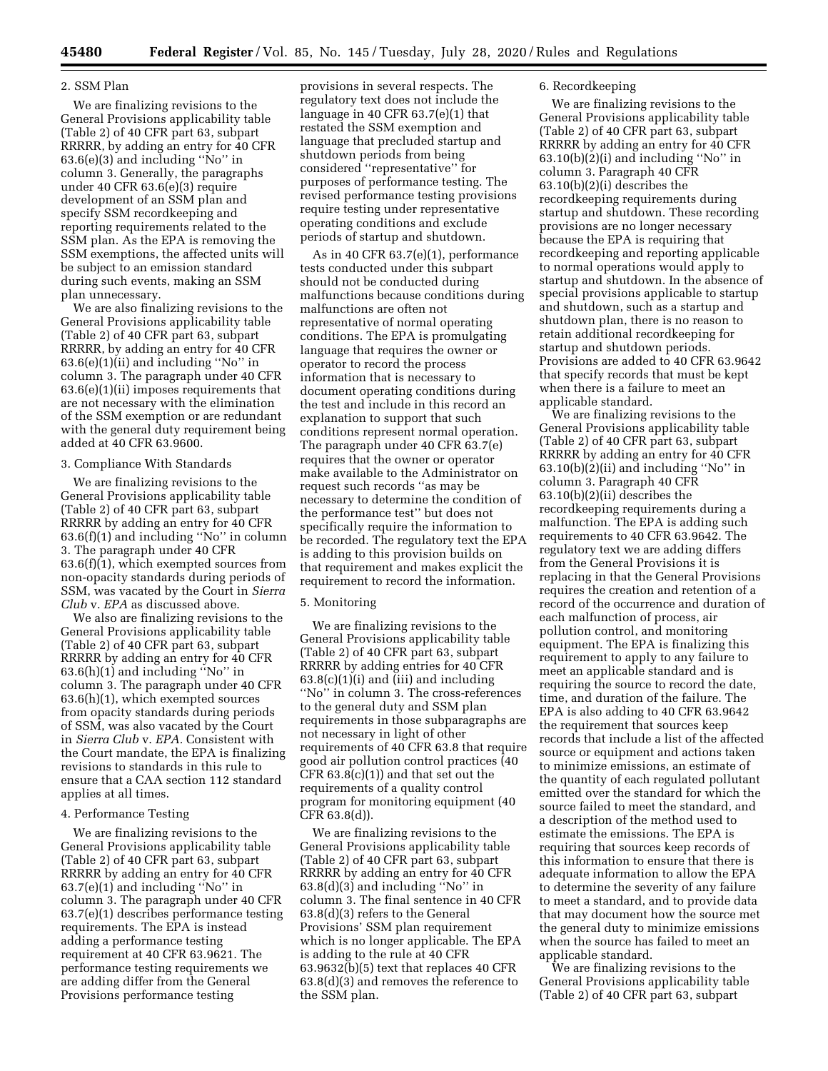2. SSM Plan

We are finalizing revisions to the General Provisions applicability table (Table 2) of 40 CFR part 63, subpart RRRRR, by adding an entry for 40 CFR 63.6(e)(3) and including ''No'' in column 3. Generally, the paragraphs under 40 CFR 63.6(e)(3) require development of an SSM plan and specify SSM recordkeeping and reporting requirements related to the SSM plan. As the EPA is removing the SSM exemptions, the affected units will be subject to an emission standard during such events, making an SSM plan unnecessary.

We are also finalizing revisions to the General Provisions applicability table (Table 2) of 40 CFR part 63, subpart RRRRR, by adding an entry for 40 CFR 63.6(e)(1)(ii) and including ''No'' in column 3. The paragraph under 40 CFR 63.6(e)(1)(ii) imposes requirements that are not necessary with the elimination of the SSM exemption or are redundant with the general duty requirement being added at 40 CFR 63.9600.

3. Compliance With Standards

We are finalizing revisions to the General Provisions applicability table (Table 2) of 40 CFR part 63, subpart RRRRR by adding an entry for 40 CFR 63.6(f)(1) and including ''No'' in column 3. The paragraph under 40 CFR 63.6(f)(1), which exempted sources from non-opacity standards during periods of SSM, was vacated by the Court in *Sierra Club* v. *EPA* as discussed above.

We also are finalizing revisions to the General Provisions applicability table (Table 2) of 40 CFR part 63, subpart RRRRR by adding an entry for 40 CFR 63.6(h)(1) and including ''No'' in column 3. The paragraph under 40 CFR 63.6(h)(1), which exempted sources from opacity standards during periods of SSM, was also vacated by the Court in *Sierra Club* v. *EPA*. Consistent with the Court mandate, the EPA is finalizing revisions to standards in this rule to ensure that a CAA section 112 standard applies at all times.

4. Performance Testing

We are finalizing revisions to the General Provisions applicability table (Table 2) of 40 CFR part 63, subpart RRRRR by adding an entry for 40 CFR 63.7(e)(1) and including ''No'' in column 3. The paragraph under 40 CFR 63.7(e)(1) describes performance testing requirements. The EPA is instead adding a performance testing requirement at 40 CFR 63.9621. The performance testing requirements we are adding differ from the General Provisions performance testing provisions in several respects. The regulatory text does not include the language in 40 CFR 63.7(e)(1) that restated the SSM exemption and language that precluded startup and shutdown periods from being considered ''representative'' for purposes of performance testing. The revised performance testing provisions require testing under representative operating conditions and exclude periods of startup and shutdown.

As in 40 CFR 63.7(e)(1), performance tests conducted under this subpart should not be conducted during malfunctions because conditions during malfunctions are often not representative of normal operating conditions. The EPA is promulgating language that requires the owner or operator to record the process information that is necessary to document operating conditions during the test and include in this record an explanation to support that such conditions represent normal operation. The paragraph under 40 CFR 63.7(e) requires that the owner or operator make available to the Administrator on request such records ''as may be necessary to determine the condition of the performance test'' but does not specifically require the information to be recorded. The regulatory text the EPA is adding to this provision builds on that requirement and makes explicit the requirement to record the information.

5. Monitoring

We are finalizing revisions to the General Provisions applicability table (Table 2) of 40 CFR part 63, subpart RRRRR by adding entries for 40 CFR 63.8(c)(1)(i) and (iii) and including ''No'' in column 3. The cross-references to the general duty and SSM plan requirements in those subparagraphs are not necessary in light of other requirements of 40 CFR 63.8 that require good air pollution control practices (40 CFR 63.8(c)(1)) and that set out the requirements of a quality control program for monitoring equipment (40 CFR 63.8(d)).

We are finalizing revisions to the General Provisions applicability table (Table 2) of 40 CFR part 63, subpart RRRRR by adding an entry for 40 CFR 63.8(d)(3) and including ''No'' in column 3. The final sentence in 40 CFR 63.8(d)(3) refers to the General Provisions' SSM plan requirement which is no longer applicable. The EPA is adding to the rule at 40 CFR 63.9632(b)(5) text that replaces 40 CFR 63.8(d)(3) and removes the reference to the SSM plan.

6. Recordkeeping

We are finalizing revisions to the General Provisions applicability table (Table 2) of 40 CFR part 63, subpart RRRRR by adding an entry for 40 CFR 63.10(b)(2)(i) and including ''No'' in column 3. Paragraph 40 CFR 63.10(b)(2)(i) describes the recordkeeping requirements during startup and shutdown. These recording provisions are no longer necessary because the EPA is requiring that recordkeeping and reporting applicable to normal operations would apply to startup and shutdown. In the absence of special provisions applicable to startup and shutdown, such as a startup and shutdown plan, there is no reason to retain additional recordkeeping for startup and shutdown periods. Provisions are added to 40 CFR 63.9642 that specify records that must be kept when there is a failure to meet an applicable standard.

We are finalizing revisions to the General Provisions applicability table (Table 2) of 40 CFR part 63, subpart RRRRR by adding an entry for 40 CFR 63.10(b)(2)(ii) and including ''No'' in column 3. Paragraph 40 CFR 63.10(b)(2)(ii) describes the recordkeeping requirements during a malfunction. The EPA is adding such requirements to 40 CFR 63.9642. The regulatory text we are adding differs from the General Provisions it is replacing in that the General Provisions requires the creation and retention of a record of the occurrence and duration of each malfunction of process, air pollution control, and monitoring equipment. The EPA is finalizing this requirement to apply to any failure to meet an applicable standard and is requiring the source to record the date, time, and duration of the failure. The EPA is also adding to 40 CFR 63.9642 the requirement that sources keep records that include a list of the affected source or equipment and actions taken to minimize emissions, an estimate of the quantity of each regulated pollutant emitted over the standard for which the source failed to meet the standard, and a description of the method used to estimate the emissions. The EPA is requiring that sources keep records of this information to ensure that there is adequate information to allow the EPA to determine the severity of any failure to meet a standard, and to provide data that may document how the source met the general duty to minimize emissions when the source has failed to meet an applicable standard.

We are finalizing revisions to the General Provisions applicability table (Table 2) of 40 CFR part 63, subpart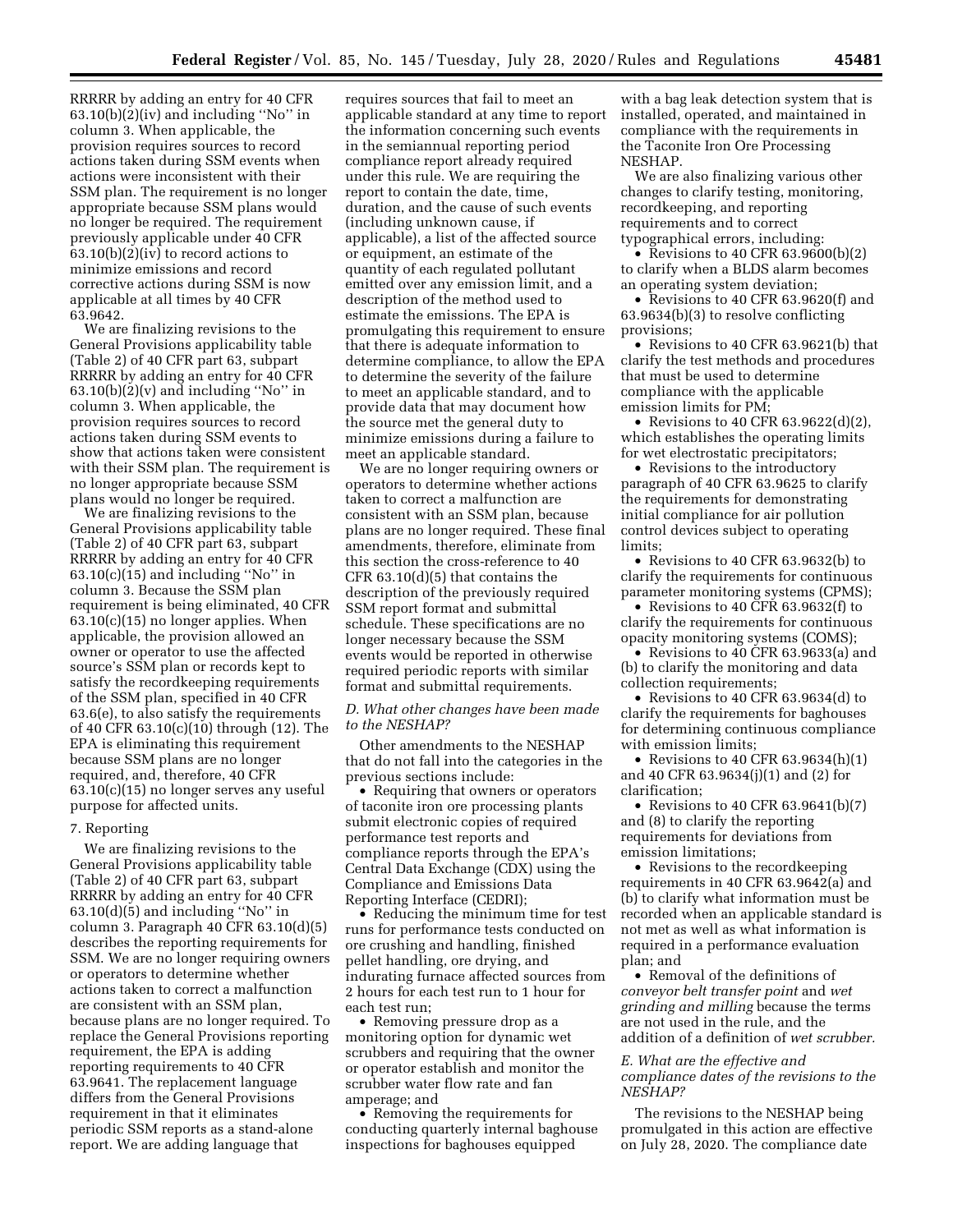RRRRR by adding an entry for 40 CFR 63.10(b)(2)(iv) and including ''No'' in column 3. When applicable, the provision requires sources to record actions taken during SSM events when actions were inconsistent with their SSM plan. The requirement is no longer appropriate because SSM plans would no longer be required. The requirement previously applicable under 40 CFR 63.10(b)(2)(iv) to record actions to minimize emissions and record corrective actions during SSM is now applicable at all times by 40 CFR 63.9642.

We are finalizing revisions to the General Provisions applicability table (Table 2) of 40 CFR part 63, subpart RRRRR by adding an entry for 40 CFR 63.10(b)(2)(v) and including ''No'' in column 3. When applicable, the provision requires sources to record actions taken during SSM events to show that actions taken were consistent with their SSM plan. The requirement is no longer appropriate because SSM plans would no longer be required.

We are finalizing revisions to the General Provisions applicability table (Table 2) of 40 CFR part 63, subpart RRRRR by adding an entry for 40 CFR 63.10(c)(15) and including ''No'' in column 3. Because the SSM plan requirement is being eliminated, 40 CFR 63.10(c)(15) no longer applies. When applicable, the provision allowed an owner or operator to use the affected source's SSM plan or records kept to satisfy the recordkeeping requirements of the SSM plan, specified in 40 CFR 63.6(e), to also satisfy the requirements of 40 CFR 63.10(c)(10) through (12). The EPA is eliminating this requirement because SSM plans are no longer required, and, therefore, 40 CFR 63.10(c)(15) no longer serves any useful purpose for affected units.

7. Reporting

We are finalizing revisions to the General Provisions applicability table (Table 2) of 40 CFR part 63, subpart RRRRR by adding an entry for 40 CFR 63.10(d)(5) and including ''No'' in column 3. Paragraph 40 CFR 63.10(d)(5) describes the reporting requirements for SSM. We are no longer requiring owners or operators to determine whether actions taken to correct a malfunction are consistent with an SSM plan, because plans are no longer required. To replace the General Provisions reporting requirement, the EPA is adding reporting requirements to 40 CFR 63.9641. The replacement language differs from the General Provisions requirement in that it eliminates periodic SSM reports as a stand-alone report. We are adding language that requires sources that fail to meet an applicable standard at any time to report the information concerning such events in the semiannual reporting period compliance report already required under this rule. We are requiring the report to contain the date, time, duration, and the cause of such events (including unknown cause, if applicable), a list of the affected source or equipment, an estimate of the quantity of each regulated pollutant emitted over any emission limit, and a description of the method used to estimate the emissions. The EPA is promulgating this requirement to ensure that there is adequate information to determine compliance, to allow the EPA to determine the severity of the failure to meet an applicable standard, and to provide data that may document how the source met the general duty to minimize emissions during a failure to meet an applicable standard.

We are no longer requiring owners or operators to determine whether actions taken to correct a malfunction are consistent with an SSM plan, because plans are no longer required. These final amendments, therefore, eliminate from this section the cross-reference to 40 CFR 63.10(d)(5) that contains the description of the previously required SSM report format and submittal schedule. These specifications are no longer necessary because the SSM events would be reported in otherwise required periodic reports with similar format and submittal requirements.

### D. What other changes have been made to the NESHAP?

Other amendments to the NESHAP that do not fall into the categories in the previous sections include:

- Requiring that owners or operators of taconite iron ore processing plants submit electronic copies of required performance test reports and compliance reports through the EPA's Central Data Exchange (CDX) using the Compliance and Emissions Data Reporting Interface (CEDRI);
- Reducing the minimum time for test runs for performance tests conducted on ore crushing and handling, finished pellet handling, ore drying, and indurating furnace affected sources from 2 hours for each test run to 1 hour for each test run;
- Removing pressure drop as a monitoring option for dynamic wet scrubbers and requiring that the owner or operator establish and monitor the scrubber water flow rate and fan amperage; and
- Removing the requirements for conducting quarterly internal baghouse inspections for baghouses equipped with a bag leak detection system that is installed, operated, and maintained in compliance with the requirements in the Taconite Iron Ore Processing NESHAP.

We are also finalizing various other changes to clarify testing, monitoring, recordkeeping, and reporting requirements and to correct typographical errors, including:

- Revisions to 40 CFR 63.9600(b)(2) to clarify when a BLDS alarm becomes an operating system deviation;
- Revisions to 40 CFR 63.9620(f) and 63.9634(b)(3) to resolve conflicting provisions;
- Revisions to 40 CFR 63.9621(b) that clarify the test methods and procedures that must be used to determine compliance with the applicable emission limits for PM;
- Revisions to 40 CFR 63.9622(d)(2), which establishes the operating limits for wet electrostatic precipitators;
- Revisions to the introductory paragraph of 40 CFR 63.9625 to clarify the requirements for demonstrating initial compliance for air pollution control devices subject to operating limits;
- Revisions to 40 CFR 63.9632(b) to clarify the requirements for continuous parameter monitoring systems (CPMS);
- Revisions to 40 CFR 63.9632(f) to clarify the requirements for continuous opacity monitoring systems (COMS);
- Revisions to 40 CFR 63.9633(a) and (b) to clarify the monitoring and data collection requirements;
- Revisions to 40 CFR 63.9634(d) to clarify the requirements for baghouses for determining continuous compliance with emission limits;
- Revisions to 40 CFR 63.9634(h)(1) and 40 CFR 63.9634(j)(1) and (2) for clarification;
- Revisions to 40 CFR 63.9641(b)(7) and (8) to clarify the reporting requirements for deviations from emission limitations;
- Revisions to the recordkeeping requirements in 40 CFR 63.9642(a) and (b) to clarify what information must be recorded when an applicable standard is not met as well as what information is required in a performance evaluation plan; and
- Removal of the definitions of *conveyor belt transfer point* and *wet grinding and milling* because the terms are not used in the rule, and the addition of a definition of *wet scrubber.*

### E. What are the effective and compliance dates of the revisions to the NESHAP?

The revisions to the NESHAP being promulgated in this action are effective on July 28, 2020. The compliance date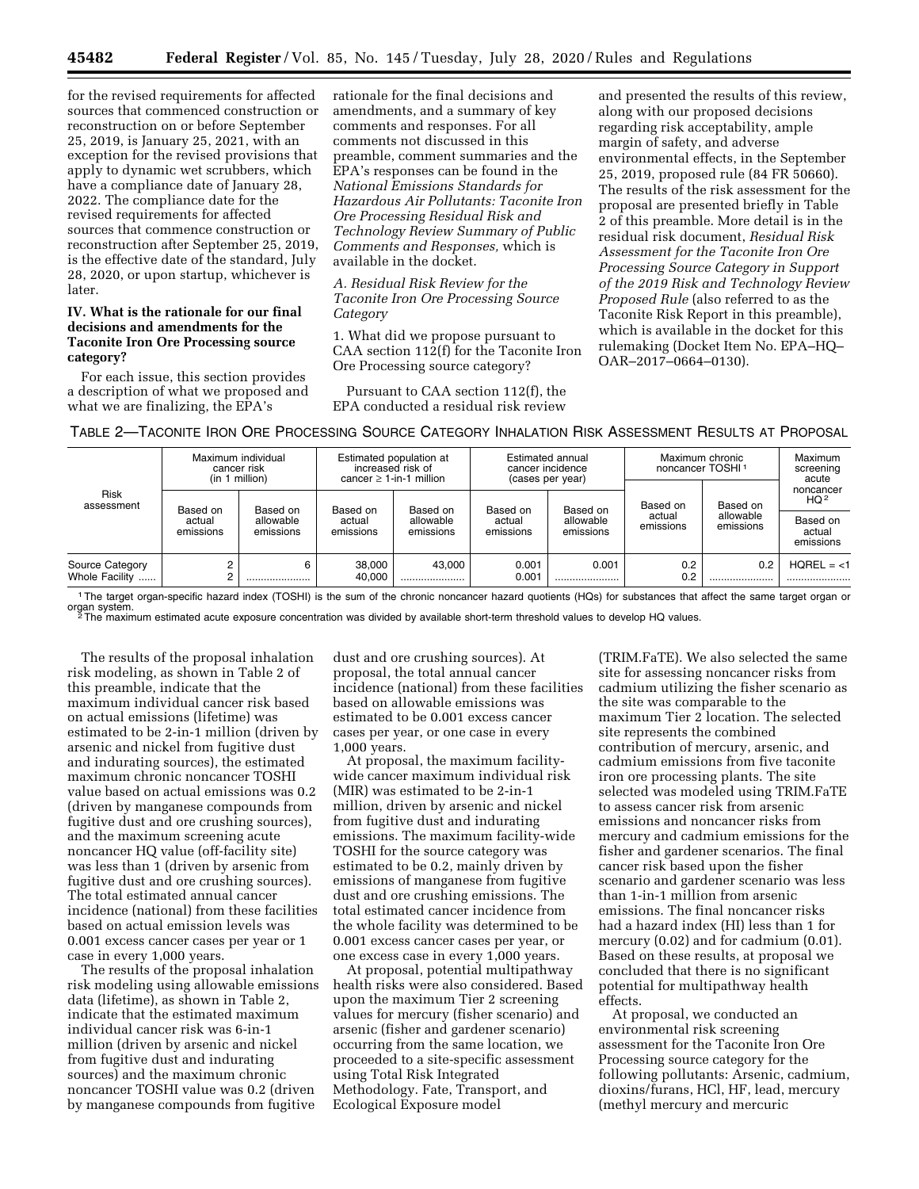for the revised requirements for affected sources that commenced construction or reconstruction on or before September 25, 2019, is January 25, 2021, with an exception for the revised provisions that apply to dynamic wet scrubbers, which have a compliance date of January 28, 2022. The compliance date for the revised requirements for affected sources that commence construction or reconstruction after September 25, 2019, is the effective date of the standard, July 28, 2020, or upon startup, whichever is later.

## IV. What is the rationale for our final decisions and amendments for the Taconite Iron Ore Processing source category?

For each issue, this section provides a description of what we proposed and what we are finalizing, the EPA's rationale for the final decisions and amendments, and a summary of key comments and responses. For all comments not discussed in this preamble, comment summaries and the EPA's responses can be found in the *National Emissions Standards for Hazardous Air Pollutants: Taconite Iron Ore Processing Residual Risk and Technology Review Summary of Public Comments and Responses,* which is available in the docket.

### *A. Residual Risk Review for the Taconite Iron Ore Processing Source Category*

1. What did we propose pursuant to CAA section 112(f) for the Taconite Iron Ore Processing source category?

Pursuant to CAA section 112(f), the EPA conducted a residual risk review and presented the results of this review, along with our proposed decisions regarding risk acceptability, ample margin of safety, and adverse environmental effects, in the September 25, 2019, proposed rule (84 FR 50660). The results of the risk assessment for the proposal are presented briefly in Table 2 of this preamble. More detail is in the residual risk document, *Residual Risk Assessment for the Taconite Iron Ore Processing Source Category in Support of the 2019 Risk and Technology Review Proposed Rule* (also referred to as the Taconite Risk Report in this preamble), which is available in the docket for this rulemaking (Docket Item No. EPA–HQ–OAR–2017–0664–0130).

TABLE 2—TACONITE IRON ORE PROCESSING SOURCE CATEGORY INHALATION RISK ASSESSMENT RESULTS AT PROPOSAL

| Risk assessment | Maximum individual cancer risk (in 1 million) | | Estimated population at increased risk of cancer ≥ 1-in-1 million | | Estimated annual cancer incidence (cases per year) | | Maximum chronic noncancer TOSHI [1] | | Maximum screening acute noncancer HQ [2] |
|---|---|---|---|---|---|---|---|---|---|
| | Based on actual emissions | Based on allowable emissions | Based on actual emissions | Based on allowable emissions | Based on actual emissions | Based on allowable emissions | Based on actual emissions | Based on allowable emissions | Based on actual emissions |
| Source Category | 2 | 6 | 38,000 | 43,000 | 0.001 | 0.001 | 0.2 | 0.2 | HQREL = <1 |
| Whole Facility | 2 | ...................... | 40,000 | ...................... | 0.001 | ...................... | 0.2 | ...................... | ...................... |

[1] The target organ-specific hazard index (TOSHI) is the sum of the chronic noncancer hazard quotients (HQs) for substances that affect the same target organ or organ system.

[2] The maximum estimated acute exposure concentration was divided by available short-term threshold values to develop HQ values.

The results of the proposal inhalation risk modeling, as shown in Table 2 of this preamble, indicate that the maximum individual cancer risk based on actual emissions (lifetime) was estimated to be 2-in-1 million (driven by arsenic and nickel from fugitive dust and indurating sources), the estimated maximum chronic noncancer TOSHI value based on actual emissions was 0.2 (driven by manganese compounds from fugitive dust and ore crushing sources), and the maximum screening acute noncancer HQ value (off-facility site) was less than 1 (driven by arsenic from fugitive dust and ore crushing sources). The total estimated annual cancer incidence (national) from these facilities based on actual emission levels was 0.001 excess cancer cases per year or 1 case in every 1,000 years.

The results of the proposal inhalation risk modeling using allowable emissions data (lifetime), as shown in Table 2, indicate that the estimated maximum individual cancer risk was 6-in-1 million (driven by arsenic and nickel from fugitive dust and indurating sources) and the maximum chronic noncancer TOSHI value was 0.2 (driven by manganese compounds from fugitive dust and ore crushing sources). At proposal, the total annual cancer incidence (national) from these facilities based on allowable emissions was estimated to be 0.001 excess cancer cases per year, or one case in every 1,000 years.

At proposal, the maximum facility-wide cancer maximum individual risk (MIR) was estimated to be 2-in-1 million, driven by arsenic and nickel from fugitive dust and indurating emissions. The maximum facility-wide TOSHI for the source category was estimated to be 0.2, mainly driven by emissions of manganese from fugitive dust and ore crushing emissions. The total estimated cancer incidence from the whole facility was determined to be 0.001 excess cancer cases per year, or one excess case in every 1,000 years.

At proposal, potential multipathway health risks were also considered. Based upon the maximum Tier 2 screening values for mercury (fisher scenario) and arsenic (fisher and gardener scenario) occurring from the same location, we proceeded to a site-specific assessment using Total Risk Integrated Methodology. Fate, Transport, and Ecological Exposure model (TRIM.FaTE). We also selected the same site for assessing noncancer risks from cadmium utilizing the fisher scenario as the site was comparable to the maximum Tier 2 location. The selected site represents the combined contribution of mercury, arsenic, and cadmium emissions from five taconite iron ore processing plants. The site selected was modeled using TRIM.FaTE to assess cancer risk from arsenic emissions and noncancer risks from mercury and cadmium emissions for the fisher and gardener scenarios. The final cancer risk based upon the fisher scenario and gardener scenario was less than 1-in-1 million from arsenic emissions. The final noncancer risks had a hazard index (HI) less than 1 for mercury (0.02) and for cadmium (0.01). Based on these results, at proposal we concluded that there is no significant potential for multipathway health effects.

At proposal, we conducted an environmental risk screening assessment for the Taconite Iron Ore Processing source category for the following pollutants: Arsenic, cadmium, dioxins/furans, HCl, HF, lead, mercury (methyl mercury and mercuric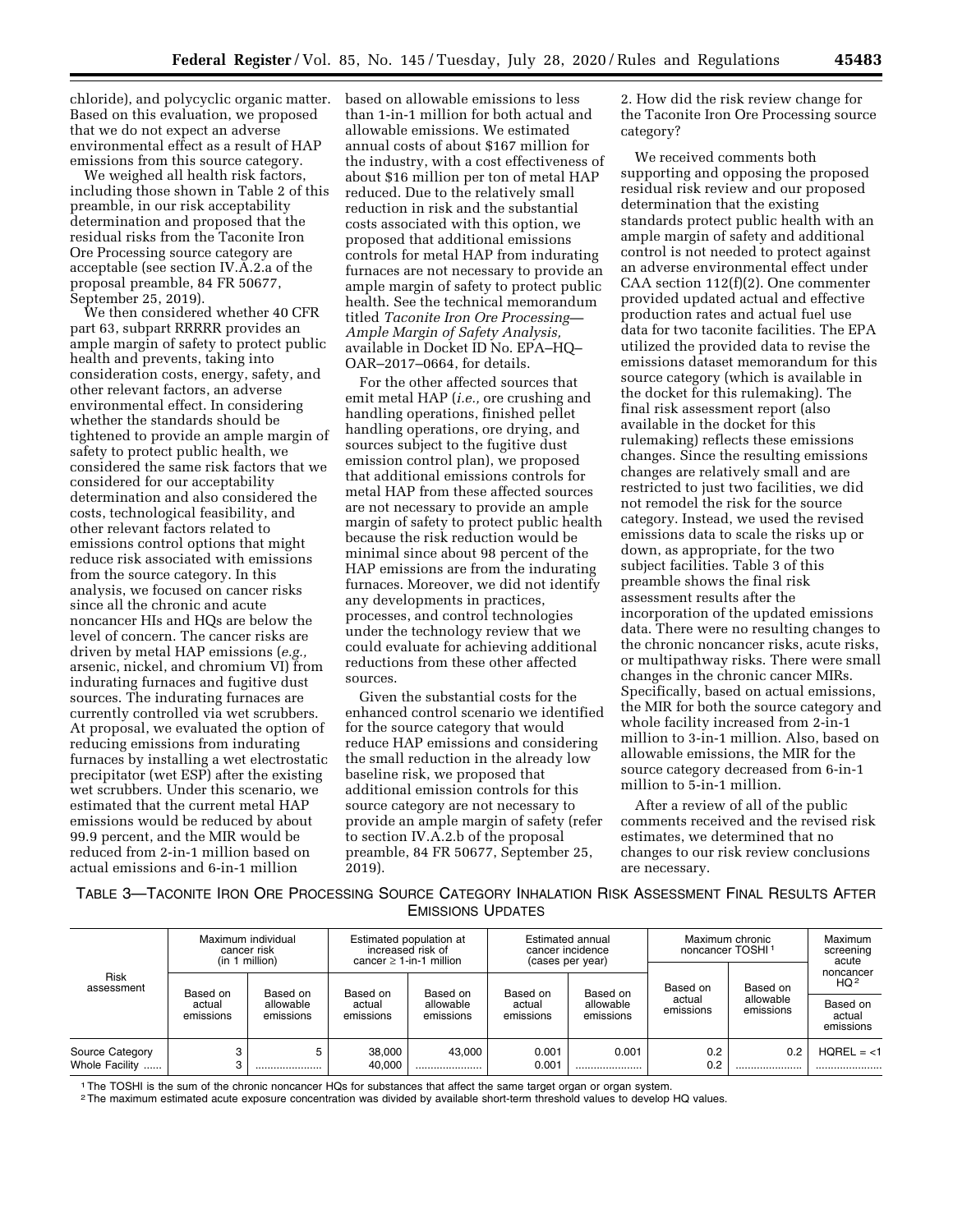chloride), and polycyclic organic matter. Based on this evaluation, we proposed that we do not expect an adverse environmental effect as a result of HAP emissions from this source category.

We weighed all health risk factors, including those shown in Table 2 of this preamble, in our risk acceptability determination and proposed that the residual risks from the Taconite Iron Ore Processing source category are acceptable (see section IV.A.2.a of the proposal preamble, 84 FR 50677, September 25, 2019).

We then considered whether 40 CFR part 63, subpart RRRRR provides an ample margin of safety to protect public health and prevents, taking into consideration costs, energy, safety, and other relevant factors, an adverse environmental effect. In considering whether the standards should be tightened to provide an ample margin of safety to protect public health, we considered the same risk factors that we considered for our acceptability determination and also considered the costs, technological feasibility, and other relevant factors related to emissions control options that might reduce risk associated with emissions from the source category. In this analysis, we focused on cancer risks since all the chronic and acute noncancer HIs and HQs are below the level of concern. The cancer risks are driven by metal HAP emissions (*e.g.,* arsenic, nickel, and chromium VI) from indurating furnaces and fugitive dust sources. The indurating furnaces are currently controlled via wet scrubbers. At proposal, we evaluated the option of reducing emissions from indurating furnaces by installing a wet electrostatic precipitator (wet ESP) after the existing wet scrubbers. Under this scenario, we estimated that the current metal HAP emissions would be reduced by about 99.9 percent, and the MIR would be reduced from 2-in-1 million based on actual emissions and 6-in-1 million based on allowable emissions to less than 1-in-1 million for both actual and allowable emissions. We estimated annual costs of about $167 million for the industry, with a cost effectiveness of about $16 million per ton of metal HAP reduced. Due to the relatively small reduction in risk and the substantial costs associated with this option, we proposed that additional emissions controls for metal HAP from indurating furnaces are not necessary to provide an ample margin of safety to protect public health. See the technical memorandum titled *Taconite Iron Ore Processing—Ample Margin of Safety Analysis,* available in Docket ID No. EPA–HQ–OAR–2017–0664, for details.

For the other affected sources that emit metal HAP (*i.e.,* ore crushing and handling operations, finished pellet handling operations, ore drying, and sources subject to the fugitive dust emission control plan), we proposed that additional emissions controls for metal HAP from these affected sources are not necessary to provide an ample margin of safety to protect public health because the risk reduction would be minimal since about 98 percent of the HAP emissions are from the indurating furnaces. Moreover, we did not identify any developments in practices, processes, and control technologies under the technology review that we could evaluate for achieving additional reductions from these other affected sources.

Given the substantial costs for the enhanced control scenario we identified for the source category that would reduce HAP emissions and considering the small reduction in the already low baseline risk, we proposed that additional emission controls for this source category are not necessary to provide an ample margin of safety (refer to section IV.A.2.b of the proposal preamble, 84 FR 50677, September 25, 2019).

2. How did the risk review change for the Taconite Iron Ore Processing source category?

We received comments both supporting and opposing the proposed residual risk review and our proposed determination that the existing standards protect public health with an ample margin of safety and additional control is not needed to protect against an adverse environmental effect under CAA section 112(f)(2). One commenter provided updated actual and effective production rates and actual fuel use data for two taconite facilities. The EPA utilized the provided data to revise the emissions dataset memorandum for this source category (which is available in the docket for this rulemaking). The final risk assessment report (also available in the docket for this rulemaking) reflects these emissions changes. Since the resulting emissions changes are relatively small and are restricted to just two facilities, we did not remodel the risk for the source category. Instead, we used the revised emissions data to scale the risks up or down, as appropriate, for the two subject facilities. Table 3 of this preamble shows the final risk assessment results after the incorporation of the updated emissions data. There were no resulting changes to the chronic noncancer risks, acute risks, or multipathway risks. There were small changes in the chronic cancer MIRs. Specifically, based on actual emissions, the MIR for both the source category and whole facility increased from 2-in-1 million to 3-in-1 million. Also, based on allowable emissions, the MIR for the source category decreased from 6-in-1 million to 5-in-1 million.

After a review of all of the public comments received and the revised risk estimates, we determined that no changes to our risk review conclusions are necessary.

TABLE 3—TACONITE IRON ORE PROCESSING SOURCE CATEGORY INHALATION RISK ASSESSMENT FINAL RESULTS AFTER EMISSIONS UPDATES

| Risk assessment | Maximum individual cancer risk (in 1 million) | | Estimated population at increased risk of cancer ≥ 1-in-1 million | | Estimated annual cancer incidence (cases per year) | | Maximum chronic noncancer TOSHI[1] | | Maximum screening acute noncancer HQ[2] |
|---|---|---|---|---|---|---|---|---|---|
| | Based on actual emissions | Based on allowable emissions | Based on actual emissions | Based on allowable emissions | Based on actual emissions | Based on allowable emissions | Based on actual emissions | Based on allowable emissions | Based on actual emissions |
| Source Category | 3 | 5 | 38,000 | 43,000 | 0.001 | 0.001 | 0.2 | 0.2 | HQREL = <1 |
| Whole Facility | 3 | ...................... | 40,000 | ...................... | 0.001 | ...................... | 0.2 | ...................... | ...................... |

[1] The TOSHI is the sum of the chronic noncancer HQs for substances that affect the same target organ or organ system.

[2] The maximum estimated acute exposure concentration was divided by available short-term threshold values to develop HQ values.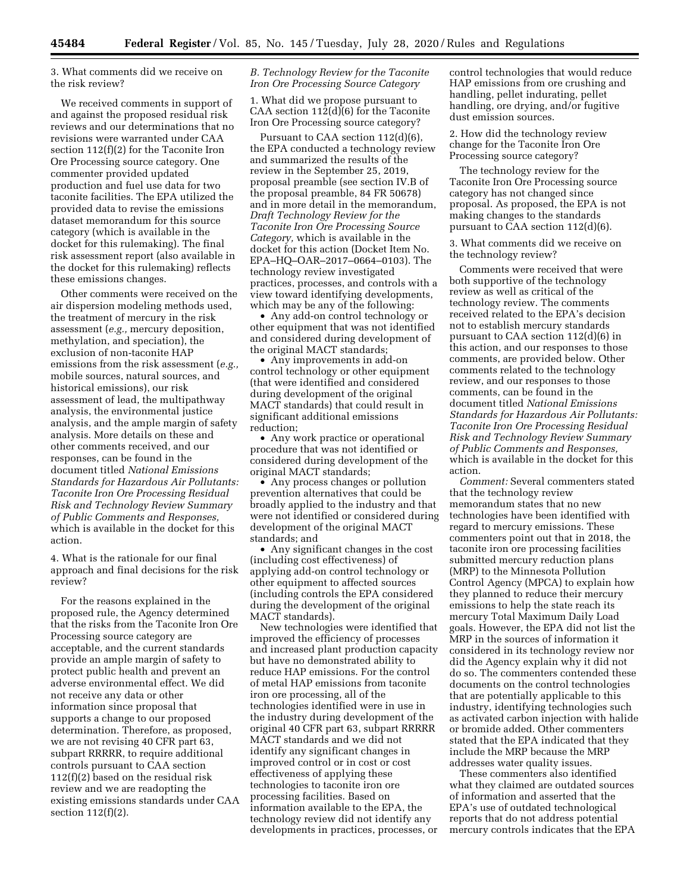3. What comments did we receive on the risk review?

We received comments in support of and against the proposed residual risk reviews and our determinations that no revisions were warranted under CAA section 112(f)(2) for the Taconite Iron Ore Processing source category. One commenter provided updated production and fuel use data for two taconite facilities. The EPA utilized the provided data to revise the emissions dataset memorandum for this source category (which is available in the docket for this rulemaking). The final risk assessment report (also available in the docket for this rulemaking) reflects these emissions changes.

Other comments were received on the air dispersion modeling methods used, the treatment of mercury in the risk assessment (*e.g.,* mercury deposition, methylation, and speciation), the exclusion of non-taconite HAP emissions from the risk assessment (*e.g.,* mobile sources, natural sources, and historical emissions), our risk assessment of lead, the multipathway analysis, the environmental justice analysis, and the ample margin of safety analysis. More details on these and other comments received, and our responses, can be found in the document titled *National Emissions Standards for Hazardous Air Pollutants: Taconite Iron Ore Processing Residual Risk and Technology Review Summary of Public Comments and Responses,* which is available in the docket for this action.

4. What is the rationale for our final approach and final decisions for the risk review?

For the reasons explained in the proposed rule, the Agency determined that the risks from the Taconite Iron Ore Processing source category are acceptable, and the current standards provide an ample margin of safety to protect public health and prevent an adverse environmental effect. We did not receive any data or other information since proposal that supports a change to our proposed determination. Therefore, as proposed, we are not revising 40 CFR part 63, subpart RRRRR, to require additional controls pursuant to CAA section 112(f)(2) based on the residual risk review and we are readopting the existing emissions standards under CAA section 112(f)(2).

*B. Technology Review for the Taconite Iron Ore Processing Source Category*

1. What did we propose pursuant to CAA section 112(d)(6) for the Taconite Iron Ore Processing source category?

Pursuant to CAA section 112(d)(6), the EPA conducted a technology review and summarized the results of the review in the September 25, 2019, proposal preamble (see section IV.B of the proposal preamble, 84 FR 50678) and in more detail in the memorandum, *Draft Technology Review for the Taconite Iron Ore Processing Source Category,* which is available in the docket for this action (Docket Item No. EPA–HQ–OAR–2017–0664–0103). The technology review investigated practices, processes, and controls with a view toward identifying developments, which may be any of the following:

- Any add-on control technology or other equipment that was not identified and considered during development of the original MACT standards;
- Any improvements in add-on control technology or other equipment (that were identified and considered during development of the original MACT standards) that could result in significant additional emissions reduction;
- Any work practice or operational procedure that was not identified or considered during development of the original MACT standards;
- Any process changes or pollution prevention alternatives that could be broadly applied to the industry and that were not identified or considered during development of the original MACT standards; and
- Any significant changes in the cost (including cost effectiveness) of applying add-on control technology or other equipment to affected sources (including controls the EPA considered during the development of the original MACT standards).

New technologies were identified that improved the efficiency of processes and increased plant production capacity but have no demonstrated ability to reduce HAP emissions. For the control of metal HAP emissions from taconite iron ore processing, all of the technologies identified were in use in the industry during development of the original 40 CFR part 63, subpart RRRRR MACT standards and we did not identify any significant changes in improved control or in cost or cost effectiveness of applying these technologies to taconite iron ore processing facilities. Based on information available to the EPA, the technology review did not identify any developments in practices, processes, or control technologies that would reduce HAP emissions from ore crushing and handling, pellet indurating, pellet handling, ore drying, and/or fugitive dust emission sources.

2. How did the technology review change for the Taconite Iron Ore Processing source category?

The technology review for the Taconite Iron Ore Processing source category has not changed since proposal. As proposed, the EPA is not making changes to the standards pursuant to CAA section 112(d)(6).

3. What comments did we receive on the technology review?

Comments were received that were both supportive of the technology review as well as critical of the technology review. The comments received related to the EPA's decision not to establish mercury standards pursuant to CAA section 112(d)(6) in this action, and our responses to those comments, are provided below. Other comments related to the technology review, and our responses to those comments, can be found in the document titled *National Emissions Standards for Hazardous Air Pollutants: Taconite Iron Ore Processing Residual Risk and Technology Review Summary of Public Comments and Responses,* which is available in the docket for this action.

*Comment:* Several commenters stated that the technology review memorandum states that no new technologies have been identified with regard to mercury emissions. These commenters point out that in 2018, the taconite iron ore processing facilities submitted mercury reduction plans (MRP) to the Minnesota Pollution Control Agency (MPCA) to explain how they planned to reduce their mercury emissions to help the state reach its mercury Total Maximum Daily Load goals. However, the EPA did not list the MRP in the sources of information it considered in its technology review nor did the Agency explain why it did not do so. The commenters contended these documents on the control technologies that are potentially applicable to this industry, identifying technologies such as activated carbon injection with halide or bromide added. Other commenters stated that the EPA indicated that they include the MRP because the MRP addresses water quality issues.

These commenters also identified what they claimed are outdated sources of information and asserted that the EPA's use of outdated technological reports that do not address potential mercury controls indicates that the EPA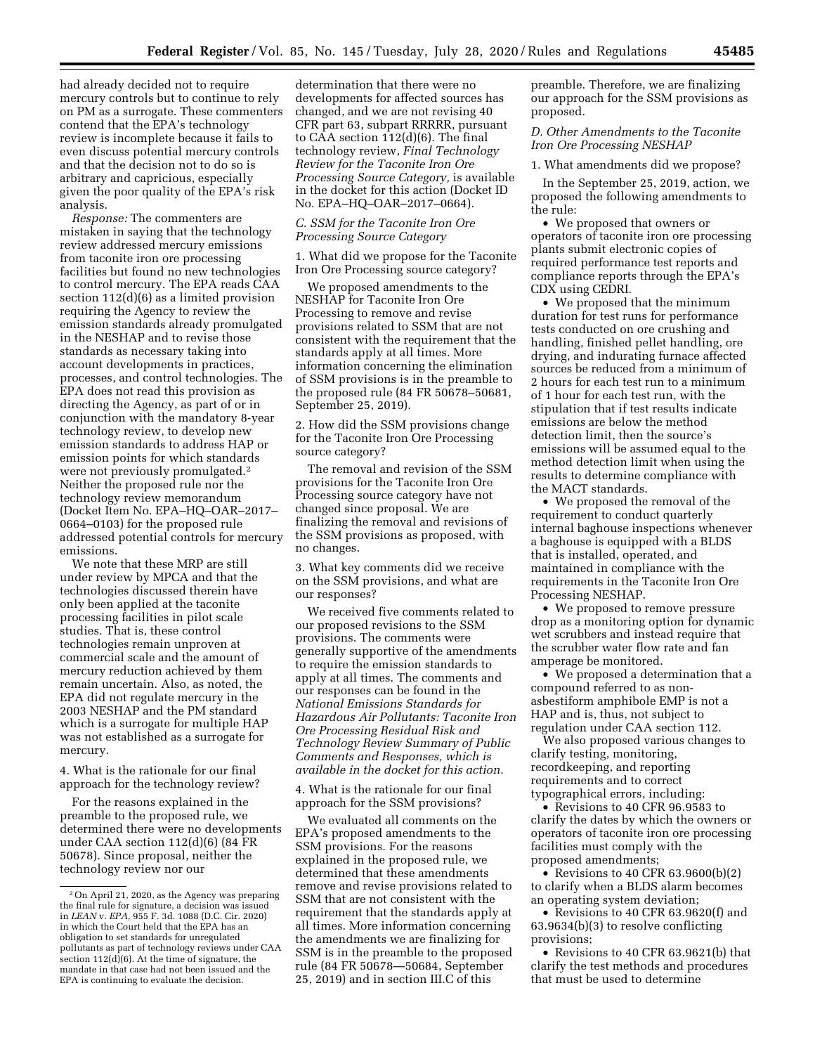had already decided not to require mercury controls but to continue to rely on PM as a surrogate. These commenters contend that the EPA's technology review is incomplete because it fails to even discuss potential mercury controls and that the decision not to do so is arbitrary and capricious, especially given the poor quality of the EPA's risk analysis.

*Response:* The commenters are mistaken in saying that the technology review addressed mercury emissions from taconite iron ore processing facilities but found no new technologies to control mercury. The EPA reads CAA section 112(d)(6) as a limited provision requiring the Agency to review the emission standards already promulgated in the NESHAP and to revise those standards as necessary taking into account developments in practices, processes, and control technologies. The EPA does not read this provision as directing the Agency, as part of or in conjunction with the mandatory 8-year technology review, to develop new emission standards to address HAP or emission points for which standards were not previously promulgated.[2] Neither the proposed rule nor the technology review memorandum (Docket Item No. EPA–HQ–OAR–2017–0664–0103) for the proposed rule addressed potential controls for mercury emissions.

We note that these MRP are still under review by MPCA and that the technologies discussed therein have only been applied at the taconite processing facilities in pilot scale studies. That is, these control technologies remain unproven at commercial scale and the amount of mercury reduction achieved by them remain uncertain. Also, as noted, the EPA did not regulate mercury in the 2003 NESHAP and the PM standard which is a surrogate for multiple HAP was not established as a surrogate for mercury.

4. What is the rationale for our final approach for the technology review?

For the reasons explained in the preamble to the proposed rule, we determined there were no developments under CAA section 112(d)(6) (84 FR 50678). Since proposal, neither the technology review nor our determination that there were no developments for affected sources has changed, and we are not revising 40 CFR part 63, subpart RRRRR, pursuant to CAA section 112(d)(6). The final technology review, *Final Technology Review for the Taconite Iron Ore Processing Source Category,* is available in the docket for this action (Docket ID No. EPA–HQ–OAR–2017–0664).

### C. SSM for the Taconite Iron Ore Processing Source Category

1. What did we propose for the Taconite Iron Ore Processing source category?

We proposed amendments to the NESHAP for Taconite Iron Ore Processing to remove and revise provisions related to SSM that are not consistent with the requirement that the standards apply at all times. More information concerning the elimination of SSM provisions is in the preamble to the proposed rule (84 FR 50678–50681, September 25, 2019).

2. How did the SSM provisions change for the Taconite Iron Ore Processing source category?

The removal and revision of the SSM provisions for the Taconite Iron Ore Processing source category have not changed since proposal. We are finalizing the removal and revisions of the SSM provisions as proposed, with no changes.

3. What key comments did we receive on the SSM provisions, and what are our responses?

We received five comments related to our proposed revisions to the SSM provisions. The comments were generally supportive of the amendments to require the emission standards to apply at all times. The comments and our responses can be found in the *National Emissions Standards for Hazardous Air Pollutants: Taconite Iron Ore Processing Residual Risk and Technology Review Summary of Public Comments and Responses, which is available in the docket for this action.*

4. What is the rationale for our final approach for the SSM provisions?

We evaluated all comments on the EPA's proposed amendments to the SSM provisions. For the reasons explained in the proposed rule, we determined that these amendments remove and revise provisions related to SSM that are not consistent with the requirement that the standards apply at all times. More information concerning the amendments we are finalizing for SSM is in the preamble to the proposed rule (84 FR 50678—50684, September 25, 2019) and in section III.C of this preamble. Therefore, we are finalizing our approach for the SSM provisions as proposed.

### D. Other Amendments to the Taconite Iron Ore Processing NESHAP

1. What amendments did we propose?

In the September 25, 2019, action, we proposed the following amendments to the rule:

- We proposed that owners or operators of taconite iron ore processing plants submit electronic copies of required performance test reports and compliance reports through the EPA's CDX using CEDRI.
- We proposed that the minimum duration for test runs for performance tests conducted on ore crushing and handling, finished pellet handling, ore drying, and indurating furnace affected sources be reduced from a minimum of 2 hours for each test run to a minimum of 1 hour for each test run, with the stipulation that if test results indicate emissions are below the method detection limit, then the source's emissions will be assumed equal to the method detection limit when using the results to determine compliance with the MACT standards.
- We proposed the removal of the requirement to conduct quarterly internal baghouse inspections whenever a baghouse is equipped with a BLDS that is installed, operated, and maintained in compliance with the requirements in the Taconite Iron Ore Processing NESHAP.
- We proposed to remove pressure drop as a monitoring option for dynamic wet scrubbers and instead require that the scrubber water flow rate and fan amperage be monitored.
- We proposed a determination that a compound referred to as non-asbestiform amphibole EMP is not a HAP and is, thus, not subject to regulation under CAA section 112.

We also proposed various changes to clarify testing, monitoring, recordkeeping, and reporting requirements and to correct typographical errors, including:

- Revisions to 40 CFR 96.9583 to clarify the dates by which the owners or operators of taconite iron ore processing facilities must comply with the proposed amendments;
- Revisions to 40 CFR 63.9600(b)(2) to clarify when a BLDS alarm becomes an operating system deviation;
- Revisions to 40 CFR 63.9620(f) and 63.9634(b)(3) to resolve conflicting provisions;
- Revisions to 40 CFR 63.9621(b) that clarify the test methods and procedures that must be used to determine

[2] On April 21, 2020, as the Agency was preparing the final rule for signature, a decision was issued in *LEAN* v. *EPA,* 955 F. 3d. 1088 (D.C. Cir. 2020) in which the Court held that the EPA has an obligation to set standards for unregulated pollutants as part of technology reviews under CAA section 112(d)(6). At the time of signature, the mandate in that case had not been issued and the EPA is continuing to evaluate the decision.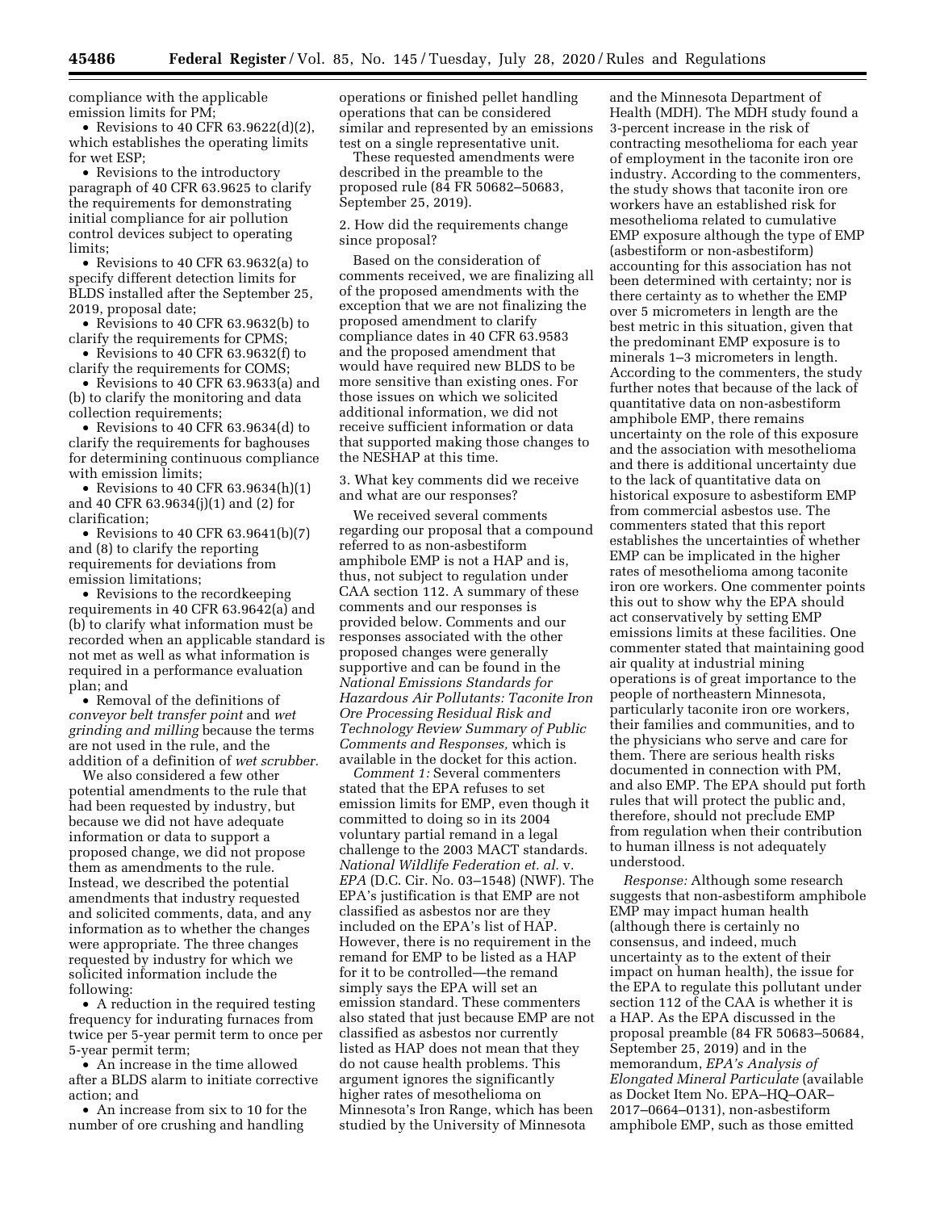compliance with the applicable emission limits for PM;

- Revisions to 40 CFR 63.9622(d)(2), which establishes the operating limits for wet ESP;
- Revisions to the introductory paragraph of 40 CFR 63.9625 to clarify the requirements for demonstrating initial compliance for air pollution control devices subject to operating limits;
- Revisions to 40 CFR 63.9632(a) to specify different detection limits for BLDS installed after the September 25, 2019, proposal date;
- Revisions to 40 CFR 63.9632(b) to clarify the requirements for CPMS;
- Revisions to 40 CFR 63.9632(f) to clarify the requirements for COMS;
- Revisions to 40 CFR 63.9633(a) and (b) to clarify the monitoring and data collection requirements;
- Revisions to 40 CFR 63.9634(d) to clarify the requirements for baghouses for determining continuous compliance with emission limits;
- Revisions to 40 CFR 63.9634(h)(1) and 40 CFR 63.9634(j)(1) and (2) for clarification;
- Revisions to 40 CFR 63.9641(b)(7) and (8) to clarify the reporting requirements for deviations from emission limitations;
- Revisions to the recordkeeping requirements in 40 CFR 63.9642(a) and (b) to clarify what information must be recorded when an applicable standard is not met as well as what information is required in a performance evaluation plan; and
- Removal of the definitions of *conveyor belt transfer point* and *wet grinding and milling* because the terms are not used in the rule, and the addition of a definition of *wet scrubber*.

We also considered a few other potential amendments to the rule that had been requested by industry, but because we did not have adequate information or data to support a proposed change, we did not propose them as amendments to the rule. Instead, we described the potential amendments that industry requested and solicited comments, data, and any information as to whether the changes were appropriate. The three changes requested by industry for which we solicited information include the following:

- A reduction in the required testing frequency for indurating furnaces from twice per 5-year permit term to once per 5-year permit term;
- An increase in the time allowed after a BLDS alarm to initiate corrective action; and
- An increase from six to 10 for the number of ore crushing and handling operations or finished pellet handling operations that can be considered similar and represented by an emissions test on a single representative unit.

These requested amendments were described in the preamble to the proposed rule (84 FR 50682–50683, September 25, 2019).

2. How did the requirements change since proposal?

Based on the consideration of comments received, we are finalizing all of the proposed amendments with the exception that we are not finalizing the proposed amendment to clarify compliance dates in 40 CFR 63.9583 and the proposed amendment that would have required new BLDS to be more sensitive than existing ones. For those issues on which we solicited additional information, we did not receive sufficient information or data that supported making those changes to the NESHAP at this time.

3. What key comments did we receive and what are our responses?

We received several comments regarding our proposal that a compound referred to as non-asbestiform amphibole EMP is not a HAP and is, thus, not subject to regulation under CAA section 112. A summary of these comments and our responses is provided below. Comments and our responses associated with the other proposed changes were generally supportive and can be found in the *National Emissions Standards for Hazardous Air Pollutants: Taconite Iron Ore Processing Residual Risk and Technology Review Summary of Public Comments and Responses,* which is available in the docket for this action.

*Comment 1:* Several commenters stated that the EPA refuses to set emission limits for EMP, even though it committed to doing so in its 2004 voluntary partial remand in a legal challenge to the 2003 MACT standards. *National Wildlife Federation et. al.* v. *EPA* (D.C. Cir. No. 03–1548) (NWF). The EPA's justification is that EMP are not classified as asbestos nor are they included on the EPA's list of HAP. However, there is no requirement in the remand for EMP to be listed as a HAP for it to be controlled—the remand simply says the EPA will set an emission standard. These commenters also stated that just because EMP are not classified as asbestos nor currently listed as HAP does not mean that they do not cause health problems. This argument ignores the significantly higher rates of mesothelioma on Minnesota's Iron Range, which has been studied by the University of Minnesota and the Minnesota Department of Health (MDH). The MDH study found a 3-percent increase in the risk of contracting mesothelioma for each year of employment in the taconite iron ore industry. According to the commenters, the study shows that taconite iron ore workers have an established risk for mesothelioma related to cumulative EMP exposure although the type of EMP (asbestiform or non-asbestiform) accounting for this association has not been determined with certainty; nor is there certainty as to whether the EMP over 5 micrometers in length are the best metric in this situation, given that the predominant EMP exposure is to minerals 1–3 micrometers in length. According to the commenters, the study further notes that because of the lack of quantitative data on non-asbestiform amphibole EMP, there remains uncertainty on the role of this exposure and the association with mesothelioma and there is additional uncertainty due to the lack of quantitative data on historical exposure to asbestiform EMP from commercial asbestos use. The commenters stated that this report establishes the uncertainties of whether EMP can be implicated in the higher rates of mesothelioma among taconite iron ore workers. One commenter points this out to show why the EPA should act conservatively by setting EMP emissions limits at these facilities. One commenter stated that maintaining good air quality at industrial mining operations is of great importance to the people of northeastern Minnesota, particularly taconite iron ore workers, their families and communities, and to the physicians who serve and care for them. There are serious health risks documented in connection with PM, and also EMP. The EPA should put forth rules that will protect the public and, therefore, should not preclude EMP from regulation when their contribution to human illness is not adequately understood.

*Response:* Although some research suggests that non-asbestiform amphibole EMP may impact human health (although there is certainly no consensus, and indeed, much uncertainty as to the extent of their impact on human health), the issue for the EPA to regulate this pollutant under section 112 of the CAA is whether it is a HAP. As the EPA discussed in the proposal preamble (84 FR 50683–50684, September 25, 2019) and in the memorandum, *EPA's Analysis of Elongated Mineral Particulate* (available as Docket Item No. EPA–HQ–OAR–2017–0664–0131), non-asbestiform amphibole EMP, such as those emitted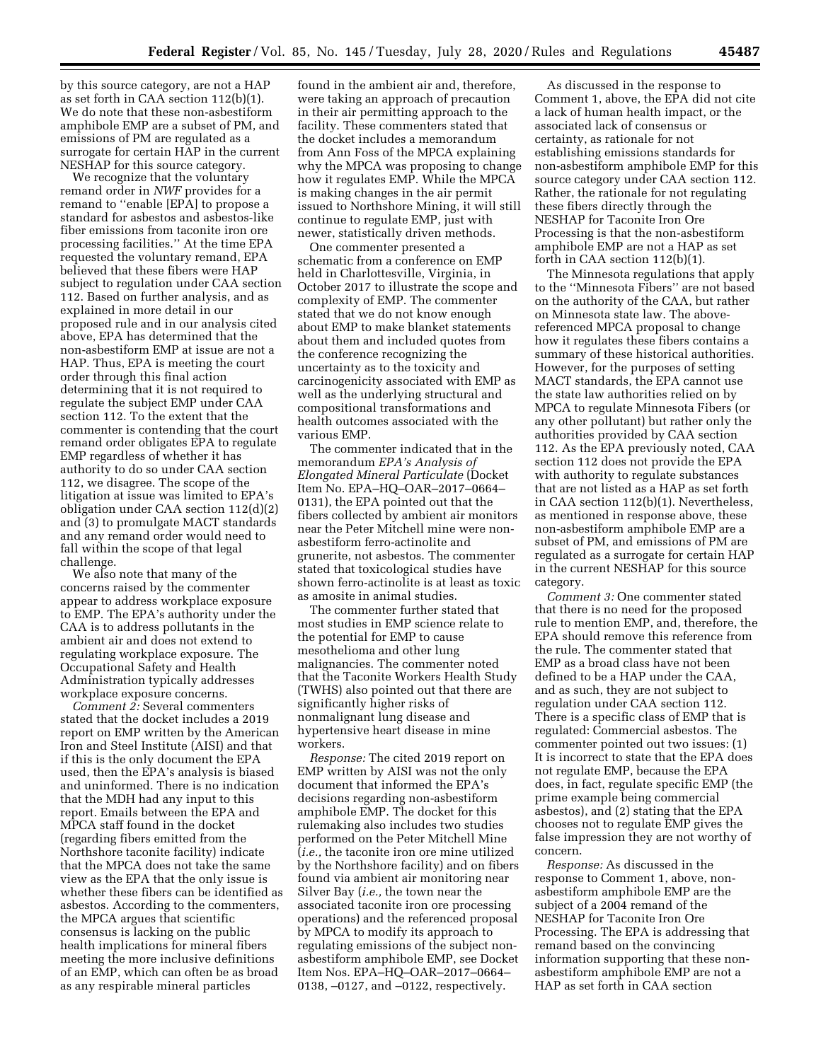by this source category, are not a HAP as set forth in CAA section 112(b)(1). We do note that these non-asbestiform amphibole EMP are a subset of PM, and emissions of PM are regulated as a surrogate for certain HAP in the current NESHAP for this source category.

We recognize that the voluntary remand order in *NWF* provides for a remand to ''enable [EPA] to propose a standard for asbestos and asbestos-like fiber emissions from taconite iron ore processing facilities.'' At the time EPA requested the voluntary remand, EPA believed that these fibers were HAP subject to regulation under CAA section 112. Based on further analysis, and as explained in more detail in our proposed rule and in our analysis cited above, EPA has determined that the non-asbestiform EMP at issue are not a HAP. Thus, EPA is meeting the court order through this final action determining that it is not required to regulate the subject EMP under CAA section 112. To the extent that the commenter is contending that the court remand order obligates EPA to regulate EMP regardless of whether it has authority to do so under CAA section 112, we disagree. The scope of the litigation at issue was limited to EPA's obligation under CAA section 112(d)(2) and (3) to promulgate MACT standards and any remand order would need to fall within the scope of that legal challenge.

We also note that many of the concerns raised by the commenter appear to address workplace exposure to EMP. The EPA's authority under the CAA is to address pollutants in the ambient air and does not extend to regulating workplace exposure. The Occupational Safety and Health Administration typically addresses workplace exposure concerns.

*Comment 2:* Several commenters stated that the docket includes a 2019 report on EMP written by the American Iron and Steel Institute (AISI) and that if this is the only document the EPA used, then the EPA's analysis is biased and uninformed. There is no indication that the MDH had any input to this report. Emails between the EPA and MPCA staff found in the docket (regarding fibers emitted from the Northshore taconite facility) indicate that the MPCA does not take the same view as the EPA that the only issue is whether these fibers can be identified as asbestos. According to the commenters, the MPCA argues that scientific consensus is lacking on the public health implications for mineral fibers meeting the more inclusive definitions of an EMP, which can often be as broad as any respirable mineral particles found in the ambient air and, therefore, were taking an approach of precaution in their air permitting approach to the facility. These commenters stated that the docket includes a memorandum from Ann Foss of the MPCA explaining why the MPCA was proposing to change how it regulates EMP. While the MPCA is making changes in the air permit issued to Northshore Mining, it will still continue to regulate EMP, just with newer, statistically driven methods.

One commenter presented a schematic from a conference on EMP held in Charlottesville, Virginia, in October 2017 to illustrate the scope and complexity of EMP. The commenter stated that we do not know enough about EMP to make blanket statements about them and included quotes from the conference recognizing the uncertainty as to the toxicity and carcinogenicity associated with EMP as well as the underlying structural and compositional transformations and health outcomes associated with the various EMP.

The commenter indicated that in the memorandum *EPA's Analysis of Elongated Mineral Particulate* (Docket Item No. EPA–HQ–OAR–2017–0664–0131), the EPA pointed out that the fibers collected by ambient air monitors near the Peter Mitchell mine were non-asbestiform ferro-actinolite and grunerite, not asbestos. The commenter stated that toxicological studies have shown ferro-actinolite is at least as toxic as amosite in animal studies.

The commenter further stated that most studies in EMP science relate to the potential for EMP to cause mesothelioma and other lung malignancies. The commenter noted that the Taconite Workers Health Study (TWHS) also pointed out that there are significantly higher risks of nonmalignant lung disease and hypertensive heart disease in mine workers.

*Response:* The cited 2019 report on EMP written by AISI was not the only document that informed the EPA's decisions regarding non-asbestiform amphibole EMP. The docket for this rulemaking also includes two studies performed on the Peter Mitchell Mine (*i.e.,* the taconite iron ore mine utilized by the Northshore facility) and on fibers found via ambient air monitoring near Silver Bay (*i.e.,* the town near the associated taconite iron ore processing operations) and the referenced proposal by MPCA to modify its approach to regulating emissions of the subject non-asbestiform amphibole EMP, see Docket Item Nos. EPA–HQ–OAR–2017–0664–0138, –0127, and –0122, respectively.

As discussed in the response to Comment 1, above, the EPA did not cite a lack of human health impact, or the associated lack of consensus or certainty, as rationale for not establishing emissions standards for non-asbestiform amphibole EMP for this source category under CAA section 112. Rather, the rationale for not regulating these fibers directly through the NESHAP for Taconite Iron Ore Processing is that the non-asbestiform amphibole EMP are not a HAP as set forth in CAA section 112(b)(1).

The Minnesota regulations that apply to the ''Minnesota Fibers'' are not based on the authority of the CAA, but rather on Minnesota state law. The above-referenced MPCA proposal to change how it regulates these fibers contains a summary of these historical authorities. However, for the purposes of setting MACT standards, the EPA cannot use the state law authorities relied on by MPCA to regulate Minnesota Fibers (or any other pollutant) but rather only the authorities provided by CAA section 112. As the EPA previously noted, CAA section 112 does not provide the EPA with authority to regulate substances that are not listed as a HAP as set forth in CAA section 112(b)(1). Nevertheless, as mentioned in response above, these non-asbestiform amphibole EMP are a subset of PM, and emissions of PM are regulated as a surrogate for certain HAP in the current NESHAP for this source category.

*Comment 3:* One commenter stated that there is no need for the proposed rule to mention EMP, and, therefore, the EPA should remove this reference from the rule. The commenter stated that EMP as a broad class have not been defined to be a HAP under the CAA, and as such, they are not subject to regulation under CAA section 112. There is a specific class of EMP that is regulated: Commercial asbestos. The commenter pointed out two issues: (1) It is incorrect to state that the EPA does not regulate EMP, because the EPA does, in fact, regulate specific EMP (the prime example being commercial asbestos), and (2) stating that the EPA chooses not to regulate EMP gives the false impression they are not worthy of concern.

*Response:* As discussed in the response to Comment 1, above, non-asbestiform amphibole EMP are the subject of a 2004 remand of the NESHAP for Taconite Iron Ore Processing. The EPA is addressing that remand based on the convincing information supporting that these non-asbestiform amphibole EMP are not a HAP as set forth in CAA section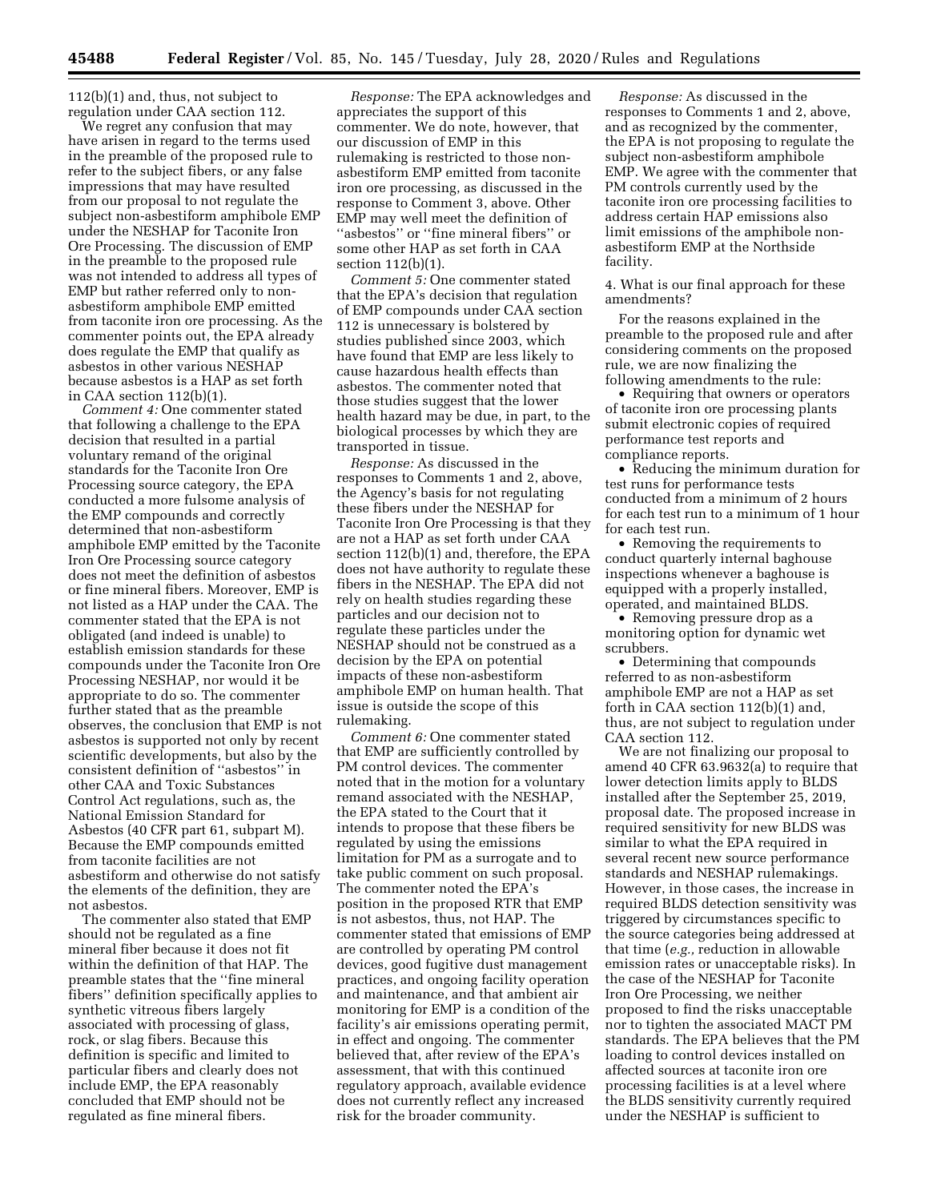112(b)(1) and, thus, not subject to regulation under CAA section 112.

We regret any confusion that may have arisen in regard to the terms used in the preamble of the proposed rule to refer to the subject fibers, or any false impressions that may have resulted from our proposal to not regulate the subject non-asbestiform amphibole EMP under the NESHAP for Taconite Iron Ore Processing. The discussion of EMP in the preamble to the proposed rule was not intended to address all types of EMP but rather referred only to non-asbestiform amphibole EMP emitted from taconite iron ore processing. As the commenter points out, the EPA already does regulate the EMP that qualify as asbestos in other various NESHAP because asbestos is a HAP as set forth in CAA section 112(b)(1).

*Comment 4:* One commenter stated that following a challenge to the EPA decision that resulted in a partial voluntary remand of the original standards for the Taconite Iron Ore Processing source category, the EPA conducted a more fulsome analysis of the EMP compounds and correctly determined that non-asbestiform amphibole EMP emitted by the Taconite Iron Ore Processing source category does not meet the definition of asbestos or fine mineral fibers. Moreover, EMP is not listed as a HAP under the CAA. The commenter stated that the EPA is not obligated (and indeed is unable) to establish emission standards for these compounds under the Taconite Iron Ore Processing NESHAP, nor would it be appropriate to do so. The commenter further stated that as the preamble observes, the conclusion that EMP is not asbestos is supported not only by recent scientific developments, but also by the consistent definition of ''asbestos'' in other CAA and Toxic Substances Control Act regulations, such as, the National Emission Standard for Asbestos (40 CFR part 61, subpart M). Because the EMP compounds emitted from taconite facilities are not asbestiform and otherwise do not satisfy the elements of the definition, they are not asbestos.

The commenter also stated that EMP should not be regulated as a fine mineral fiber because it does not fit within the definition of that HAP. The preamble states that the ''fine mineral fibers'' definition specifically applies to synthetic vitreous fibers largely associated with processing of glass, rock, or slag fibers. Because this definition is specific and limited to particular fibers and clearly does not include EMP, the EPA reasonably concluded that EMP should not be regulated as fine mineral fibers.

*Response:* The EPA acknowledges and appreciates the support of this commenter. We do note, however, that our discussion of EMP in this rulemaking is restricted to those non-asbestiform EMP emitted from taconite iron ore processing, as discussed in the response to Comment 3, above. Other EMP may well meet the definition of ''asbestos'' or ''fine mineral fibers'' or some other HAP as set forth in CAA section 112(b)(1).

*Comment 5:* One commenter stated that the EPA's decision that regulation of EMP compounds under CAA section 112 is unnecessary is bolstered by studies published since 2003, which have found that EMP are less likely to cause hazardous health effects than asbestos. The commenter noted that those studies suggest that the lower health hazard may be due, in part, to the biological processes by which they are transported in tissue.

*Response:* As discussed in the responses to Comments 1 and 2, above, the Agency's basis for not regulating these fibers under the NESHAP for Taconite Iron Ore Processing is that they are not a HAP as set forth under CAA section 112(b)(1) and, therefore, the EPA does not have authority to regulate these fibers in the NESHAP. The EPA did not rely on health studies regarding these particles and our decision not to regulate these particles under the NESHAP should not be construed as a decision by the EPA on potential impacts of these non-asbestiform amphibole EMP on human health. That issue is outside the scope of this rulemaking.

*Comment 6:* One commenter stated that EMP are sufficiently controlled by PM control devices. The commenter noted that in the motion for a voluntary remand associated with the NESHAP, the EPA stated to the Court that it intends to propose that these fibers be regulated by using the emissions limitation for PM as a surrogate and to take public comment on such proposal. The commenter noted the EPA's position in the proposed RTR that EMP is not asbestos, thus, not HAP. The commenter stated that emissions of EMP are controlled by operating PM control devices, good fugitive dust management practices, and ongoing facility operation and maintenance, and that ambient air monitoring for EMP is a condition of the facility's air emissions operating permit, in effect and ongoing. The commenter believed that, after review of the EPA's assessment, that with this continued regulatory approach, available evidence does not currently reflect any increased risk for the broader community.

*Response:* As discussed in the responses to Comments 1 and 2, above, and as recognized by the commenter, the EPA is not proposing to regulate the subject non-asbestiform amphibole EMP. We agree with the commenter that PM controls currently used by the taconite iron ore processing facilities to address certain HAP emissions also limit emissions of the amphibole non-asbestiform EMP at the Northside facility.

4. What is our final approach for these amendments?

For the reasons explained in the preamble to the proposed rule and after considering comments on the proposed rule, we are now finalizing the following amendments to the rule:

- Requiring that owners or operators of taconite iron ore processing plants submit electronic copies of required performance test reports and compliance reports.
- Reducing the minimum duration for test runs for performance tests conducted from a minimum of 2 hours for each test run to a minimum of 1 hour for each test run.
- Removing the requirements to conduct quarterly internal baghouse inspections whenever a baghouse is equipped with a properly installed, operated, and maintained BLDS.
- Removing pressure drop as a monitoring option for dynamic wet scrubbers.
- Determining that compounds referred to as non-asbestiform amphibole EMP are not a HAP as set forth in CAA section 112(b)(1) and, thus, are not subject to regulation under CAA section 112.

We are not finalizing our proposal to amend 40 CFR 63.9632(a) to require that lower detection limits apply to BLDS installed after the September 25, 2019, proposal date. The proposed increase in required sensitivity for new BLDS was similar to what the EPA required in several recent new source performance standards and NESHAP rulemakings. However, in those cases, the increase in required BLDS detection sensitivity was triggered by circumstances specific to the source categories being addressed at that time (*e.g.,* reduction in allowable emission rates or unacceptable risks). In the case of the NESHAP for Taconite Iron Ore Processing, we neither proposed to find the risks unacceptable nor to tighten the associated MACT PM standards. The EPA believes that the PM loading to control devices installed on affected sources at taconite iron ore processing facilities is at a level where the BLDS sensitivity currently required under the NESHAP is sufficient to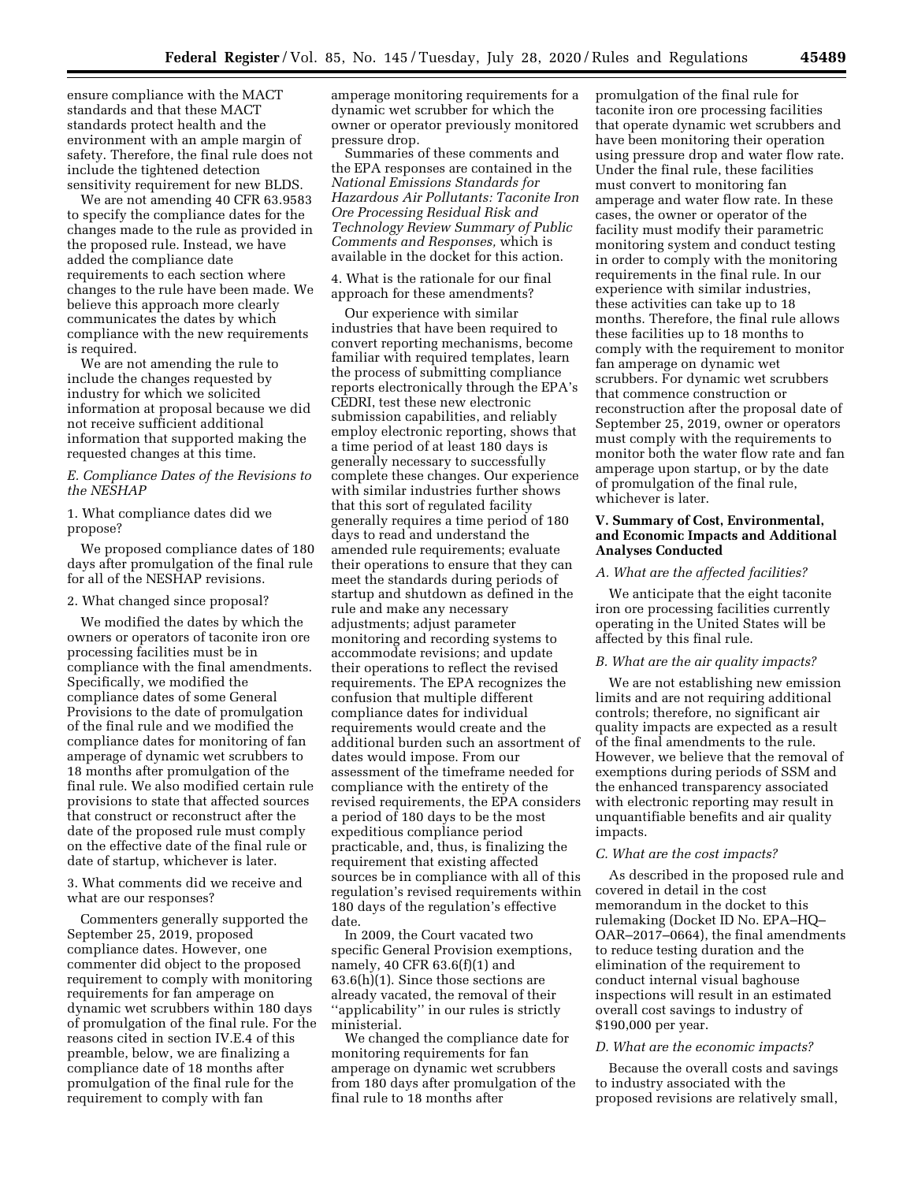ensure compliance with the MACT standards and that these MACT standards protect health and the environment with an ample margin of safety. Therefore, the final rule does not include the tightened detection sensitivity requirement for new BLDS.

We are not amending 40 CFR 63.9583 to specify the compliance dates for the changes made to the rule as provided in the proposed rule. Instead, we have added the compliance date requirements to each section where changes to the rule have been made. We believe this approach more clearly communicates the dates by which compliance with the new requirements is required.

We are not amending the rule to include the changes requested by industry for which we solicited information at proposal because we did not receive sufficient additional information that supported making the requested changes at this time.

*E. Compliance Dates of the Revisions to the NESHAP*

1. What compliance dates did we propose?

We proposed compliance dates of 180 days after promulgation of the final rule for all of the NESHAP revisions.

2. What changed since proposal?

We modified the dates by which the owners or operators of taconite iron ore processing facilities must be in compliance with the final amendments. Specifically, we modified the compliance dates of some General Provisions to the date of promulgation of the final rule and we modified the compliance dates for monitoring of fan amperage of dynamic wet scrubbers to 18 months after promulgation of the final rule. We also modified certain rule provisions to state that affected sources that construct or reconstruct after the date of the proposed rule must comply on the effective date of the final rule or date of startup, whichever is later.

3. What comments did we receive and what are our responses?

Commenters generally supported the September 25, 2019, proposed compliance dates. However, one commenter did object to the proposed requirement to comply with monitoring requirements for fan amperage on dynamic wet scrubbers within 180 days of promulgation of the final rule. For the reasons cited in section IV.E.4 of this preamble, below, we are finalizing a compliance date of 18 months after promulgation of the final rule for the requirement to comply with fan amperage monitoring requirements for a dynamic wet scrubber for which the owner or operator previously monitored pressure drop.

Summaries of these comments and the EPA responses are contained in the *National Emissions Standards for Hazardous Air Pollutants: Taconite Iron Ore Processing Residual Risk and Technology Review Summary of Public Comments and Responses,* which is available in the docket for this action.

4. What is the rationale for our final approach for these amendments?

Our experience with similar industries that have been required to convert reporting mechanisms, become familiar with required templates, learn the process of submitting compliance reports electronically through the EPA's CEDRI, test these new electronic submission capabilities, and reliably employ electronic reporting, shows that a time period of at least 180 days is generally necessary to successfully complete these changes. Our experience with similar industries further shows that this sort of regulated facility generally requires a time period of 180 days to read and understand the amended rule requirements; evaluate their operations to ensure that they can meet the standards during periods of startup and shutdown as defined in the rule and make any necessary adjustments; adjust parameter monitoring and recording systems to accommodate revisions; and update their operations to reflect the revised requirements. The EPA recognizes the confusion that multiple different compliance dates for individual requirements would create and the additional burden such an assortment of dates would impose. From our assessment of the timeframe needed for compliance with the entirety of the revised requirements, the EPA considers a period of 180 days to be the most expeditious compliance period practicable, and, thus, is finalizing the requirement that existing affected sources be in compliance with all of this regulation's revised requirements within 180 days of the regulation's effective date.

In 2009, the Court vacated two specific General Provision exemptions, namely, 40 CFR 63.6(f)(1) and 63.6(h)(1). Since those sections are already vacated, the removal of their ''applicability'' in our rules is strictly ministerial.

We changed the compliance date for monitoring requirements for fan amperage on dynamic wet scrubbers from 180 days after promulgation of the final rule to 18 months after promulgation of the final rule for taconite iron ore processing facilities that operate dynamic wet scrubbers and have been monitoring their operation using pressure drop and water flow rate. Under the final rule, these facilities must convert to monitoring fan amperage and water flow rate. In these cases, the owner or operator of the facility must modify their parametric monitoring system and conduct testing in order to comply with the monitoring requirements in the final rule. In our experience with similar industries, these activities can take up to 18 months. Therefore, the final rule allows these facilities up to 18 months to comply with the requirement to monitor fan amperage on dynamic wet scrubbers. For dynamic wet scrubbers that commence construction or reconstruction after the proposal date of September 25, 2019, owner or operators must comply with the requirements to monitor both the water flow rate and fan amperage upon startup, or by the date of promulgation of the final rule, whichever is later.

## V. Summary of Cost, Environmental, and Economic Impacts and Additional Analyses Conducted

*A. What are the affected facilities?*

We anticipate that the eight taconite iron ore processing facilities currently operating in the United States will be affected by this final rule.

*B. What are the air quality impacts?*

We are not establishing new emission limits and are not requiring additional controls; therefore, no significant air quality impacts are expected as a result of the final amendments to the rule. However, we believe that the removal of exemptions during periods of SSM and the enhanced transparency associated with electronic reporting may result in unquantifiable benefits and air quality impacts.

*C. What are the cost impacts?*

As described in the proposed rule and covered in detail in the cost memorandum in the docket to this rulemaking (Docket ID No. EPA–HQ–OAR–2017–0664), the final amendments to reduce testing duration and the elimination of the requirement to conduct internal visual baghouse inspections will result in an estimated overall cost savings to industry of $190,000 per year.

*D. What are the economic impacts?*

Because the overall costs and savings to industry associated with the proposed revisions are relatively small,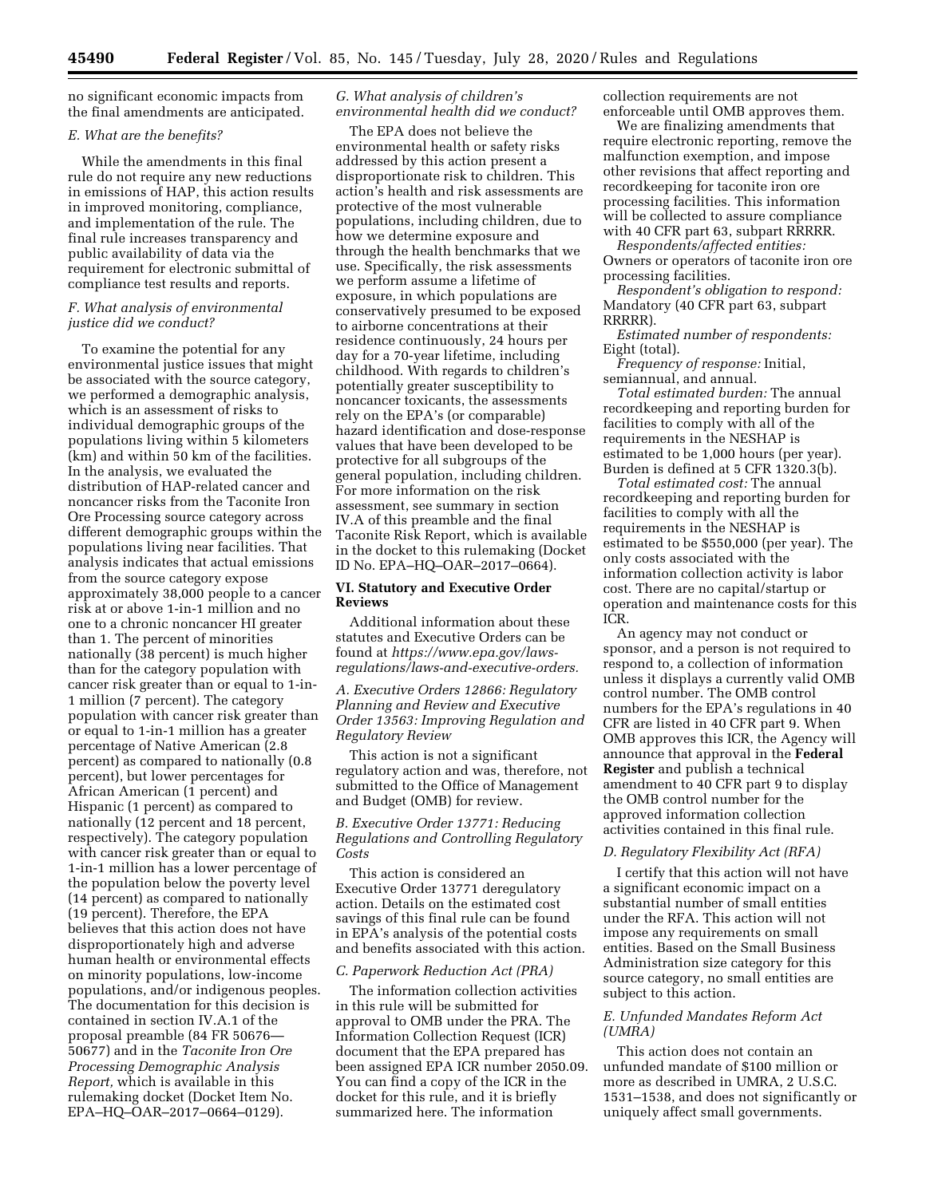no significant economic impacts from the final amendments are anticipated.

### E. What are the benefits?

While the amendments in this final rule do not require any new reductions in emissions of HAP, this action results in improved monitoring, compliance, and implementation of the rule. The final rule increases transparency and public availability of data via the requirement for electronic submittal of compliance test results and reports.

### F. What analysis of environmental justice did we conduct?

To examine the potential for any environmental justice issues that might be associated with the source category, we performed a demographic analysis, which is an assessment of risks to individual demographic groups of the populations living within 5 kilometers (km) and within 50 km of the facilities. In the analysis, we evaluated the distribution of HAP-related cancer and noncancer risks from the Taconite Iron Ore Processing source category across different demographic groups within the populations living near facilities. That analysis indicates that actual emissions from the source category expose approximately 38,000 people to a cancer risk at or above 1-in-1 million and no one to a chronic noncancer HI greater than 1. The percent of minorities nationally (38 percent) is much higher than for the category population with cancer risk greater than or equal to 1-in-1 million (7 percent). The category population with cancer risk greater than or equal to 1-in-1 million has a greater percentage of Native American (2.8 percent) as compared to nationally (0.8 percent), but lower percentages for African American (1 percent) and Hispanic (1 percent) as compared to nationally (12 percent and 18 percent, respectively). The category population with cancer risk greater than or equal to 1-in-1 million has a lower percentage of the population below the poverty level (14 percent) as compared to nationally (19 percent). Therefore, the EPA believes that this action does not have disproportionately high and adverse human health or environmental effects on minority populations, low-income populations, and/or indigenous peoples. The documentation for this decision is contained in section IV.A.1 of the proposal preamble (84 FR 50676—50677) and in the *Taconite Iron Ore Processing Demographic Analysis Report,* which is available in this rulemaking docket (Docket Item No. EPA–HQ–OAR–2017–0664–0129).

### G. What analysis of children's environmental health did we conduct?

The EPA does not believe the environmental health or safety risks addressed by this action present a disproportionate risk to children. This action's health and risk assessments are protective of the most vulnerable populations, including children, due to how we determine exposure and through the health benchmarks that we use. Specifically, the risk assessments we perform assume a lifetime of exposure, in which populations are conservatively presumed to be exposed to airborne concentrations at their residence continuously, 24 hours per day for a 70-year lifetime, including childhood. With regards to children's potentially greater susceptibility to noncancer toxicants, the assessments rely on the EPA's (or comparable) hazard identification and dose-response values that have been developed to be protective for all subgroups of the general population, including children. For more information on the risk assessment, see summary in section IV.A of this preamble and the final Taconite Risk Report, which is available in the docket to this rulemaking (Docket ID No. EPA–HQ–OAR–2017–0664).

## VI. Statutory and Executive Order Reviews

Additional information about these statutes and Executive Orders can be found at *https://www.epa.gov/laws-regulations/laws-and-executive-orders.*

### A. Executive Orders 12866: Regulatory Planning and Review and Executive Order 13563: Improving Regulation and Regulatory Review

This action is not a significant regulatory action and was, therefore, not submitted to the Office of Management and Budget (OMB) for review.

### B. Executive Order 13771: Reducing Regulations and Controlling Regulatory Costs

This action is considered an Executive Order 13771 deregulatory action. Details on the estimated cost savings of this final rule can be found in EPA's analysis of the potential costs and benefits associated with this action.

### C. Paperwork Reduction Act (PRA)

The information collection activities in this rule will be submitted for approval to OMB under the PRA. The Information Collection Request (ICR) document that the EPA prepared has been assigned EPA ICR number 2050.09. You can find a copy of the ICR in the docket for this rule, and it is briefly summarized here. The information collection requirements are not enforceable until OMB approves them.

We are finalizing amendments that require electronic reporting, remove the malfunction exemption, and impose other revisions that affect reporting and recordkeeping for taconite iron ore processing facilities. This information will be collected to assure compliance with 40 CFR part 63, subpart RRRRR.

*Respondents/affected entities:* Owners or operators of taconite iron ore processing facilities.

*Respondent's obligation to respond:* Mandatory (40 CFR part 63, subpart RRRRR).

*Estimated number of respondents:* Eight (total).

*Frequency of response:* Initial, semiannual, and annual.

*Total estimated burden:* The annual recordkeeping and reporting burden for facilities to comply with all of the requirements in the NESHAP is estimated to be 1,000 hours (per year). Burden is defined at 5 CFR 1320.3(b).

*Total estimated cost:* The annual recordkeeping and reporting burden for facilities to comply with all the requirements in the NESHAP is estimated to be $550,000 (per year). The only costs associated with the information collection activity is labor cost. There are no capital/startup or operation and maintenance costs for this ICR.

An agency may not conduct or sponsor, and a person is not required to respond to, a collection of information unless it displays a currently valid OMB control number. The OMB control numbers for the EPA's regulations in 40 CFR are listed in 40 CFR part 9. When OMB approves this ICR, the Agency will announce that approval in the **Federal Register** and publish a technical amendment to 40 CFR part 9 to display the OMB control number for the approved information collection activities contained in this final rule.

### D. Regulatory Flexibility Act (RFA)

I certify that this action will not have a significant economic impact on a substantial number of small entities under the RFA. This action will not impose any requirements on small entities. Based on the Small Business Administration size category for this source category, no small entities are subject to this action.

### E. Unfunded Mandates Reform Act (UMRA)

This action does not contain an unfunded mandate of $100 million or more as described in UMRA, 2 U.S.C. 1531–1538, and does not significantly or uniquely affect small governments.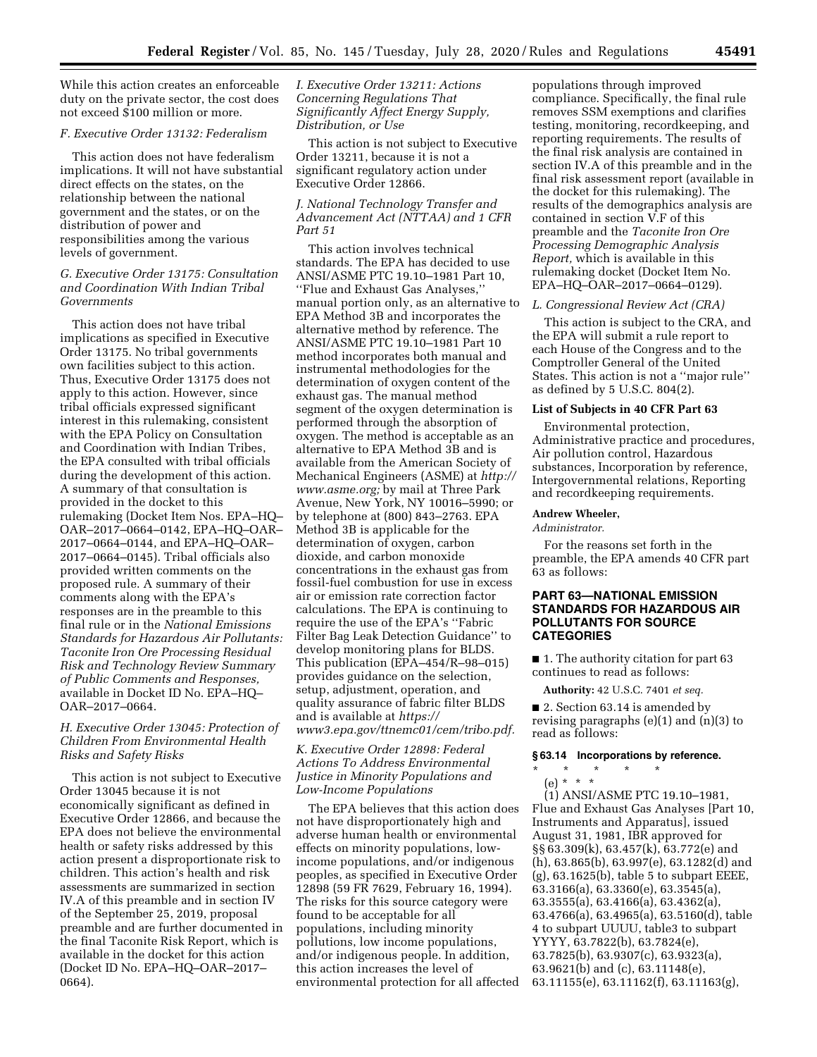While this action creates an enforceable duty on the private sector, the cost does not exceed $100 million or more.

### *F. Executive Order 13132: Federalism*

This action does not have federalism implications. It will not have substantial direct effects on the states, on the relationship between the national government and the states, or on the distribution of power and responsibilities among the various levels of government.

### *G. Executive Order 13175: Consultation and Coordination With Indian Tribal Governments*

This action does not have tribal implications as specified in Executive Order 13175. No tribal governments own facilities subject to this action. Thus, Executive Order 13175 does not apply to this action. However, since tribal officials expressed significant interest in this rulemaking, consistent with the EPA Policy on Consultation and Coordination with Indian Tribes, the EPA consulted with tribal officials during the development of this action. A summary of that consultation is provided in the docket to this rulemaking (Docket Item Nos. EPA–HQ–OAR–2017–0664–0142, EPA–HQ–OAR–2017–0664–0144, and EPA–HQ–OAR–2017–0664–0145). Tribal officials also provided written comments on the proposed rule. A summary of their comments along with the EPA's responses are in the preamble to this final rule or in the *National Emissions Standards for Hazardous Air Pollutants: Taconite Iron Ore Processing Residual Risk and Technology Review Summary of Public Comments and Responses,* available in Docket ID No. EPA–HQ–OAR–2017–0664.

### *H. Executive Order 13045: Protection of Children From Environmental Health Risks and Safety Risks*

This action is not subject to Executive Order 13045 because it is not economically significant as defined in Executive Order 12866, and because the EPA does not believe the environmental health or safety risks addressed by this action present a disproportionate risk to children. This action's health and risk assessments are summarized in section IV.A of this preamble and in section IV of the September 25, 2019, proposal preamble and are further documented in the final Taconite Risk Report, which is available in the docket for this action (Docket ID No. EPA–HQ–OAR–2017–0664).

### *I. Executive Order 13211: Actions Concerning Regulations That Significantly Affect Energy Supply, Distribution, or Use*

This action is not subject to Executive Order 13211, because it is not a significant regulatory action under Executive Order 12866.

### *J. National Technology Transfer and Advancement Act (NTTAA) and 1 CFR Part 51*

This action involves technical standards. The EPA has decided to use ANSI/ASME PTC 19.10–1981 Part 10, ''Flue and Exhaust Gas Analyses,'' manual portion only, as an alternative to EPA Method 3B and incorporates the alternative method by reference. The ANSI/ASME PTC 19.10–1981 Part 10 method incorporates both manual and instrumental methodologies for the determination of oxygen content of the exhaust gas. The manual method segment of the oxygen determination is performed through the absorption of oxygen. The method is acceptable as an alternative to EPA Method 3B and is available from the American Society of Mechanical Engineers (ASME) at *http://www.asme.org;* by mail at Three Park Avenue, New York, NY 10016–5990; or by telephone at (800) 843–2763. EPA Method 3B is applicable for the determination of oxygen, carbon dioxide, and carbon monoxide concentrations in the exhaust gas from fossil-fuel combustion for use in excess air or emission rate correction factor calculations. The EPA is continuing to require the use of the EPA's ''Fabric Filter Bag Leak Detection Guidance'' to develop monitoring plans for BLDS. This publication (EPA–454/R–98–015) provides guidance on the selection, setup, adjustment, operation, and quality assurance of fabric filter BLDS and is available at *https://www3.epa.gov/ttnemc01/cem/tribo.pdf.*

### *K. Executive Order 12898: Federal Actions To Address Environmental Justice in Minority Populations and Low-Income Populations*

The EPA believes that this action does not have disproportionately high and adverse human health or environmental effects on minority populations, low-income populations, and/or indigenous peoples, as specified in Executive Order 12898 (59 FR 7629, February 16, 1994). The risks for this source category were found to be acceptable for all populations, including minority pollutions, low income populations, and/or indigenous people. In addition, this action increases the level of environmental protection for all affected populations through improved compliance. Specifically, the final rule removes SSM exemptions and clarifies testing, monitoring, recordkeeping, and reporting requirements. The results of the final risk analysis are contained in section IV.A of this preamble and in the final risk assessment report (available in the docket for this rulemaking). The results of the demographics analysis are contained in section V.F of this preamble and the *Taconite Iron Ore Processing Demographic Analysis Report,* which is available in this rulemaking docket (Docket Item No. EPA–HQ–OAR–2017–0664–0129).

### *L. Congressional Review Act (CRA)*

This action is subject to the CRA, and the EPA will submit a rule report to each House of the Congress and to the Comptroller General of the United States. This action is not a ''major rule'' as defined by 5 U.S.C. 804(2).

### List of Subjects in 40 CFR Part 63

Environmental protection, Administrative practice and procedures, Air pollution control, Hazardous substances, Incorporation by reference, Intergovernmental relations, Reporting and recordkeeping requirements.

**Andrew Wheeler,**

*Administrator.*

For the reasons set forth in the preamble, the EPA amends 40 CFR part 63 as follows:

## PART 63—NATIONAL EMISSION STANDARDS FOR HAZARDOUS AIR POLLUTANTS FOR SOURCE CATEGORIES

■ 1. The authority citation for part 63 continues to read as follows:

**Authority:** 42 U.S.C. 7401 *et seq.*

■ 2. Section 63.14 is amended by revising paragraphs (e)(1) and (n)(3) to read as follows:

### § 63.14 Incorporations by reference.

\* \* \* \* \*

(e) \* \* \*

(1) ANSI/ASME PTC 19.10–1981, Flue and Exhaust Gas Analyses [Part 10, Instruments and Apparatus], issued August 31, 1981, IBR approved for §§ 63.309(k), 63.457(k), 63.772(e) and (h), 63.865(b), 63.997(e), 63.1282(d) and (g), 63.1625(b), table 5 to subpart EEEE, 63.3166(a), 63.3360(e), 63.3545(a), 63.3555(a), 63.4166(a), 63.4362(a), 63.4766(a), 63.4965(a), 63.5160(d), table 4 to subpart UUUU, table3 to subpart YYYY, 63.7822(b), 63.7824(e), 63.7825(b), 63.9307(c), 63.9323(a), 63.9621(b) and (c), 63.11148(e), 63.11155(e), 63.11162(f), 63.11163(g),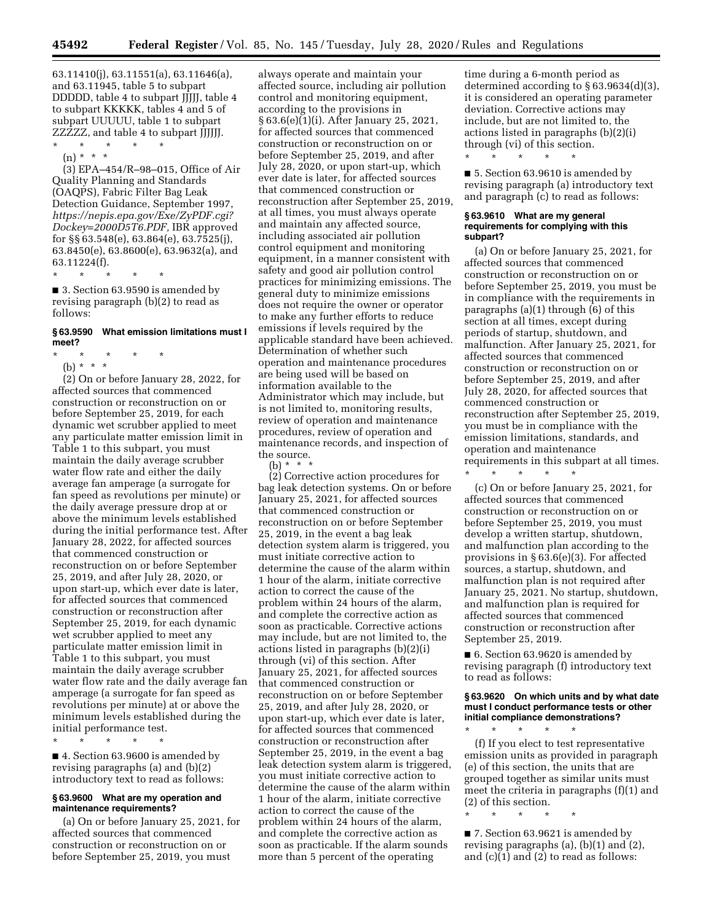63.11410(j), 63.11551(a), 63.11646(a), and 63.11945, table 5 to subpart DDDDD, table 4 to subpart JJJJJ, table 4 to subpart KKKKK, tables 4 and 5 of subpart UUUUU, table 1 to subpart ZZZZZ, and table 4 to subpart JJJJJJ.

\* \* \* \* \*

(n) \* \* \*

(3) EPA–454/R–98–015, Office of Air Quality Planning and Standards (OAQPS), Fabric Filter Bag Leak Detection Guidance, September 1997, *https://nepis.epa.gov/Exe/ZyPDF.cgi?Dockey=2000D5T6.PDF,* IBR approved for §§ 63.548(e), 63.864(e), 63.7525(j), 63.8450(e), 63.8600(e), 63.9632(a), and 63.11224(f).

\* \* \* \* \*

■ 3. Section 63.9590 is amended by revising paragraph (b)(2) to read as follows:

**§ 63.9590 What emission limitations must I meet?**

\* \* \* \* \*

(b) \* \* \*

(2) On or before January 28, 2022, for affected sources that commenced construction or reconstruction on or before September 25, 2019, for each dynamic wet scrubber applied to meet any particulate matter emission limit in Table 1 to this subpart, you must maintain the daily average scrubber water flow rate and either the daily average fan amperage (a surrogate for fan speed as revolutions per minute) or the daily average pressure drop at or above the minimum levels established during the initial performance test. After January 28, 2022, for affected sources that commenced construction or reconstruction on or before September 25, 2019, and after July 28, 2020, or upon start-up, which ever date is later, for affected sources that commenced construction or reconstruction after September 25, 2019, for each dynamic wet scrubber applied to meet any particulate matter emission limit in Table 1 to this subpart, you must maintain the daily average scrubber water flow rate and the daily average fan amperage (a surrogate for fan speed as revolutions per minute) at or above the minimum levels established during the initial performance test.

\* \* \* \* \*

■ 4. Section 63.9600 is amended by revising paragraphs (a) and (b)(2) introductory text to read as follows:

**§ 63.9600 What are my operation and maintenance requirements?**

(a) On or before January 25, 2021, for affected sources that commenced construction or reconstruction on or before September 25, 2019, you must always operate and maintain your affected source, including air pollution control and monitoring equipment, according to the provisions in § 63.6(e)(1)(i). After January 25, 2021, for affected sources that commenced construction or reconstruction on or before September 25, 2019, and after July 28, 2020, or upon start-up, which ever date is later, for affected sources that commenced construction or reconstruction after September 25, 2019, at all times, you must always operate and maintain any affected source, including associated air pollution control equipment and monitoring equipment, in a manner consistent with safety and good air pollution control practices for minimizing emissions. The general duty to minimize emissions does not require the owner or operator to make any further efforts to reduce emissions if levels required by the applicable standard have been achieved. Determination of whether such operation and maintenance procedures are being used will be based on information available to the Administrator which may include, but is not limited to, monitoring results, review of operation and maintenance procedures, review of operation and maintenance records, and inspection of the source.

(b) \* \* \*

(2) Corrective action procedures for bag leak detection systems. On or before January 25, 2021, for affected sources that commenced construction or reconstruction on or before September 25, 2019, in the event a bag leak detection system alarm is triggered, you must initiate corrective action to determine the cause of the alarm within 1 hour of the alarm, initiate corrective action to correct the cause of the problem within 24 hours of the alarm, and complete the corrective action as soon as practicable. Corrective actions may include, but are not limited to, the actions listed in paragraphs (b)(2)(i) through (vi) of this section. After January 25, 2021, for affected sources that commenced construction or reconstruction on or before September 25, 2019, and after July 28, 2020, or upon start-up, which ever date is later, for affected sources that commenced construction or reconstruction after September 25, 2019, in the event a bag leak detection system alarm is triggered, you must initiate corrective action to determine the cause of the alarm within 1 hour of the alarm, initiate corrective action to correct the cause of the problem within 24 hours of the alarm, and complete the corrective action as soon as practicable. If the alarm sounds more than 5 percent of the operating time during a 6-month period as determined according to § 63.9634(d)(3), it is considered an operating parameter deviation. Corrective actions may include, but are not limited to, the actions listed in paragraphs (b)(2)(i) through (vi) of this section.

\* \* \* \* \*

■ 5. Section 63.9610 is amended by revising paragraph (a) introductory text and paragraph (c) to read as follows:

**§ 63.9610 What are my general requirements for complying with this subpart?**

(a) On or before January 25, 2021, for affected sources that commenced construction or reconstruction on or before September 25, 2019, you must be in compliance with the requirements in paragraphs (a)(1) through (6) of this section at all times, except during periods of startup, shutdown, and malfunction. After January 25, 2021, for affected sources that commenced construction or reconstruction on or before September 25, 2019, and after July 28, 2020, for affected sources that commenced construction or reconstruction after September 25, 2019, you must be in compliance with the emission limitations, standards, and operation and maintenance requirements in this subpart at all times.

\* \* \* \* \*

(c) On or before January 25, 2021, for affected sources that commenced construction or reconstruction on or before September 25, 2019, you must develop a written startup, shutdown, and malfunction plan according to the provisions in § 63.6(e)(3). For affected sources, a startup, shutdown, and malfunction plan is not required after January 25, 2021. No startup, shutdown, and malfunction plan is required for affected sources that commenced construction or reconstruction after September 25, 2019.

■ 6. Section 63.9620 is amended by revising paragraph (f) introductory text to read as follows:

**§ 63.9620 On which units and by what date must I conduct performance tests or other initial compliance demonstrations?**

\* \* \* \* \*

(f) If you elect to test representative emission units as provided in paragraph (e) of this section, the units that are grouped together as similar units must meet the criteria in paragraphs (f)(1) and (2) of this section.

\* \* \* \* \*

■ 7. Section 63.9621 is amended by revising paragraphs (a), (b)(1) and (2), and (c)(1) and (2) to read as follows: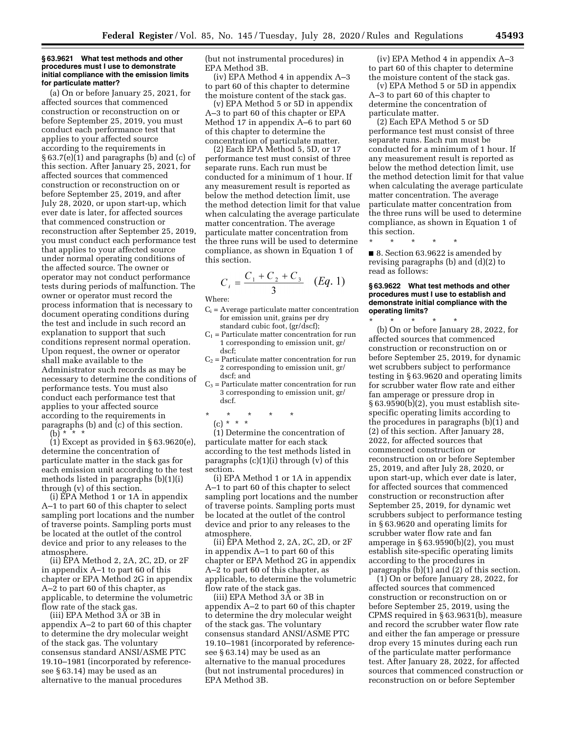### § 63.9621 What test methods and other procedures must I use to demonstrate initial compliance with the emission limits for particulate matter?

(a) On or before January 25, 2021, for affected sources that commenced construction or reconstruction on or before September 25, 2019, you must conduct each performance test that applies to your affected source according to the requirements in § 63.7(e)(1) and paragraphs (b) and (c) of this section. After January 25, 2021, for affected sources that commenced construction or reconstruction on or before September 25, 2019, and after July 28, 2020, or upon start-up, which ever date is later, for affected sources that commenced construction or reconstruction after September 25, 2019, you must conduct each performance test that applies to your affected source under normal operating conditions of the affected source. The owner or operator may not conduct performance tests during periods of malfunction. The owner or operator must record the process information that is necessary to document operating conditions during the test and include in such record an explanation to support that such conditions represent normal operation. Upon request, the owner or operator shall make available to the Administrator such records as may be necessary to determine the conditions of performance tests. You must also conduct each performance test that applies to your affected source according to the requirements in paragraphs (b) and (c) of this section.

(b) * * *

(1) Except as provided in § 63.9620(e), determine the concentration of particulate matter in the stack gas for each emission unit according to the test methods listed in paragraphs (b)(1)(i) through (v) of this section.

(i) EPA Method 1 or 1A in appendix A–1 to part 60 of this chapter to select sampling port locations and the number of traverse points. Sampling ports must be located at the outlet of the control device and prior to any releases to the atmosphere.

(ii) EPA Method 2, 2A, 2C, 2D, or 2F in appendix A–1 to part 60 of this chapter or EPA Method 2G in appendix A–2 to part 60 of this chapter, as applicable, to determine the volumetric flow rate of the stack gas.

(iii) EPA Method 3A or 3B in appendix A–2 to part 60 of this chapter to determine the dry molecular weight of the stack gas. The voluntary consensus standard ANSI/ASME PTC 19.10–1981 (incorporated by reference-see § 63.14) may be used as an alternative to the manual procedures (but not instrumental procedures) in EPA Method 3B.

(iv) EPA Method 4 in appendix A–3 to part 60 of this chapter to determine the moisture content of the stack gas.

(v) EPA Method 5 or 5D in appendix A–3 to part 60 of this chapter or EPA Method 17 in appendix A–6 to part 60 of this chapter to determine the concentration of particulate matter.

(2) Each EPA Method 5, 5D, or 17 performance test must consist of three separate runs. Each run must be conducted for a minimum of 1 hour. If any measurement result is reported as below the method detection limit, use the method detection limit for that value when calculating the average particulate matter concentration. The average particulate matter concentration from the three runs will be used to determine compliance, as shown in Equation 1 of this section.

$$C_i = \frac{C_1 + C_2 + C_3}{3} \quad (Eq.\ 1)$$

Where:

$C_i$ = Average particulate matter concentration for emission unit, grains per dry standard cubic foot, (gr/dscf);
$C_1$ = Particulate matter concentration for run 1 corresponding to emission unit, gr/dscf;
$C_2$ = Particulate matter concentration for run 2 corresponding to emission unit, gr/dscf; and
$C_3$ = Particulate matter concentration for run 3 corresponding to emission unit, gr/dscf.

\* \* \* \* \*

(c) * * *

(1) Determine the concentration of particulate matter for each stack according to the test methods listed in paragraphs (c)(1)(i) through (v) of this section.

(i) EPA Method 1 or 1A in appendix A–1 to part 60 of this chapter to select sampling port locations and the number of traverse points. Sampling ports must be located at the outlet of the control device and prior to any releases to the atmosphere.

(ii) EPA Method 2, 2A, 2C, 2D, or 2F in appendix A–1 to part 60 of this chapter or EPA Method 2G in appendix A–2 to part 60 of this chapter, as applicable, to determine the volumetric flow rate of the stack gas.

(iii) EPA Method 3A or 3B in appendix A–2 to part 60 of this chapter to determine the dry molecular weight of the stack gas. The voluntary consensus standard ANSI/ASME PTC 19.10–1981 (incorporated by reference-see § 63.14) may be used as an alternative to the manual procedures (but not instrumental procedures) in EPA Method 3B.

(iv) EPA Method 4 in appendix A–3 to part 60 of this chapter to determine the moisture content of the stack gas.

(v) EPA Method 5 or 5D in appendix A–3 to part 60 of this chapter to determine the concentration of particulate matter.

(2) Each EPA Method 5 or 5D performance test must consist of three separate runs. Each run must be conducted for a minimum of 1 hour. If any measurement result is reported as below the method detection limit, use the method detection limit for that value when calculating the average particulate matter concentration. The average particulate matter concentration from the three runs will be used to determine compliance, as shown in Equation 1 of this section.

\* \* \* \* \*

■ 8. Section 63.9622 is amended by revising paragraphs (b) and (d)(2) to read as follows:

### § 63.9622 What test methods and other procedures must I use to establish and demonstrate initial compliance with the operating limits?

\* \* \* \* \*

(b) On or before January 28, 2022, for affected sources that commenced construction or reconstruction on or before September 25, 2019, for dynamic wet scrubbers subject to performance testing in § 63.9620 and operating limits for scrubber water flow rate and either fan amperage or pressure drop in § 63.9590(b)(2), you must establish site-specific operating limits according to the procedures in paragraphs (b)(1) and (2) of this section. After January 28, 2022, for affected sources that commenced construction or reconstruction on or before September 25, 2019, and after July 28, 2020, or upon start-up, which ever date is later, for affected sources that commenced construction or reconstruction after September 25, 2019, for dynamic wet scrubbers subject to performance testing in § 63.9620 and operating limits for scrubber water flow rate and fan amperage in § 63.9590(b)(2), you must establish site-specific operating limits according to the procedures in paragraphs (b)(1) and (2) of this section.

(1) On or before January 28, 2022, for affected sources that commenced construction or reconstruction on or before September 25, 2019, using the CPMS required in § 63.9631(b), measure and record the scrubber water flow rate and either the fan amperage or pressure drop every 15 minutes during each run of the particulate matter performance test. After January 28, 2022, for affected sources that commenced construction or reconstruction on or before September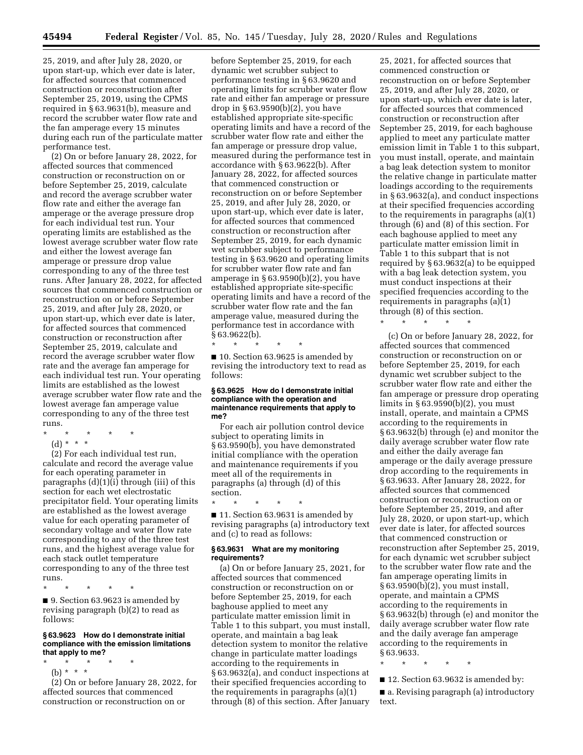25, 2019, and after July 28, 2020, or upon start-up, which ever date is later, for affected sources that commenced construction or reconstruction after September 25, 2019, using the CPMS required in § 63.9631(b), measure and record the scrubber water flow rate and the fan amperage every 15 minutes during each run of the particulate matter performance test.

(2) On or before January 28, 2022, for affected sources that commenced construction or reconstruction on or before September 25, 2019, calculate and record the average scrubber water flow rate and either the average fan amperage or the average pressure drop for each individual test run. Your operating limits are established as the lowest average scrubber water flow rate and either the lowest average fan amperage or pressure drop value corresponding to any of the three test runs. After January 28, 2022, for affected sources that commenced construction or reconstruction on or before September 25, 2019, and after July 28, 2020, or upon start-up, which ever date is later, for affected sources that commenced construction or reconstruction after September 25, 2019, calculate and record the average scrubber water flow rate and the average fan amperage for each individual test run. Your operating limits are established as the lowest average scrubber water flow rate and the lowest average fan amperage value corresponding to any of the three test runs.

\* \* \* \* \*

(d) \* \* \*

(2) For each individual test run, calculate and record the average value for each operating parameter in paragraphs (d)(1)(i) through (iii) of this section for each wet electrostatic precipitator field. Your operating limits are established as the lowest average value for each operating parameter of secondary voltage and water flow rate corresponding to any of the three test runs, and the highest average value for each stack outlet temperature corresponding to any of the three test runs.

\* \* \* \* \*

■ 9. Section 63.9623 is amended by revising paragraph (b)(2) to read as follows:

**§ 63.9623 How do I demonstrate initial compliance with the emission limitations that apply to me?**

\* \* \* \* \*

(b) \* \* \*

(2) On or before January 28, 2022, for affected sources that commenced construction or reconstruction on or before September 25, 2019, for each dynamic wet scrubber subject to performance testing in § 63.9620 and operating limits for scrubber water flow rate and either fan amperage or pressure drop in § 63.9590(b)(2), you have established appropriate site-specific operating limits and have a record of the scrubber water flow rate and either the fan amperage or pressure drop value, measured during the performance test in accordance with § 63.9622(b). After January 28, 2022, for affected sources that commenced construction or reconstruction on or before September 25, 2019, and after July 28, 2020, or upon start-up, which ever date is later, for affected sources that commenced construction or reconstruction after September 25, 2019, for each dynamic wet scrubber subject to performance testing in § 63.9620 and operating limits for scrubber water flow rate and fan amperage in § 63.9590(b)(2), you have established appropriate site-specific operating limits and have a record of the scrubber water flow rate and the fan amperage value, measured during the performance test in accordance with § 63.9622(b).

\* \* \* \* \*

■ 10. Section 63.9625 is amended by revising the introductory text to read as follows:

**§ 63.9625 How do I demonstrate initial compliance with the operation and maintenance requirements that apply to me?**

For each air pollution control device subject to operating limits in § 63.9590(b), you have demonstrated initial compliance with the operation and maintenance requirements if you meet all of the requirements in paragraphs (a) through (d) of this section.

\* \* \* \* \*

■ 11. Section 63.9631 is amended by revising paragraphs (a) introductory text and (c) to read as follows:

**§ 63.9631 What are my monitoring requirements?**

(a) On or before January 25, 2021, for affected sources that commenced construction or reconstruction on or before September 25, 2019, for each baghouse applied to meet any particulate matter emission limit in Table 1 to this subpart, you must install, operate, and maintain a bag leak detection system to monitor the relative change in particulate matter loadings according to the requirements in § 63.9632(a), and conduct inspections at their specified frequencies according to the requirements in paragraphs (a)(1) through (8) of this section. After January 25, 2021, for affected sources that commenced construction or reconstruction on or before September 25, 2019, and after July 28, 2020, or upon start-up, which ever date is later, for affected sources that commenced construction or reconstruction after September 25, 2019, for each baghouse applied to meet any particulate matter emission limit in Table 1 to this subpart, you must install, operate, and maintain a bag leak detection system to monitor the relative change in particulate matter loadings according to the requirements in § 63.9632(a), and conduct inspections at their specified frequencies according to the requirements in paragraphs (a)(1) through (6) and (8) of this section. For each baghouse applied to meet any particulate matter emission limit in Table 1 to this subpart that is not required by § 63.9632(a) to be equipped with a bag leak detection system, you must conduct inspections at their specified frequencies according to the requirements in paragraphs (a)(1) through (8) of this section.

\* \* \* \* \*

(c) On or before January 28, 2022, for affected sources that commenced construction or reconstruction on or before September 25, 2019, for each dynamic wet scrubber subject to the scrubber water flow rate and either the fan amperage or pressure drop operating limits in § 63.9590(b)(2), you must install, operate, and maintain a CPMS according to the requirements in § 63.9632(b) through (e) and monitor the daily average scrubber water flow rate and either the daily average fan amperage or the daily average pressure drop according to the requirements in § 63.9633. After January 28, 2022, for affected sources that commenced construction or reconstruction on or before September 25, 2019, and after July 28, 2020, or upon start-up, which ever date is later, for affected sources that commenced construction or reconstruction after September 25, 2019, for each dynamic wet scrubber subject to the scrubber water flow rate and the fan amperage operating limits in § 63.9590(b)(2), you must install, operate, and maintain a CPMS according to the requirements in § 63.9632(b) through (e) and monitor the daily average scrubber water flow rate and the daily average fan amperage according to the requirements in § 63.9633.

\* \* \* \* \*

■ 12. Section 63.9632 is amended by:

■ a. Revising paragraph (a) introductory text.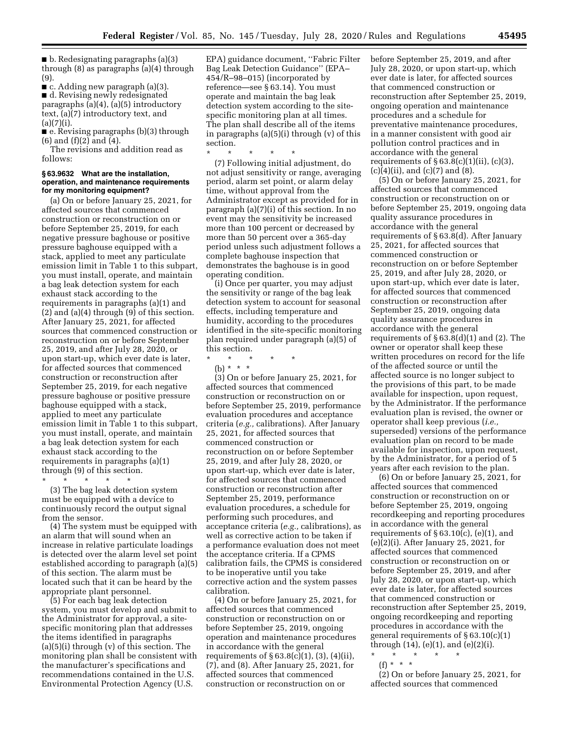■ b. Redesignating paragraphs (a)(3) through (8) as paragraphs (a)(4) through (9).

■ c. Adding new paragraph (a)(3).

■ d. Revising newly redesignated paragraphs (a)(4), (a)(5) introductory text, (a)(7) introductory text, and (a)(7)(i).

■ e. Revising paragraphs (b)(3) through (6) and (f)(2) and (4).

The revisions and addition read as follows:

**§ 63.9632 What are the installation, operation, and maintenance requirements for my monitoring equipment?**

(a) On or before January 25, 2021, for affected sources that commenced construction or reconstruction on or before September 25, 2019, for each negative pressure baghouse or positive pressure baghouse equipped with a stack, applied to meet any particulate emission limit in Table 1 to this subpart, you must install, operate, and maintain a bag leak detection system for each exhaust stack according to the requirements in paragraphs (a)(1) and (2) and (a)(4) through (9) of this section. After January 25, 2021, for affected sources that commenced construction or reconstruction on or before September 25, 2019, and after July 28, 2020, or upon start-up, which ever date is later, for affected sources that commenced construction or reconstruction after September 25, 2019, for each negative pressure baghouse or positive pressure baghouse equipped with a stack, applied to meet any particulate emission limit in Table 1 to this subpart, you must install, operate, and maintain a bag leak detection system for each exhaust stack according to the requirements in paragraphs (a)(1) through (9) of this section.

\* \* \* \* \*

(3) The bag leak detection system must be equipped with a device to continuously record the output signal from the sensor.

(4) The system must be equipped with an alarm that will sound when an increase in relative particulate loadings is detected over the alarm level set point established according to paragraph (a)(5) of this section. The alarm must be located such that it can be heard by the appropriate plant personnel.

(5) For each bag leak detection system, you must develop and submit to the Administrator for approval, a site-specific monitoring plan that addresses the items identified in paragraphs (a)(5)(i) through (v) of this section. The monitoring plan shall be consistent with the manufacturer's specifications and recommendations contained in the U.S. Environmental Protection Agency (U.S. EPA) guidance document, ''Fabric Filter Bag Leak Detection Guidance'' (EPA–454/R–98–015) (incorporated by reference—see § 63.14). You must operate and maintain the bag leak detection system according to the site-specific monitoring plan at all times. The plan shall describe all of the items in paragraphs (a)(5)(i) through (v) of this section.

\* \* \* \* \*

(7) Following initial adjustment, do not adjust sensitivity or range, averaging period, alarm set point, or alarm delay time, without approval from the Administrator except as provided for in paragraph (a)(7)(i) of this section. In no event may the sensitivity be increased more than 100 percent or decreased by more than 50 percent over a 365-day period unless such adjustment follows a complete baghouse inspection that demonstrates the baghouse is in good operating condition.

(i) Once per quarter, you may adjust the sensitivity or range of the bag leak detection system to account for seasonal effects, including temperature and humidity, according to the procedures identified in the site-specific monitoring plan required under paragraph (a)(5) of this section.

\* \* \* \* \*

(b) \* \* \*

(3) On or before January 25, 2021, for affected sources that commenced construction or reconstruction on or before September 25, 2019, performance evaluation procedures and acceptance criteria (*e.g.,* calibrations). After January 25, 2021, for affected sources that commenced construction or reconstruction on or before September 25, 2019, and after July 28, 2020, or upon start-up, which ever date is later, for affected sources that commenced construction or reconstruction after September 25, 2019, performance evaluation procedures, a schedule for performing such procedures, and acceptance criteria (*e.g.,* calibrations), as well as corrective action to be taken if a performance evaluation does not meet the acceptance criteria. If a CPMS calibration fails, the CPMS is considered to be inoperative until you take corrective action and the system passes calibration.

(4) On or before January 25, 2021, for affected sources that commenced construction or reconstruction on or before September 25, 2019, ongoing operation and maintenance procedures in accordance with the general requirements of § 63.8(c)(1), (3), (4)(ii), (7), and (8). After January 25, 2021, for affected sources that commenced construction or reconstruction on or before September 25, 2019, and after July 28, 2020, or upon start-up, which ever date is later, for affected sources that commenced construction or reconstruction after September 25, 2019, ongoing operation and maintenance procedures and a schedule for preventative maintenance procedures, in a manner consistent with good air pollution control practices and in accordance with the general requirements of § 63.8(c)(1)(ii), (c)(3), (c)(4)(ii), and (c)(7) and (8).

(5) On or before January 25, 2021, for affected sources that commenced construction or reconstruction on or before September 25, 2019, ongoing data quality assurance procedures in accordance with the general requirements of § 63.8(d). After January 25, 2021, for affected sources that commenced construction or reconstruction on or before September 25, 2019, and after July 28, 2020, or upon start-up, which ever date is later, for affected sources that commenced construction or reconstruction after September 25, 2019, ongoing data quality assurance procedures in accordance with the general requirements of § 63.8(d)(1) and (2). The owner or operator shall keep these written procedures on record for the life of the affected source or until the affected source is no longer subject to the provisions of this part, to be made available for inspection, upon request, by the Administrator. If the performance evaluation plan is revised, the owner or operator shall keep previous (*i.e.,* superseded) versions of the performance evaluation plan on record to be made available for inspection, upon request, by the Administrator, for a period of 5 years after each revision to the plan.

(6) On or before January 25, 2021, for affected sources that commenced construction or reconstruction on or before September 25, 2019, ongoing recordkeeping and reporting procedures in accordance with the general requirements of § 63.10(c), (e)(1), and (e)(2)(i). After January 25, 2021, for affected sources that commenced construction or reconstruction on or before September 25, 2019, and after July 28, 2020, or upon start-up, which ever date is later, for affected sources that commenced construction or reconstruction after September 25, 2019, ongoing recordkeeping and reporting procedures in accordance with the general requirements of § 63.10(c)(1) through (14), (e)(1), and (e)(2)(i).

\* \* \* \* \*

(f) \* \* \*

(2) On or before January 25, 2021, for affected sources that commenced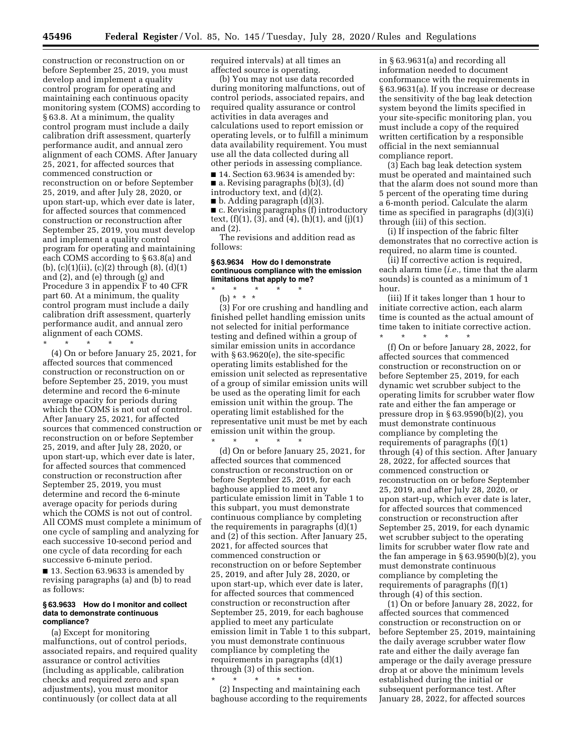construction or reconstruction on or before September 25, 2019, you must develop and implement a quality control program for operating and maintaining each continuous opacity monitoring system (COMS) according to § 63.8. At a minimum, the quality control program must include a daily calibration drift assessment, quarterly performance audit, and annual zero alignment of each COMS. After January 25, 2021, for affected sources that commenced construction or reconstruction on or before September 25, 2019, and after July 28, 2020, or upon start-up, which ever date is later, for affected sources that commenced construction or reconstruction after September 25, 2019, you must develop and implement a quality control program for operating and maintaining each COMS according to § 63.8(a) and (b), (c)(1)(ii), (c)(2) through (8), (d)(1) and (2), and (e) through (g) and Procedure 3 in appendix F to 40 CFR part 60. At a minimum, the quality control program must include a daily calibration drift assessment, quarterly performance audit, and annual zero alignment of each COMS.

\* \* \* \* \*

(4) On or before January 25, 2021, for affected sources that commenced construction or reconstruction on or before September 25, 2019, you must determine and record the 6-minute average opacity for periods during which the COMS is not out of control. After January 25, 2021, for affected sources that commenced construction or reconstruction on or before September 25, 2019, and after July 28, 2020, or upon start-up, which ever date is later, for affected sources that commenced construction or reconstruction after September 25, 2019, you must determine and record the 6-minute average opacity for periods during which the COMS is not out of control. All COMS must complete a minimum of one cycle of sampling and analyzing for each successive 10-second period and one cycle of data recording for each successive 6-minute period.

■ 13. Section 63.9633 is amended by revising paragraphs (a) and (b) to read as follows:

### § 63.9633 How do I monitor and collect data to demonstrate continuous compliance?

(a) Except for monitoring malfunctions, out of control periods, associated repairs, and required quality assurance or control activities (including as applicable, calibration checks and required zero and span adjustments), you must monitor continuously (or collect data at all required intervals) at all times an affected source is operating.

(b) You may not use data recorded during monitoring malfunctions, out of control periods, associated repairs, and required quality assurance or control activities in data averages and calculations used to report emission or operating levels, or to fulfill a minimum data availability requirement. You must use all the data collected during all other periods in assessing compliance.

■ 14. Section 63.9634 is amended by:
■ a. Revising paragraphs (b)(3), (d) introductory text, and (d)(2).
■ b. Adding paragraph (d)(3).
■ c. Revising paragraphs (f) introductory text, (f)(1), (3), and (4), (h)(1), and (j)(1) and (2).

The revisions and addition read as follows:

### § 63.9634 How do I demonstrate continuous compliance with the emission limitations that apply to me?

\* \* \* \* \*

(b) \* \* \*

(3) For ore crushing and handling and finished pellet handling emission units not selected for initial performance testing and defined within a group of similar emission units in accordance with § 63.9620(e), the site-specific operating limits established for the emission unit selected as representative of a group of similar emission units will be used as the operating limit for each emission unit within the group. The operating limit established for the representative unit must be met by each emission unit within the group.

\* \* \* \* \*

(d) On or before January 25, 2021, for affected sources that commenced construction or reconstruction on or before September 25, 2019, for each baghouse applied to meet any particulate emission limit in Table 1 to this subpart, you must demonstrate continuous compliance by completing the requirements in paragraphs (d)(1) and (2) of this section. After January 25, 2021, for affected sources that commenced construction or reconstruction on or before September 25, 2019, and after July 28, 2020, or upon start-up, which ever date is later, for affected sources that commenced construction or reconstruction after September 25, 2019, for each baghouse applied to meet any particulate emission limit in Table 1 to this subpart, you must demonstrate continuous compliance by completing the requirements in paragraphs (d)(1) through (3) of this section.

\* \* \* \* \*

(2) Inspecting and maintaining each baghouse according to the requirements in § 63.9631(a) and recording all information needed to document conformance with the requirements in § 63.9631(a). If you increase or decrease the sensitivity of the bag leak detection system beyond the limits specified in your site-specific monitoring plan, you must include a copy of the required written certification by a responsible official in the next semiannual compliance report.

(3) Each bag leak detection system must be operated and maintained such that the alarm does not sound more than 5 percent of the operating time during a 6-month period. Calculate the alarm time as specified in paragraphs (d)(3)(i) through (iii) of this section.

(i) If inspection of the fabric filter demonstrates that no corrective action is required, no alarm time is counted.

(ii) If corrective action is required, each alarm time (*i.e.,* time that the alarm sounds) is counted as a minimum of 1 hour.

(iii) If it takes longer than 1 hour to initiate corrective action, each alarm time is counted as the actual amount of time taken to initiate corrective action.

\* \* \* \* \*

(f) On or before January 28, 2022, for affected sources that commenced construction or reconstruction on or before September 25, 2019, for each dynamic wet scrubber subject to the operating limits for scrubber water flow rate and either the fan amperage or pressure drop in § 63.9590(b)(2), you must demonstrate continuous compliance by completing the requirements of paragraphs (f)(1) through (4) of this section. After January 28, 2022, for affected sources that commenced construction or reconstruction on or before September 25, 2019, and after July 28, 2020, or upon start-up, which ever date is later, for affected sources that commenced construction or reconstruction after September 25, 2019, for each dynamic wet scrubber subject to the operating limits for scrubber water flow rate and the fan amperage in § 63.9590(b)(2), you must demonstrate continuous compliance by completing the requirements of paragraphs (f)(1) through (4) of this section.

(1) On or before January 28, 2022, for affected sources that commenced construction or reconstruction on or before September 25, 2019, maintaining the daily average scrubber water flow rate and either the daily average fan amperage or the daily average pressure drop at or above the minimum levels established during the initial or subsequent performance test. After January 28, 2022, for affected sources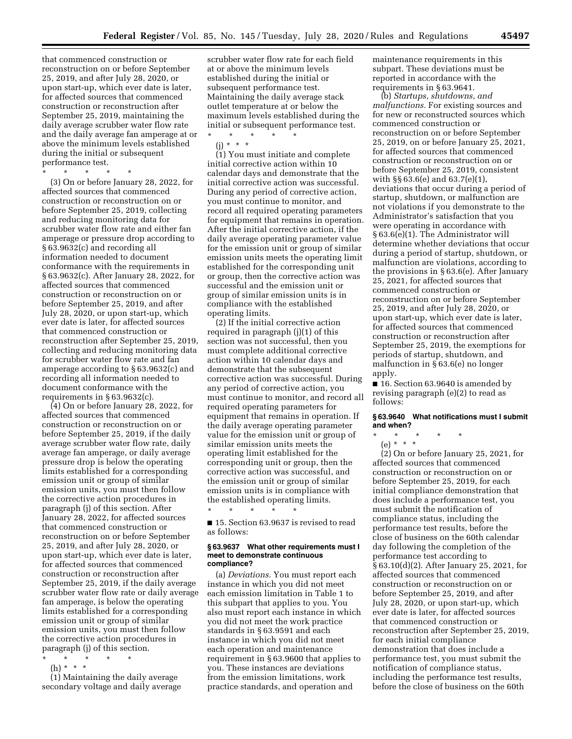that commenced construction or reconstruction on or before September 25, 2019, and after July 28, 2020, or upon start-up, which ever date is later, for affected sources that commenced construction or reconstruction after September 25, 2019, maintaining the daily average scrubber water flow rate and the daily average fan amperage at or above the minimum levels established during the initial or subsequent performance test.

\* \* \* \* \*

(3) On or before January 28, 2022, for affected sources that commenced construction or reconstruction on or before September 25, 2019, collecting and reducing monitoring data for scrubber water flow rate and either fan amperage or pressure drop according to § 63.9632(c) and recording all information needed to document conformance with the requirements in § 63.9632(c). After January 28, 2022, for affected sources that commenced construction or reconstruction on or before September 25, 2019, and after July 28, 2020, or upon start-up, which ever date is later, for affected sources that commenced construction or reconstruction after September 25, 2019, collecting and reducing monitoring data for scrubber water flow rate and fan amperage according to § 63.9632(c) and recording all information needed to document conformance with the requirements in § 63.9632(c).

(4) On or before January 28, 2022, for affected sources that commenced construction or reconstruction on or before September 25, 2019, if the daily average scrubber water flow rate, daily average fan amperage, or daily average pressure drop is below the operating limits established for a corresponding emission unit or group of similar emission units, you must then follow the corrective action procedures in paragraph (j) of this section. After January 28, 2022, for affected sources that commenced construction or reconstruction on or before September 25, 2019, and after July 28, 2020, or upon start-up, which ever date is later, for affected sources that commenced construction or reconstruction after September 25, 2019, if the daily average scrubber water flow rate or daily average fan amperage, is below the operating limits established for a corresponding emission unit or group of similar emission units, you must then follow the corrective action procedures in paragraph (j) of this section.

\* \* \* \* \*

(h) \* \* \*

(1) Maintaining the daily average secondary voltage and daily average scrubber water flow rate for each field at or above the minimum levels established during the initial or subsequent performance test. Maintaining the daily average stack outlet temperature at or below the maximum levels established during the initial or subsequent performance test.

\* \* \* \* \*

(j) \* \* \*

(1) You must initiate and complete initial corrective action within 10 calendar days and demonstrate that the initial corrective action was successful. During any period of corrective action, you must continue to monitor, and record all required operating parameters for equipment that remains in operation. After the initial corrective action, if the daily average operating parameter value for the emission unit or group of similar emission units meets the operating limit established for the corresponding unit or group, then the corrective action was successful and the emission unit or group of similar emission units is in compliance with the established operating limits.

(2) If the initial corrective action required in paragraph (j)(1) of this section was not successful, then you must complete additional corrective action within 10 calendar days and demonstrate that the subsequent corrective action was successful. During any period of corrective action, you must continue to monitor, and record all required operating parameters for equipment that remains in operation. If the daily average operating parameter value for the emission unit or group of similar emission units meets the operating limit established for the corresponding unit or group, then the corrective action was successful, and the emission unit or group of similar emission units is in compliance with the established operating limits.

\* \* \* \* \*

■ 15. Section 63.9637 is revised to read as follows:

### § 63.9637 What other requirements must I meet to demonstrate continuous compliance?

(a) *Deviations.* You must report each instance in which you did not meet each emission limitation in Table 1 to this subpart that applies to you. You also must report each instance in which you did not meet the work practice standards in § 63.9591 and each instance in which you did not meet each operation and maintenance requirement in § 63.9600 that applies to you. These instances are deviations from the emission limitations, work practice standards, and operation and maintenance requirements in this subpart. These deviations must be reported in accordance with the requirements in § 63.9641.

(b) *Startups, shutdowns, and malfunctions.* For existing sources and for new or reconstructed sources which commenced construction or reconstruction on or before September 25, 2019, on or before January 25, 2021, for affected sources that commenced construction or reconstruction on or before September 25, 2019, consistent with §§ 63.6(e) and 63.7(e)(1), deviations that occur during a period of startup, shutdown, or malfunction are not violations if you demonstrate to the Administrator's satisfaction that you were operating in accordance with § 63.6(e)(1). The Administrator will determine whether deviations that occur during a period of startup, shutdown, or malfunction are violations, according to the provisions in § 63.6(e). After January 25, 2021, for affected sources that commenced construction or reconstruction on or before September 25, 2019, and after July 28, 2020, or upon start-up, which ever date is later, for affected sources that commenced construction or reconstruction after September 25, 2019, the exemptions for periods of startup, shutdown, and malfunction in § 63.6(e) no longer apply.

■ 16. Section 63.9640 is amended by revising paragraph (e)(2) to read as follows:

### § 63.9640 What notifications must I submit and when?

\* \* \* \* \*

(e) \* \* \*

(2) On or before January 25, 2021, for affected sources that commenced construction or reconstruction on or before September 25, 2019, for each initial compliance demonstration that does include a performance test, you must submit the notification of compliance status, including the performance test results, before the close of business on the 60th calendar day following the completion of the performance test according to § 63.10(d)(2). After January 25, 2021, for affected sources that commenced construction or reconstruction on or before September 25, 2019, and after July 28, 2020, or upon start-up, which ever date is later, for affected sources that commenced construction or reconstruction after September 25, 2019, for each initial compliance demonstration that does include a performance test, you must submit the notification of compliance status, including the performance test results, before the close of business on the 60th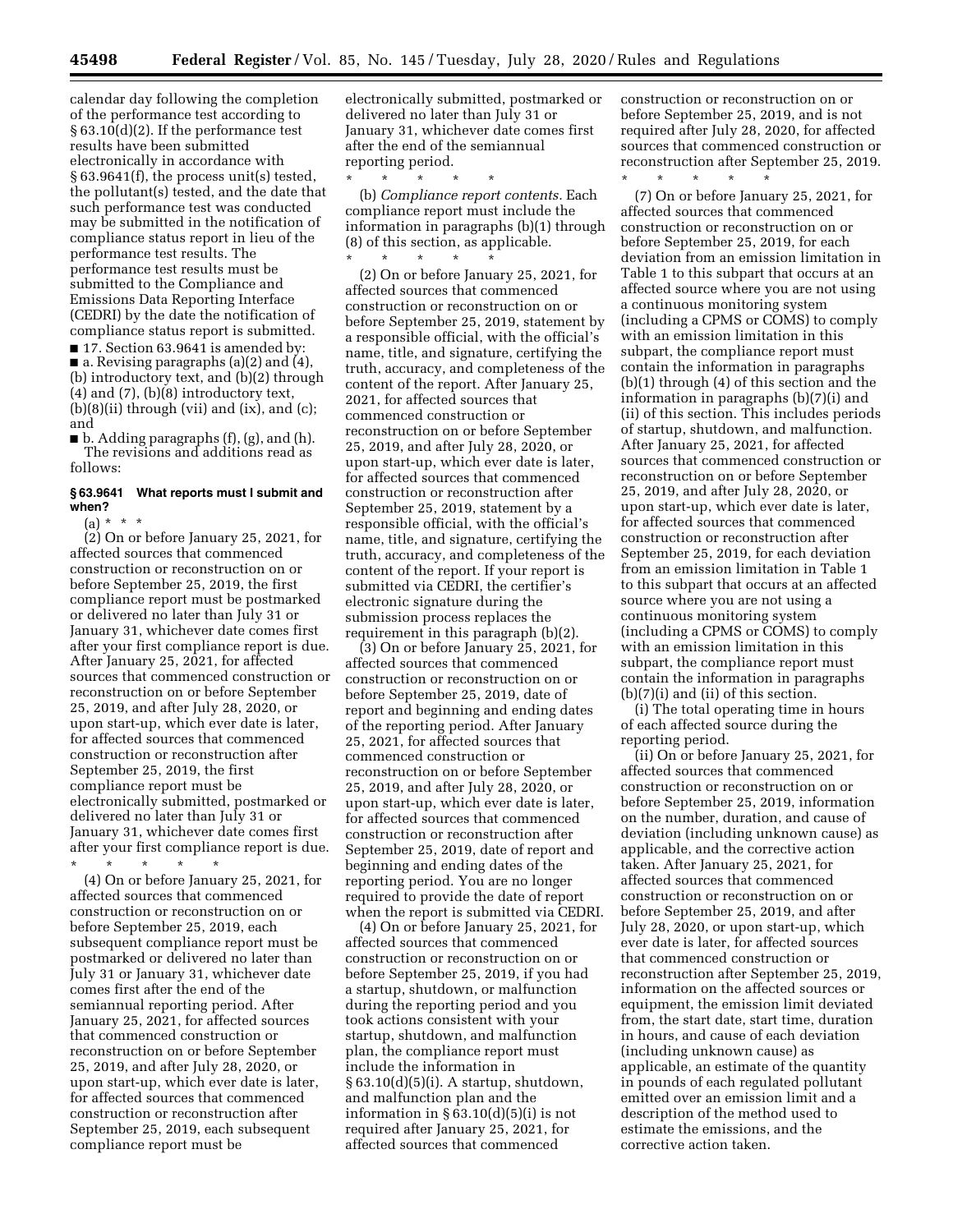calendar day following the completion of the performance test according to § 63.10(d)(2). If the performance test results have been submitted electronically in accordance with § 63.9641(f), the process unit(s) tested, the pollutant(s) tested, and the date that such performance test was conducted may be submitted in the notification of compliance status report in lieu of the performance test results. The performance test results must be submitted to the Compliance and Emissions Data Reporting Interface (CEDRI) by the date the notification of compliance status report is submitted.

■ 17. Section 63.9641 is amended by:

■ a. Revising paragraphs (a)(2) and (4), (b) introductory text, and (b)(2) through (4) and (7), (b)(8) introductory text, (b)(8)(ii) through (vii) and (ix), and (c); and

■ b. Adding paragraphs (f), (g), and (h).

The revisions and additions read as follows:

### § 63.9641 What reports must I submit and when?

(a) * * *

(2) On or before January 25, 2021, for affected sources that commenced construction or reconstruction on or before September 25, 2019, the first compliance report must be postmarked or delivered no later than July 31 or January 31, whichever date comes first after your first compliance report is due. After January 25, 2021, for affected sources that commenced construction or reconstruction on or before September 25, 2019, and after July 28, 2020, or upon start-up, which ever date is later, for affected sources that commenced construction or reconstruction after September 25, 2019, the first compliance report must be electronically submitted, postmarked or delivered no later than July 31 or January 31, whichever date comes first after your first compliance report is due.

\* \* \* \* \*

(4) On or before January 25, 2021, for affected sources that commenced construction or reconstruction on or before September 25, 2019, each subsequent compliance report must be postmarked or delivered no later than July 31 or January 31, whichever date comes first after the end of the semiannual reporting period. After January 25, 2021, for affected sources that commenced construction or reconstruction on or before September 25, 2019, and after July 28, 2020, or upon start-up, which ever date is later, for affected sources that commenced construction or reconstruction after September 25, 2019, each subsequent compliance report must be electronically submitted, postmarked or delivered no later than July 31 or January 31, whichever date comes first after the end of the semiannual reporting period.

\* \* \* \* \*

(b) *Compliance report contents.* Each compliance report must include the information in paragraphs (b)(1) through (8) of this section, as applicable.

\* \* \* \* \*

(2) On or before January 25, 2021, for affected sources that commenced construction or reconstruction on or before September 25, 2019, statement by a responsible official, with the official's name, title, and signature, certifying the truth, accuracy, and completeness of the content of the report. After January 25, 2021, for affected sources that commenced construction or reconstruction on or before September 25, 2019, and after July 28, 2020, or upon start-up, which ever date is later, for affected sources that commenced construction or reconstruction after September 25, 2019, statement by a responsible official, with the official's name, title, and signature, certifying the truth, accuracy, and completeness of the content of the report. If your report is submitted via CEDRI, the certifier's electronic signature during the submission process replaces the requirement in this paragraph (b)(2).

(3) On or before January 25, 2021, for affected sources that commenced construction or reconstruction on or before September 25, 2019, date of report and beginning and ending dates of the reporting period. After January 25, 2021, for affected sources that commenced construction or reconstruction on or before September 25, 2019, and after July 28, 2020, or upon start-up, which ever date is later, for affected sources that commenced construction or reconstruction after September 25, 2019, date of report and beginning and ending dates of the reporting period. You are no longer required to provide the date of report when the report is submitted via CEDRI.

(4) On or before January 25, 2021, for affected sources that commenced construction or reconstruction on or before September 25, 2019, if you had a startup, shutdown, or malfunction during the reporting period and you took actions consistent with your startup, shutdown, and malfunction plan, the compliance report must include the information in § 63.10(d)(5)(i). A startup, shutdown, and malfunction plan and the information in § 63.10(d)(5)(i) is not required after January 25, 2021, for affected sources that commenced construction or reconstruction on or before September 25, 2019, and is not required after July 28, 2020, for affected sources that commenced construction or reconstruction after September 25, 2019.

\* \* \* \* \*

(7) On or before January 25, 2021, for affected sources that commenced construction or reconstruction on or before September 25, 2019, for each deviation from an emission limitation in Table 1 to this subpart that occurs at an affected source where you are not using a continuous monitoring system (including a CPMS or COMS) to comply with an emission limitation in this subpart, the compliance report must contain the information in paragraphs (b)(1) through (4) of this section and the information in paragraphs (b)(7)(i) and (ii) of this section. This includes periods of startup, shutdown, and malfunction. After January 25, 2021, for affected sources that commenced construction or reconstruction on or before September 25, 2019, and after July 28, 2020, or upon start-up, which ever date is later, for affected sources that commenced construction or reconstruction after September 25, 2019, for each deviation from an emission limitation in Table 1 to this subpart that occurs at an affected source where you are not using a continuous monitoring system (including a CPMS or COMS) to comply with an emission limitation in this subpart, the compliance report must contain the information in paragraphs (b)(7)(i) and (ii) of this section.

(i) The total operating time in hours of each affected source during the reporting period.

(ii) On or before January 25, 2021, for affected sources that commenced construction or reconstruction on or before September 25, 2019, information on the number, duration, and cause of deviation (including unknown cause) as applicable, and the corrective action taken. After January 25, 2021, for affected sources that commenced construction or reconstruction on or before September 25, 2019, and after July 28, 2020, or upon start-up, which ever date is later, for affected sources that commenced construction or reconstruction after September 25, 2019, information on the affected sources or equipment, the emission limit deviated from, the start date, start time, duration in hours, and cause of each deviation (including unknown cause) as applicable, an estimate of the quantity in pounds of each regulated pollutant emitted over an emission limit and a description of the method used to estimate the emissions, and the corrective action taken.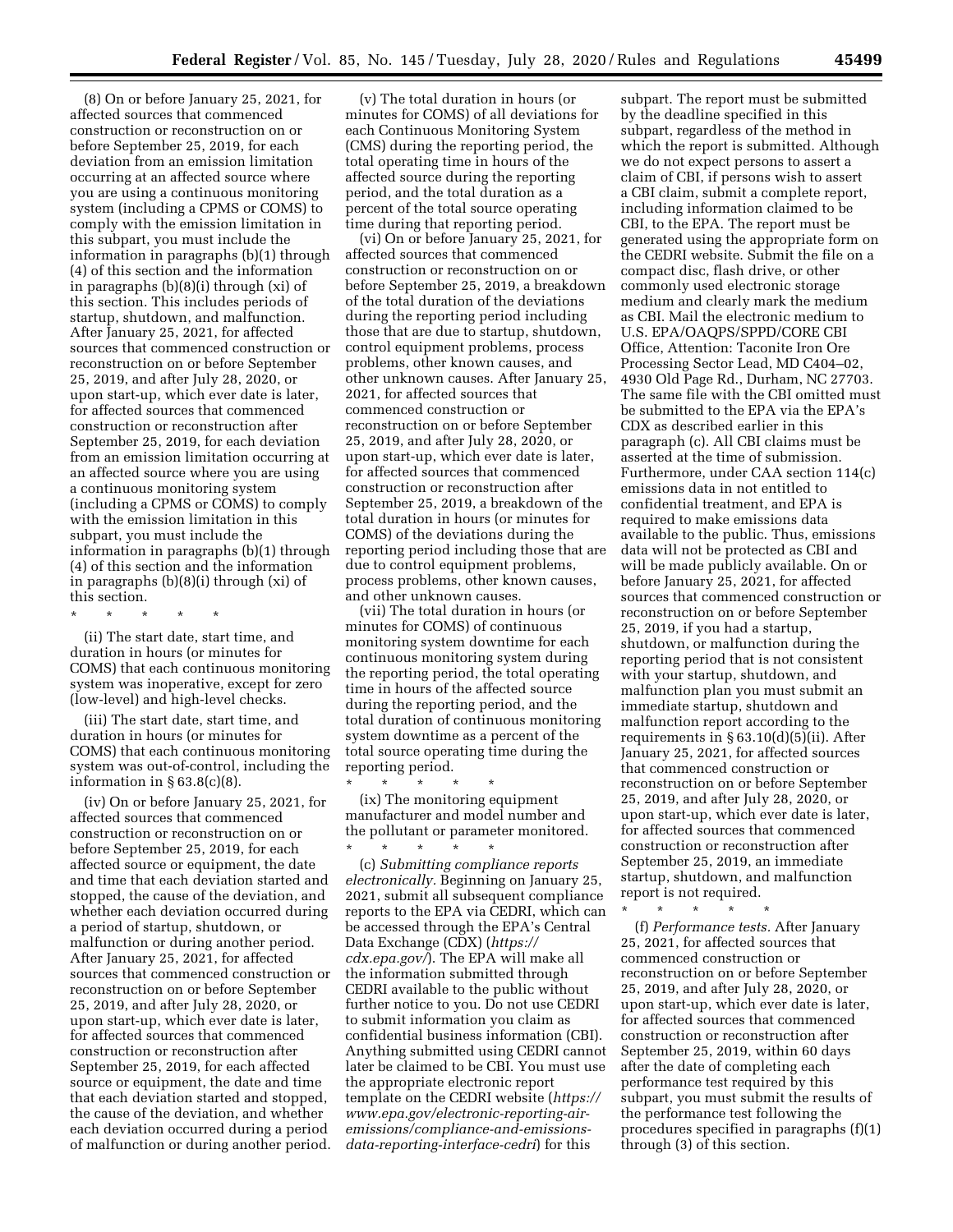(8) On or before January 25, 2021, for affected sources that commenced construction or reconstruction on or before September 25, 2019, for each deviation from an emission limitation occurring at an affected source where you are using a continuous monitoring system (including a CPMS or COMS) to comply with the emission limitation in this subpart, you must include the information in paragraphs (b)(1) through (4) of this section and the information in paragraphs (b)(8)(i) through (xi) of this section. This includes periods of startup, shutdown, and malfunction. After January 25, 2021, for affected sources that commenced construction or reconstruction on or before September 25, 2019, and after July 28, 2020, or upon start-up, which ever date is later, for affected sources that commenced construction or reconstruction after September 25, 2019, for each deviation from an emission limitation occurring at an affected source where you are using a continuous monitoring system (including a CPMS or COMS) to comply with the emission limitation in this subpart, you must include the information in paragraphs (b)(1) through (4) of this section and the information in paragraphs (b)(8)(i) through (xi) of this section.

\* \* \* \* \*

(ii) The start date, start time, and duration in hours (or minutes for COMS) that each continuous monitoring system was inoperative, except for zero (low-level) and high-level checks.

(iii) The start date, start time, and duration in hours (or minutes for COMS) that each continuous monitoring system was out-of-control, including the information in § 63.8(c)(8).

(iv) On or before January 25, 2021, for affected sources that commenced construction or reconstruction on or before September 25, 2019, for each affected source or equipment, the date and time that each deviation started and stopped, the cause of the deviation, and whether each deviation occurred during a period of startup, shutdown, or malfunction or during another period. After January 25, 2021, for affected sources that commenced construction or reconstruction on or before September 25, 2019, and after July 28, 2020, or upon start-up, which ever date is later, for affected sources that commenced construction or reconstruction after September 25, 2019, for each affected source or equipment, the date and time that each deviation started and stopped, the cause of the deviation, and whether each deviation occurred during a period of malfunction or during another period.

(v) The total duration in hours (or minutes for COMS) of all deviations for each Continuous Monitoring System (CMS) during the reporting period, the total operating time in hours of the affected source during the reporting period, and the total duration as a percent of the total source operating time during that reporting period.

(vi) On or before January 25, 2021, for affected sources that commenced construction or reconstruction on or before September 25, 2019, a breakdown of the total duration of the deviations during the reporting period including those that are due to startup, shutdown, control equipment problems, process problems, other known causes, and other unknown causes. After January 25, 2021, for affected sources that commenced construction or reconstruction on or before September 25, 2019, and after July 28, 2020, or upon start-up, which ever date is later, for affected sources that commenced construction or reconstruction after September 25, 2019, a breakdown of the total duration in hours (or minutes for COMS) of the deviations during the reporting period including those that are due to control equipment problems, process problems, other known causes, and other unknown causes.

(vii) The total duration in hours (or minutes for COMS) of continuous monitoring system downtime for each continuous monitoring system during the reporting period, the total operating time in hours of the affected source during the reporting period, and the total duration of continuous monitoring system downtime as a percent of the total source operating time during the reporting period.

\* \* \* \* \*

(ix) The monitoring equipment manufacturer and model number and the pollutant or parameter monitored.

\* \* \* \* \*

(c) *Submitting compliance reports electronically.* Beginning on January 25, 2021, submit all subsequent compliance reports to the EPA via CEDRI, which can be accessed through the EPA's Central Data Exchange (CDX) (*https://cdx.epa.gov/*). The EPA will make all the information submitted through CEDRI available to the public without further notice to you. Do not use CEDRI to submit information you claim as confidential business information (CBI). Anything submitted using CEDRI cannot later be claimed to be CBI. You must use the appropriate electronic report template on the CEDRI website (*https://www.epa.gov/electronic-reporting-air-emissions/compliance-and-emissions-data-reporting-interface-cedri*) for this subpart. The report must be submitted by the deadline specified in this subpart, regardless of the method in which the report is submitted. Although we do not expect persons to assert a claim of CBI, if persons wish to assert a CBI claim, submit a complete report, including information claimed to be CBI, to the EPA. The report must be generated using the appropriate form on the CEDRI website. Submit the file on a compact disc, flash drive, or other commonly used electronic storage medium and clearly mark the medium as CBI. Mail the electronic medium to U.S. EPA/OAQPS/SPPD/CORE CBI Office, Attention: Taconite Iron Ore Processing Sector Lead, MD C404–02, 4930 Old Page Rd., Durham, NC 27703. The same file with the CBI omitted must be submitted to the EPA via the EPA's CDX as described earlier in this paragraph (c). All CBI claims must be asserted at the time of submission. Furthermore, under CAA section 114(c) emissions data in not entitled to confidential treatment, and EPA is required to make emissions data available to the public. Thus, emissions data will not be protected as CBI and will be made publicly available. On or before January 25, 2021, for affected sources that commenced construction or reconstruction on or before September 25, 2019, if you had a startup, shutdown, or malfunction during the reporting period that is not consistent with your startup, shutdown, and malfunction plan you must submit an immediate startup, shutdown and malfunction report according to the requirements in § 63.10(d)(5)(ii). After January 25, 2021, for affected sources that commenced construction or reconstruction on or before September 25, 2019, and after July 28, 2020, or upon start-up, which ever date is later, for affected sources that commenced construction or reconstruction after September 25, 2019, an immediate startup, shutdown, and malfunction report is not required.

\* \* \* \* \*

(f) *Performance tests.* After January 25, 2021, for affected sources that commenced construction or reconstruction on or before September 25, 2019, and after July 28, 2020, or upon start-up, which ever date is later, for affected sources that commenced construction or reconstruction after September 25, 2019, within 60 days after the date of completing each performance test required by this subpart, you must submit the results of the performance test following the procedures specified in paragraphs (f)(1) through (3) of this section.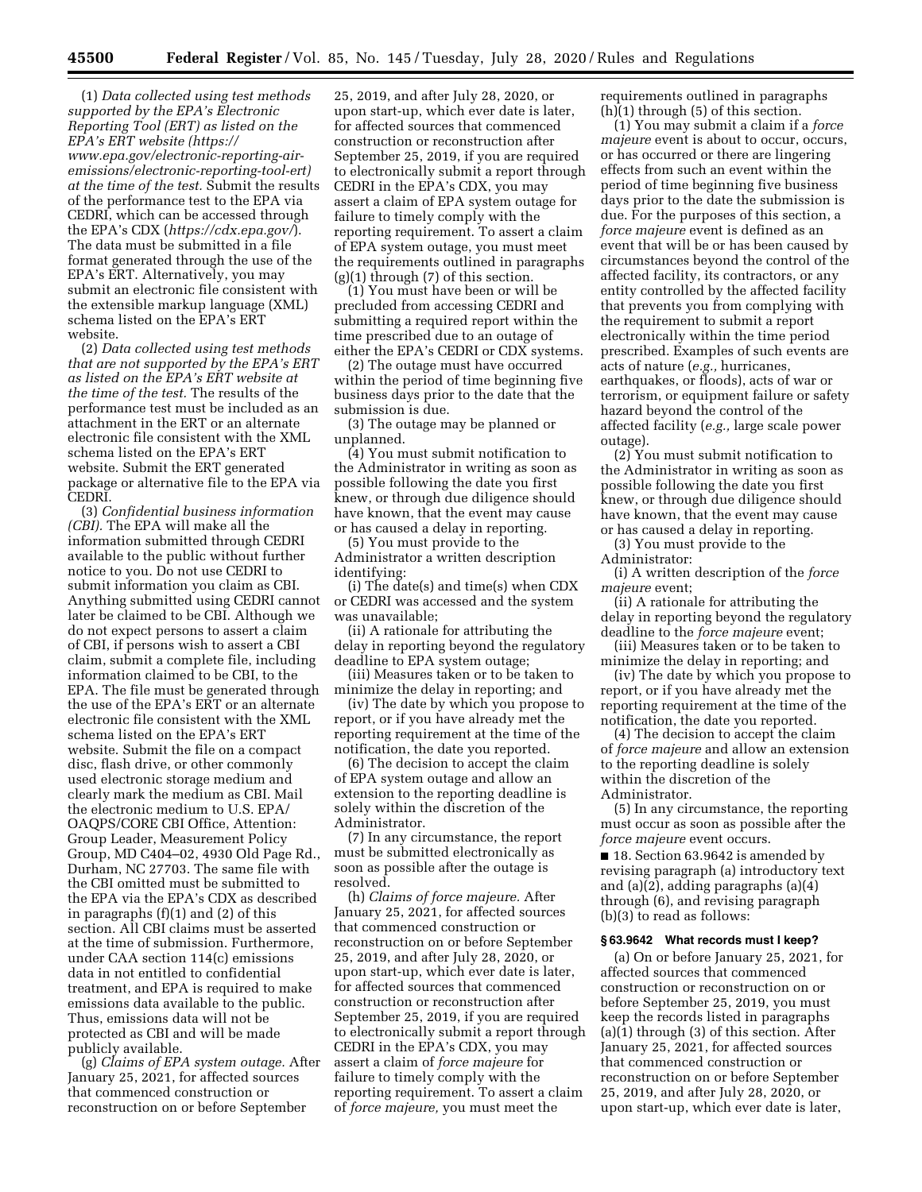(1) *Data collected using test methods supported by the EPA's Electronic Reporting Tool (ERT) as listed on the EPA's ERT website (https://www.epa.gov/electronic-reporting-air-emissions/electronic-reporting-tool-ert) at the time of the test.* Submit the results of the performance test to the EPA via CEDRI, which can be accessed through the EPA's CDX (*https://cdx.epa.gov/*). The data must be submitted in a file format generated through the use of the EPA's ERT. Alternatively, you may submit an electronic file consistent with the extensible markup language (XML) schema listed on the EPA's ERT website.

(2) *Data collected using test methods that are not supported by the EPA's ERT as listed on the EPA's ERT website at the time of the test.* The results of the performance test must be included as an attachment in the ERT or an alternate electronic file consistent with the XML schema listed on the EPA's ERT website. Submit the ERT generated package or alternative file to the EPA via CEDRI.

(3) *Confidential business information (CBI).* The EPA will make all the information submitted through CEDRI available to the public without further notice to you. Do not use CEDRI to submit information you claim as CBI. Anything submitted using CEDRI cannot later be claimed to be CBI. Although we do not expect persons to assert a claim of CBI, if persons wish to assert a CBI claim, submit a complete file, including information claimed to be CBI, to the EPA. The file must be generated through the use of the EPA's ERT or an alternate electronic file consistent with the XML schema listed on the EPA's ERT website. Submit the file on a compact disc, flash drive, or other commonly used electronic storage medium and clearly mark the medium as CBI. Mail the electronic medium to U.S. EPA/OAQPS/CORE CBI Office, Attention: Group Leader, Measurement Policy Group, MD C404–02, 4930 Old Page Rd., Durham, NC 27703. The same file with the CBI omitted must be submitted to the EPA via the EPA's CDX as described in paragraphs (f)(1) and (2) of this section. All CBI claims must be asserted at the time of submission. Furthermore, under CAA section 114(c) emissions data in not entitled to confidential treatment, and EPA is required to make emissions data available to the public. Thus, emissions data will not be protected as CBI and will be made publicly available.

(g) *Claims of EPA system outage.* After January 25, 2021, for affected sources that commenced construction or reconstruction on or before September 25, 2019, and after July 28, 2020, or upon start-up, which ever date is later, for affected sources that commenced construction or reconstruction after September 25, 2019, if you are required to electronically submit a report through CEDRI in the EPA's CDX, you may assert a claim of EPA system outage for failure to timely comply with the reporting requirement. To assert a claim of EPA system outage, you must meet the requirements outlined in paragraphs (g)(1) through (7) of this section.

(1) You must have been or will be precluded from accessing CEDRI and submitting a required report within the time prescribed due to an outage of either the EPA's CEDRI or CDX systems.

(2) The outage must have occurred within the period of time beginning five business days prior to the date that the submission is due.

(3) The outage may be planned or unplanned.

(4) You must submit notification to the Administrator in writing as soon as possible following the date you first knew, or through due diligence should have known, that the event may cause or has caused a delay in reporting.

(5) You must provide to the Administrator a written description identifying:

(i) The date(s) and time(s) when CDX or CEDRI was accessed and the system was unavailable;

(ii) A rationale for attributing the delay in reporting beyond the regulatory deadline to EPA system outage;

(iii) Measures taken or to be taken to minimize the delay in reporting; and

(iv) The date by which you propose to report, or if you have already met the reporting requirement at the time of the notification, the date you reported.

(6) The decision to accept the claim of EPA system outage and allow an extension to the reporting deadline is solely within the discretion of the Administrator.

(7) In any circumstance, the report must be submitted electronically as soon as possible after the outage is resolved.

(h) *Claims of force majeure.* After January 25, 2021, for affected sources that commenced construction or reconstruction on or before September 25, 2019, and after July 28, 2020, or upon start-up, which ever date is later, for affected sources that commenced construction or reconstruction after September 25, 2019, if you are required to electronically submit a report through CEDRI in the EPA's CDX, you may assert a claim of *force majeure* for failure to timely comply with the reporting requirement. To assert a claim of *force majeure,* you must meet the requirements outlined in paragraphs (h)(1) through (5) of this section.

(1) You may submit a claim if a *force majeure* event is about to occur, occurs, or has occurred or there are lingering effects from such an event within the period of time beginning five business days prior to the date the submission is due. For the purposes of this section, a *force majeure* event is defined as an event that will be or has been caused by circumstances beyond the control of the affected facility, its contractors, or any entity controlled by the affected facility that prevents you from complying with the requirement to submit a report electronically within the time period prescribed. Examples of such events are acts of nature (*e.g.,* hurricanes, earthquakes, or floods), acts of war or terrorism, or equipment failure or safety hazard beyond the control of the affected facility (*e.g.,* large scale power outage).

(2) You must submit notification to the Administrator in writing as soon as possible following the date you first knew, or through due diligence should have known, that the event may cause or has caused a delay in reporting.

(3) You must provide to the Administrator:

(i) A written description of the *force majeure* event;

(ii) A rationale for attributing the delay in reporting beyond the regulatory deadline to the *force majeure* event;

(iii) Measures taken or to be taken to minimize the delay in reporting; and

(iv) The date by which you propose to report, or if you have already met the reporting requirement at the time of the notification, the date you reported.

(4) The decision to accept the claim of *force majeure* and allow an extension to the reporting deadline is solely within the discretion of the Administrator.

(5) In any circumstance, the reporting must occur as soon as possible after the *force majeure* event occurs.

■ 18. Section 63.9642 is amended by revising paragraph (a) introductory text and (a)(2), adding paragraphs (a)(4) through (6), and revising paragraph (b)(3) to read as follows:

**§ 63.9642 What records must I keep?**

(a) On or before January 25, 2021, for affected sources that commenced construction or reconstruction on or before September 25, 2019, you must keep the records listed in paragraphs (a)(1) through (3) of this section. After January 25, 2021, for affected sources that commenced construction or reconstruction on or before September 25, 2019, and after July 28, 2020, or upon start-up, which ever date is later,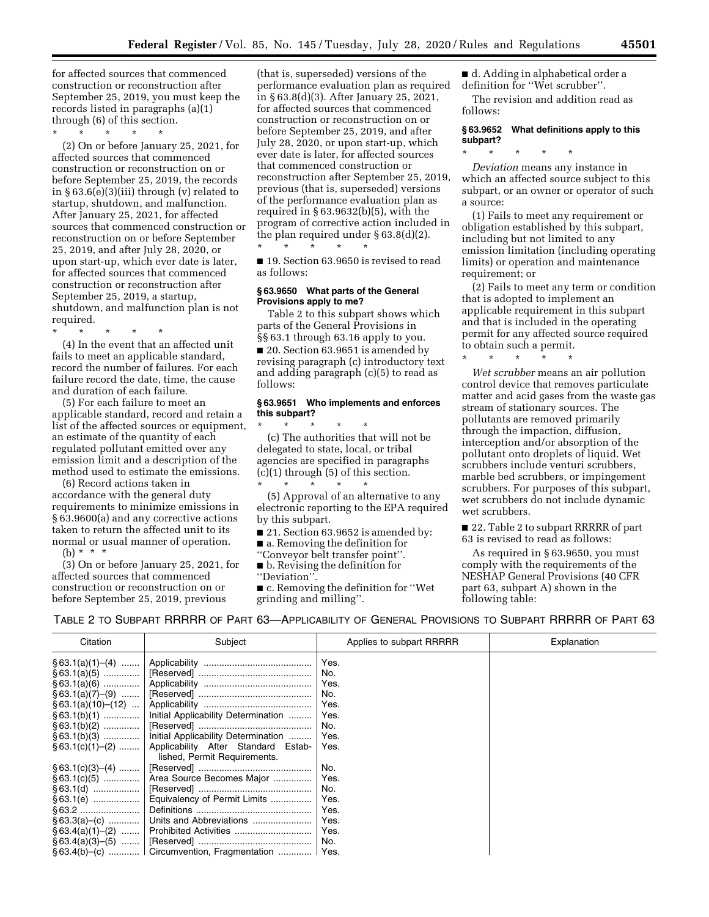for affected sources that commenced construction or reconstruction after September 25, 2019, you must keep the records listed in paragraphs (a)(1) through (6) of this section.

\* \* \* \* \*

(2) On or before January 25, 2021, for affected sources that commenced construction or reconstruction on or before September 25, 2019, the records in § 63.6(e)(3)(iii) through (v) related to startup, shutdown, and malfunction. After January 25, 2021, for affected sources that commenced construction or reconstruction on or before September 25, 2019, and after July 28, 2020, or upon start-up, which ever date is later, for affected sources that commenced construction or reconstruction after September 25, 2019, a startup, shutdown, and malfunction plan is not required.

\* \* \* \* \*

(4) In the event that an affected unit fails to meet an applicable standard, record the number of failures. For each failure record the date, time, the cause and duration of each failure.

(5) For each failure to meet an applicable standard, record and retain a list of the affected sources or equipment, an estimate of the quantity of each regulated pollutant emitted over any emission limit and a description of the method used to estimate the emissions.

(6) Record actions taken in accordance with the general duty requirements to minimize emissions in § 63.9600(a) and any corrective actions taken to return the affected unit to its normal or usual manner of operation.

(b) \* \* \*

(3) On or before January 25, 2021, for affected sources that commenced construction or reconstruction on or before September 25, 2019, previous (that is, superseded) versions of the performance evaluation plan as required in § 63.8(d)(3). After January 25, 2021, for affected sources that commenced construction or reconstruction on or before September 25, 2019, and after July 28, 2020, or upon start-up, which ever date is later, for affected sources that commenced construction or reconstruction after September 25, 2019, previous (that is, superseded) versions of the performance evaluation plan as required in § 63.9632(b)(5), with the program of corrective action included in the plan required under § 63.8(d)(2).

\* \* \* \* \*

■ 19. Section 63.9650 is revised to read as follows:

### § 63.9650 What parts of the General Provisions apply to me?

Table 2 to this subpart shows which parts of the General Provisions in §§ 63.1 through 63.16 apply to you.

■ 20. Section 63.9651 is amended by revising paragraph (c) introductory text and adding paragraph (c)(5) to read as follows:

### § 63.9651 Who implements and enforces this subpart?

\* \* \* \* \*

(c) The authorities that will not be delegated to state, local, or tribal agencies are specified in paragraphs (c)(1) through (5) of this section.

\* \* \* \* \*

(5) Approval of an alternative to any electronic reporting to the EPA required by this subpart.

■ 21. Section 63.9652 is amended by:

■ a. Removing the definition for "Conveyor belt transfer point".

■ b. Revising the definition for "Deviation".

■ c. Removing the definition for "Wet grinding and milling".

■ d. Adding in alphabetical order a definition for "Wet scrubber".

The revision and addition read as follows:

### § 63.9652 What definitions apply to this subpart?

\* \* \* \* \*

*Deviation* means any instance in which an affected source subject to this subpart, or an owner or operator of such a source:

(1) Fails to meet any requirement or obligation established by this subpart, including but not limited to any emission limitation (including operating limits) or operation and maintenance requirement; or

(2) Fails to meet any term or condition that is adopted to implement an applicable requirement in this subpart and that is included in the operating permit for any affected source required to obtain such a permit.

\* \* \* \* \*

*Wet scrubber* means an air pollution control device that removes particulate matter and acid gases from the waste gas stream of stationary sources. The pollutants are removed primarily through the impaction, diffusion, interception and/or absorption of the pollutant onto droplets of liquid. Wet scrubbers include venturi scrubbers, marble bed scrubbers, or impingement scrubbers. For purposes of this subpart, wet scrubbers do not include dynamic wet scrubbers.

■ 22. Table 2 to subpart RRRRR of part 63 is revised to read as follows:

As required in § 63.9650, you must comply with the requirements of the NESHAP General Provisions (40 CFR part 63, subpart A) shown in the following table:

TABLE 2 TO SUBPART RRRRR OF PART 63—APPLICABILITY OF GENERAL PROVISIONS TO SUBPART RRRRR OF PART 63

| Citation | Subject | Applies to subpart RRRRR | Explanation |
|---|---|---|---|
| § 63.1(a)(1)–(4) | Applicability | Yes. | |
| § 63.1(a)(5) | [Reserved] | No. | |
| § 63.1(a)(6) | Applicability | Yes. | |
| § 63.1(a)(7)–(9) | [Reserved] | No. | |
| § 63.1(a)(10)–(12) | Applicability | Yes. | |
| § 63.1(b)(1) | Initial Applicability Determination | Yes. | |
| § 63.1(b)(2) | [Reserved] | No. | |
| § 63.1(b)(3) | Initial Applicability Determination | Yes. | |
| § 63.1(c)(1)–(2) | Applicability After Standard Established, Permit Requirements. | Yes. | |
| § 63.1(c)(3)–(4) | [Reserved] | No. | |
| § 63.1(c)(5) | Area Source Becomes Major | Yes. | |
| § 63.1(d) | [Reserved] | No. | |
| § 63.1(e) | Equivalency of Permit Limits | Yes. | |
| § 63.2 | Definitions | Yes. | |
| § 63.3(a)–(c) | Units and Abbreviations | Yes. | |
| § 63.4(a)(1)–(2) | Prohibited Activities | Yes. | |
| § 63.4(a)(3)–(5) | [Reserved] | No. | |
| § 63.4(b)–(c) | Circumvention, Fragmentation | Yes. | |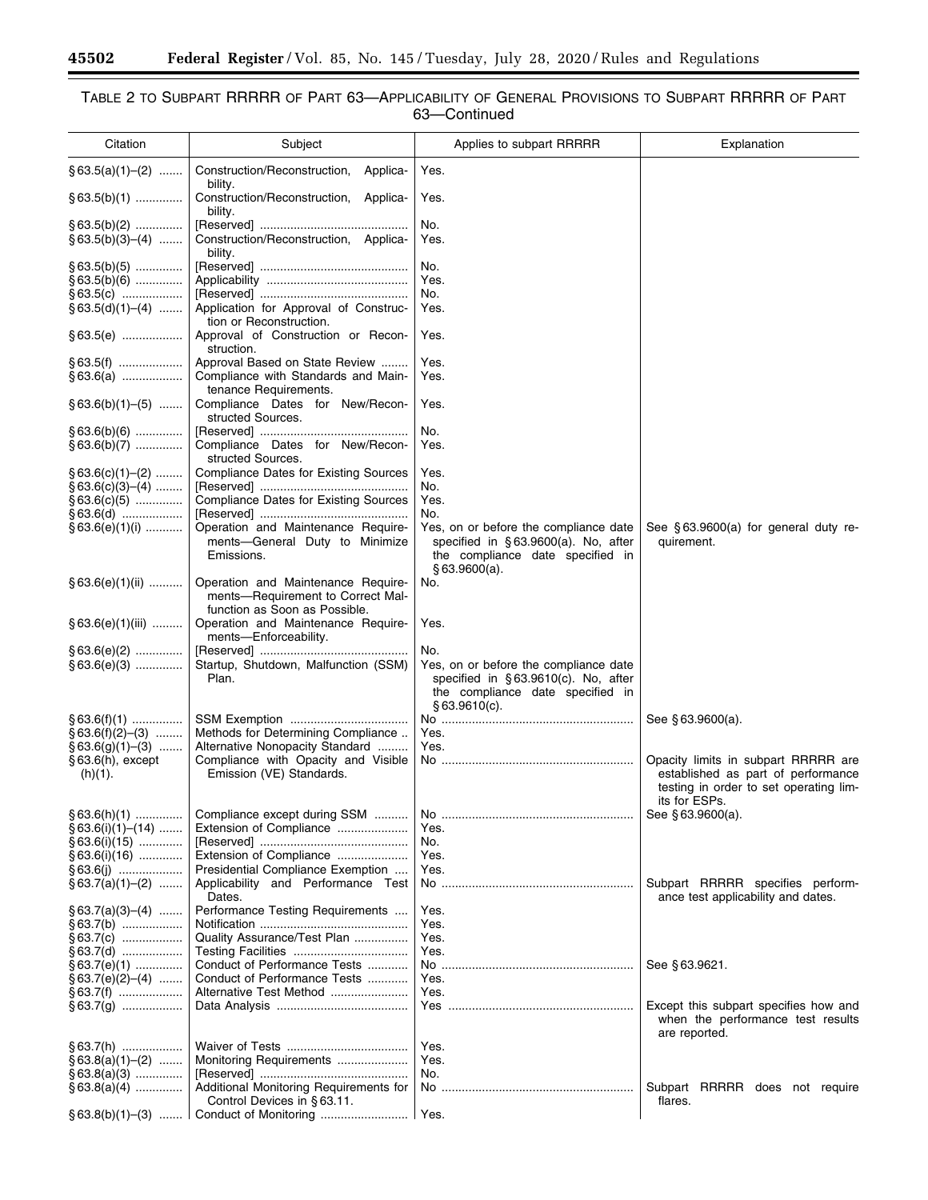### TABLE 2 TO SUBPART RRRRR OF PART 63—APPLICABILITY OF GENERAL PROVISIONS TO SUBPART RRRRR OF PART 63—Continued

| Citation | Subject | Applies to subpart RRRRR | Explanation |
|---|---|---|---|
| §63.5(a)(1)–(2) | Construction/Reconstruction, Applicability. | Yes. | |
| §63.5(b)(1) | Construction/Reconstruction, Applicability. | Yes. | |
| §63.5(b)(2) | [Reserved] | No. | |
| §63.5(b)(3)–(4) | Construction/Reconstruction, Applicability. | Yes. | |
| §63.5(b)(5) | [Reserved] | No. | |
| §63.5(b)(6) | Applicability | Yes. | |
| §63.5(c) | [Reserved] | No. | |
| §63.5(d)(1)–(4) | Application for Approval of Construction or Reconstruction. | Yes. | |
| §63.5(e) | Approval of Construction or Reconstruction. | Yes. | |
| §63.5(f) | Approval Based on State Review | Yes. | |
| §63.6(a) | Compliance with Standards and Maintenance Requirements. | Yes. | |
| §63.6(b)(1)–(5) | Compliance Dates for New/Reconstructed Sources. | Yes. | |
| §63.6(b)(6) | [Reserved] | No. | |
| §63.6(b)(7) | Compliance Dates for New/Reconstructed Sources. | Yes. | |
| §63.6(c)(1)–(2) | Compliance Dates for Existing Sources | Yes. | |
| §63.6(c)(3)–(4) | [Reserved] | No. | |
| §63.6(c)(5) | Compliance Dates for Existing Sources | Yes. | |
| §63.6(d) | [Reserved] | No. | |
| §63.6(e)(1)(i) | Operation and Maintenance Requirements—General Duty to Minimize Emissions. | Yes, on or before the compliance date specified in §63.9600(a). No, after the compliance date specified in §63.9600(a). | See §63.9600(a) for general duty requirement. |
| §63.6(e)(1)(ii) | Operation and Maintenance Requirements—Requirement to Correct Malfunction as Soon as Possible. | No. | |
| §63.6(e)(1)(iii) | Operation and Maintenance Requirements—Enforceability. | Yes. | |
| §63.6(e)(2) | [Reserved] | No. | |
| §63.6(e)(3) | Startup, Shutdown, Malfunction (SSM) Plan. | Yes, on or before the compliance date specified in §63.9610(c). No, after the compliance date specified in §63.9610(c). | |
| §63.6(f)(1) | SSM Exemption | No | See §63.9600(a). |
| §63.6(f)(2)–(3) | Methods for Determining Compliance | Yes. | |
| §63.6(g)(1)–(3) | Alternative Nonopacity Standard | Yes. | |
| §63.6(h), except (h)(1). | Compliance with Opacity and Visible Emission (VE) Standards. | No | Opacity limits in subpart RRRRR are established as part of performance testing in order to set operating limits for ESPs. |
| §63.6(h)(1) | Compliance except during SSM | No | See §63.9600(a). |
| §63.6(i)(1)–(14) | Extension of Compliance | Yes. | |
| §63.6(i)(15) | [Reserved] | No. | |
| §63.6(i)(16) | Extension of Compliance | Yes. | |
| §63.6(j) | Presidential Compliance Exemption | Yes. | |
| §63.7(a)(1)–(2) | Applicability and Performance Test Dates. | No | Subpart RRRRR specifies performance test applicability and dates. |
| §63.7(a)(3)–(4) | Performance Testing Requirements | Yes. | |
| §63.7(b) | Notification | Yes. | |
| §63.7(c) | Quality Assurance/Test Plan | Yes. | |
| §63.7(d) | Testing Facilities | Yes. | |
| §63.7(e)(1) | Conduct of Performance Tests | No | See §63.9621. |
| §63.7(e)(2)–(4) | Conduct of Performance Tests | Yes. | |
| §63.7(f) | Alternative Test Method | Yes. | |
| §63.7(g) | Data Analysis | Yes | Except this subpart specifies how and when the performance test results are reported. |
| §63.7(h) | Waiver of Tests | Yes. | |
| §63.8(a)(1)–(2) | Monitoring Requirements | Yes. | |
| §63.8(a)(3) | [Reserved] | No. | |
| §63.8(a)(4) | Additional Monitoring Requirements for Control Devices in §63.11. | No | Subpart RRRRR does not require flares. |
| §63.8(b)(1)–(3) | Conduct of Monitoring | Yes. | |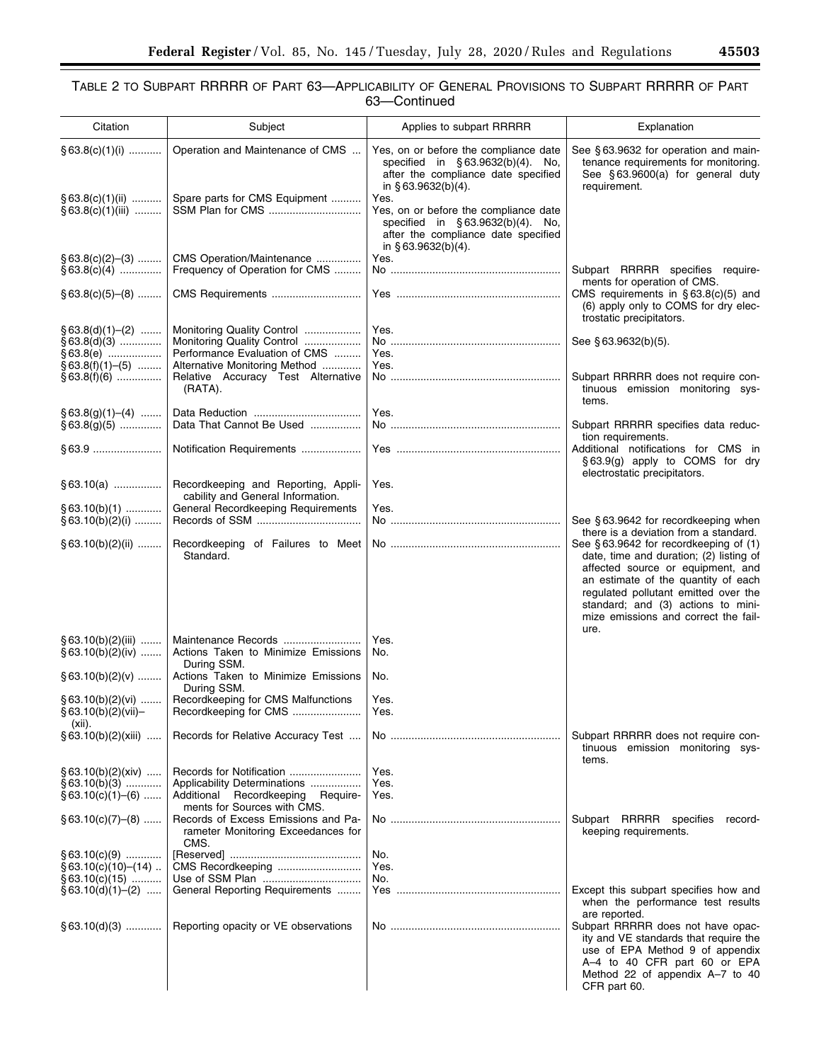## TABLE 2 TO SUBPART RRRRR OF PART 63—APPLICABILITY OF GENERAL PROVISIONS TO SUBPART RRRRR OF PART 63—Continued

| Citation | Subject | Applies to subpart RRRRR | Explanation |
|---|---|---|---|
| §63.8(c)(1)(i) | Operation and Maintenance of CMS | Yes, on or before the compliance date specified in §63.9632(b)(4). No, after the compliance date specified in §63.9632(b)(4). | See §63.9632 for operation and maintenance requirements for monitoring. See §63.9600(a) for general duty requirement. |
| §63.8(c)(1)(ii) | Spare parts for CMS Equipment | Yes. | |
| §63.8(c)(1)(iii) | SSM Plan for CMS | Yes, on or before the compliance date specified in §63.9632(b)(4). No, after the compliance date specified in §63.9632(b)(4). | |
| §63.8(c)(2)–(3) | CMS Operation/Maintenance | Yes. | |
| §63.8(c)(4) | Frequency of Operation for CMS | No | Subpart RRRRR specifies requirements for operation of CMS. |
| §63.8(c)(5)–(8) | CMS Requirements | Yes | CMS requirements in §63.8(c)(5) and (6) apply only to COMS for dry electrostatic precipitators. |
| §63.8(d)(1)–(2) | Monitoring Quality Control | Yes. | |
| §63.8(d)(3) | Monitoring Quality Control | No | See §63.9632(b)(5). |
| §63.8(e) | Performance Evaluation of CMS | Yes. | |
| §63.8(f)(1)–(5) | Alternative Monitoring Method | Yes. | |
| §63.8(f)(6) | Relative Accuracy Test Alternative (RATA). | No | Subpart RRRRR does not require continuous emission monitoring systems. |
| §63.8(g)(1)–(4) | Data Reduction | Yes. | |
| §63.8(g)(5) | Data That Cannot Be Used | No | Subpart RRRRR specifies data reduction requirements. |
| §63.9 | Notification Requirements | Yes | Additional notifications for CMS in §63.9(g) apply to COMS for dry electrostatic precipitators. |
| §63.10(a) | Recordkeeping and Reporting, Applicability and General Information. | Yes. | |
| §63.10(b)(1) | General Recordkeeping Requirements | Yes. | |
| §63.10(b)(2)(i) | Records of SSM | No | See §63.9642 for recordkeeping when there is a deviation from a standard. |
| §63.10(b)(2)(ii) | Recordkeeping of Failures to Meet Standard. | No | See §63.9642 for recordkeeping of (1) date, time and duration; (2) listing of affected source or equipment, and an estimate of the quantity of each regulated pollutant emitted over the standard; and (3) actions to minimize emissions and correct the failure. |
| §63.10(b)(2)(iii) | Maintenance Records | Yes. | |
| §63.10(b)(2)(iv) | Actions Taken to Minimize Emissions During SSM. | No. | |
| §63.10(b)(2)(v) | Actions Taken to Minimize Emissions During SSM. | No. | |
| §63.10(b)(2)(vi) | Recordkeeping for CMS Malfunctions | Yes. | |
| §63.10(b)(2)(vii)–(xii). | Recordkeeping for CMS | Yes. | |
| §63.10(b)(2)(xiii) | Records for Relative Accuracy Test | No | Subpart RRRRR does not require continuous emission monitoring systems. |
| §63.10(b)(2)(xiv) | Records for Notification | Yes. | |
| §63.10(b)(3) | Applicability Determinations | Yes. | |
| §63.10(c)(1)–(6) | Additional Recordkeeping Requirements for Sources with CMS. | Yes. | |
| §63.10(c)(7)–(8) | Records of Excess Emissions and Parameter Monitoring Exceedances for CMS. | No | Subpart RRRRR specifies recordkeeping requirements. |
| §63.10(c)(9) | [Reserved] | No. | |
| §63.10(c)(10)–(14) | CMS Recordkeeping | Yes. | |
| §63.10(c)(15) | Use of SSM Plan | No. | |
| §63.10(d)(1)–(2) | General Reporting Requirements | Yes | Except this subpart specifies how and when the performance test results are reported. |
| §63.10(d)(3) | Reporting opacity or VE observations | No | Subpart RRRRR does not have opacity and VE standards that require the use of EPA Method 9 of appendix A–4 to 40 CFR part 60 or EPA Method 22 of appendix A–7 to 40 CFR part 60. |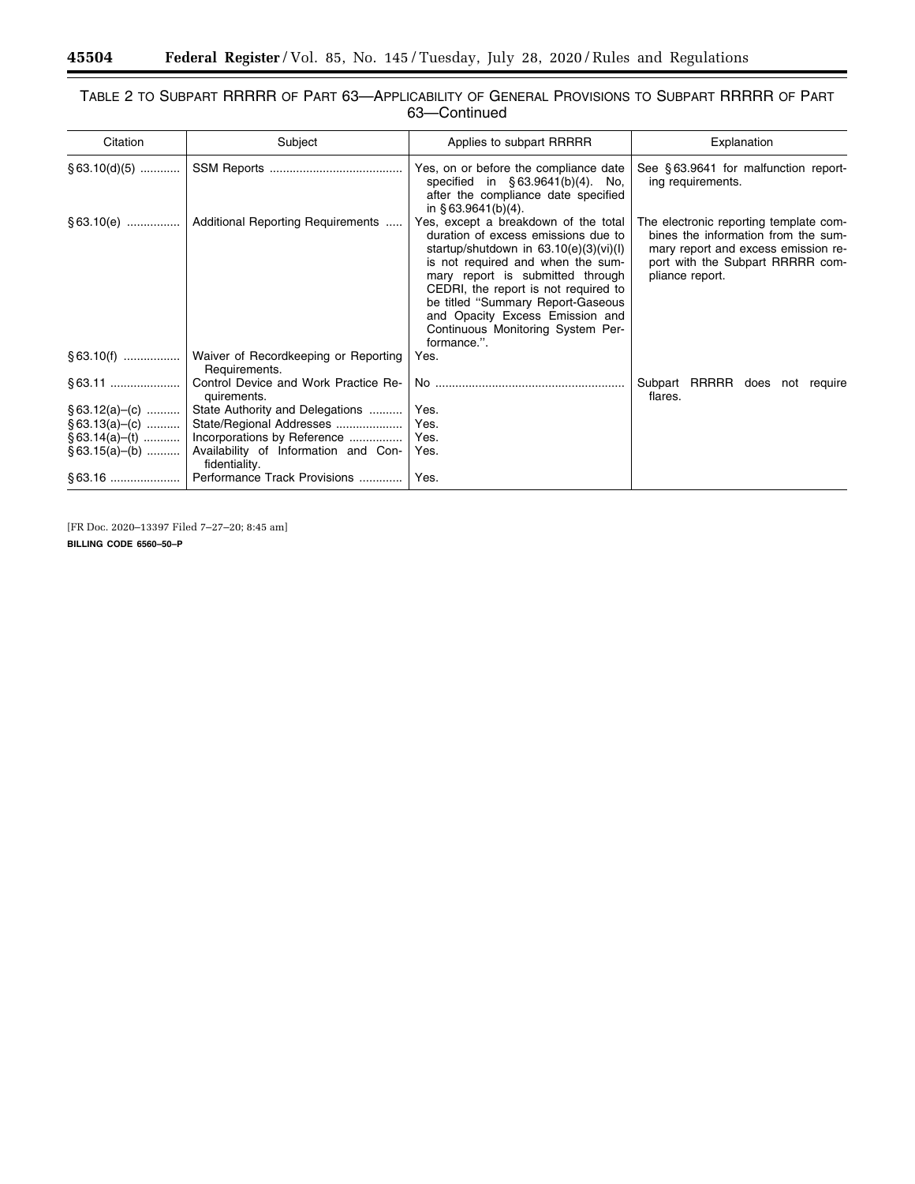TABLE 2 TO SUBPART RRRRR OF PART 63—APPLICABILITY OF GENERAL PROVISIONS TO SUBPART RRRRR OF PART 63—Continued

| Citation | Subject | Applies to subpart RRRRR | Explanation |
| --- | --- | --- | --- |
| § 63.10(d)(5) | SSM Reports | Yes, on or before the compliance date specified in § 63.9641(b)(4). No, after the compliance date specified in § 63.9641(b)(4). | See § 63.9641 for malfunction reporting requirements. |
| § 63.10(e) | Additional Reporting Requirements | Yes, except a breakdown of the total duration of excess emissions due to startup/shutdown in 63.10(e)(3)(vi)(I) is not required and when the summary report is submitted through CEDRI, the report is not required to be titled "Summary Report-Gaseous and Opacity Excess Emission and Continuous Monitoring System Performance.". | The electronic reporting template combines the information from the summary report and excess emission report with the Subpart RRRRR compliance report. |
| § 63.10(f) | Waiver of Recordkeeping or Reporting Requirements. | Yes. | |
| § 63.11 | Control Device and Work Practice Requirements. | No | Subpart RRRRR does not require flares. |
| § 63.12(a)–(c) | State Authority and Delegations | Yes. | |
| § 63.13(a)–(c) | State/Regional Addresses | Yes. | |
| § 63.14(a)–(t) | Incorporations by Reference | Yes. | |
| § 63.15(a)–(b) | Availability of Information and Confidentiality. | Yes. | |
| § 63.16 | Performance Track Provisions | Yes. | |

[FR Doc. 2020–13397 Filed 7–27–20; 8:45 am]

**BILLING CODE 6560–50–P**